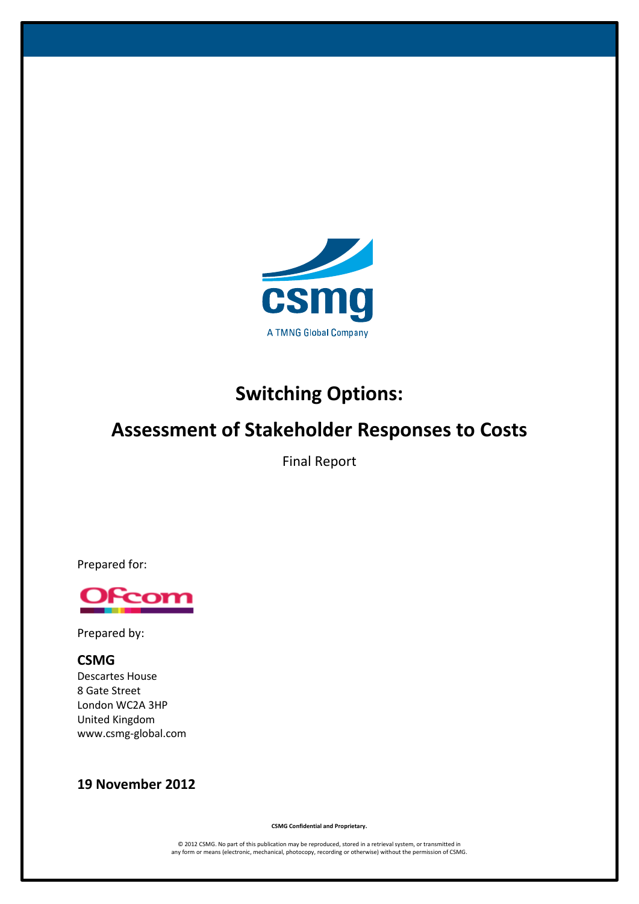csmg

A TMNG Global Company

# Switching Options:

# Assessment of Stakeholder Responses to Costs

Final Report

Prepared for:

Ofcom

Prepared by:

**CSMG**
Descartes House
8 Gate Street
London WC2A 3HP
United Kingdom
www.csmg-global.com

**19 November 2012**

**CSMG Confidential and Proprietary.**

© 2012 CSMG. No part of this publication may be reproduced, stored in a retrieval system, or transmitted in any form or means (electronic, mechanical, photocopy, recording or otherwise) without the permission of CSMG.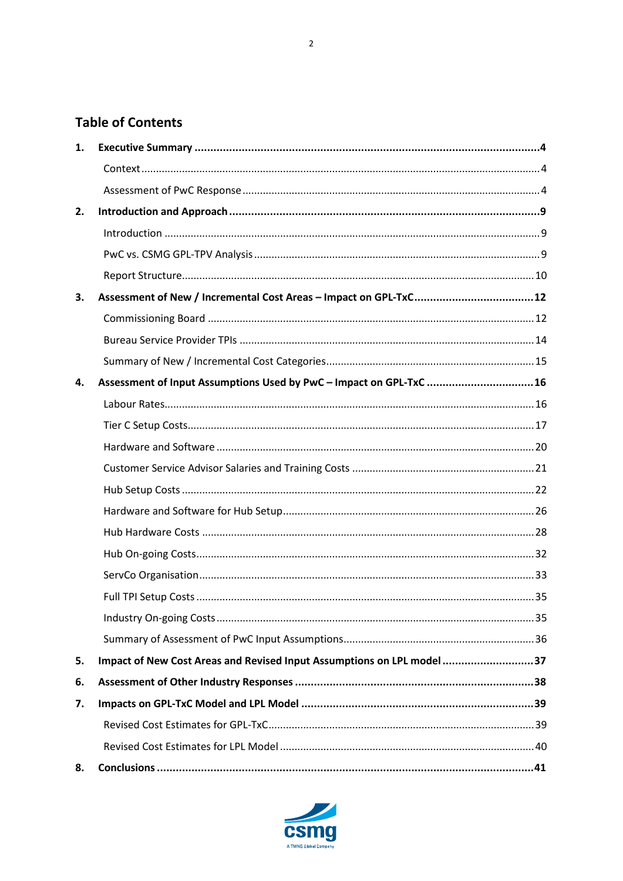## Table of Contents

| | | |
|---|---|---|
| **1.** | **Executive Summary** | **4** |
| | Context | 4 |
| | Assessment of PwC Response | 4 |
| **2.** | **Introduction and Approach** | **9** |
| | Introduction | 9 |
| | PwC vs. CSMG GPL-TPV Analysis | 9 |
| | Report Structure | 10 |
| **3.** | **Assessment of New / Incremental Cost Areas – Impact on GPL-TxC** | **12** |
| | Commissioning Board | 12 |
| | Bureau Service Provider TPIs | 14 |
| | Summary of New / Incremental Cost Categories | 15 |
| **4.** | **Assessment of Input Assumptions Used by PwC – Impact on GPL-TxC** | **16** |
| | Labour Rates | 16 |
| | Tier C Setup Costs | 17 |
| | Hardware and Software | 20 |
| | Customer Service Advisor Salaries and Training Costs | 21 |
| | Hub Setup Costs | 22 |
| | Hardware and Software for Hub Setup | 26 |
| | Hub Hardware Costs | 28 |
| | Hub On-going Costs | 32 |
| | ServCo Organisation | 33 |
| | Full TPI Setup Costs | 35 |
| | Industry On-going Costs | 35 |
| | Summary of Assessment of PwC Input Assumptions | 36 |
| **5.** | **Impact of New Cost Areas and Revised Input Assumptions on LPL model** | **37** |
| **6.** | **Assessment of Other Industry Responses** | **38** |
| **7.** | **Impacts on GPL-TxC Model and LPL Model** | **39** |
| | Revised Cost Estimates for GPL-TxC | 39 |
| | Revised Cost Estimates for LPL Model | 40 |
| **8.** | **Conclusions** | **41** |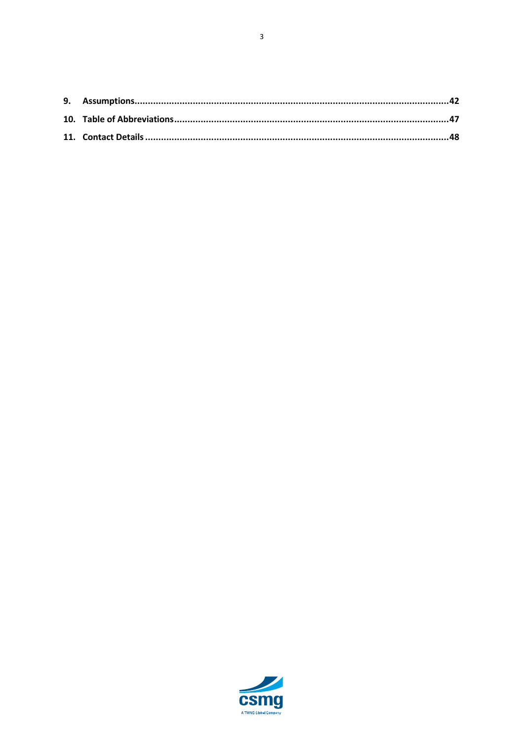**9. Assumptions..........42**

**10. Table of Abbreviations..........47**

**11. Contact Details..........48**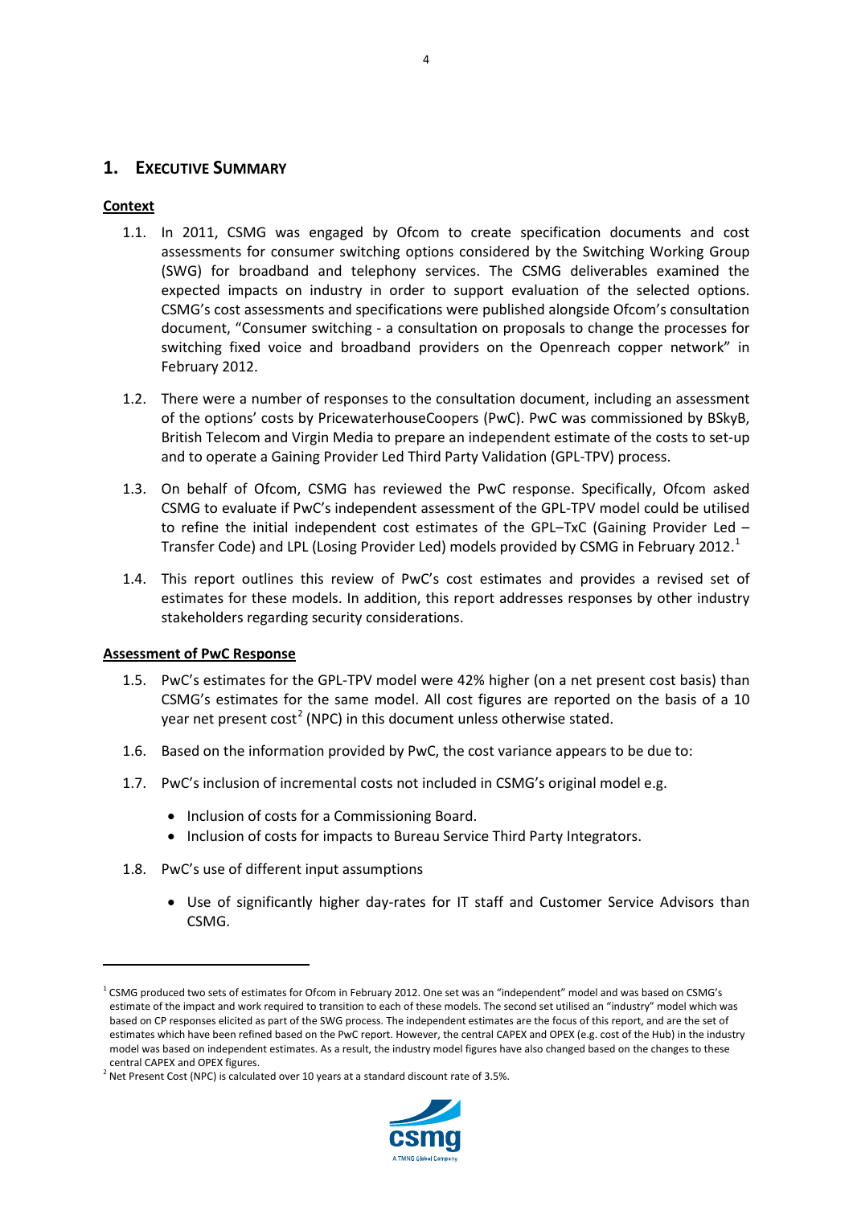# 1. EXECUTIVE SUMMARY

**Context**

1.1. In 2011, CSMG was engaged by Ofcom to create specification documents and cost assessments for consumer switching options considered by the Switching Working Group (SWG) for broadband and telephony services. The CSMG deliverables examined the expected impacts on industry in order to support evaluation of the selected options. CSMG's cost assessments and specifications were published alongside Ofcom's consultation document, "Consumer switching - a consultation on proposals to change the processes for switching fixed voice and broadband providers on the Openreach copper network" in February 2012.

1.2. There were a number of responses to the consultation document, including an assessment of the options' costs by PricewaterhouseCoopers (PwC). PwC was commissioned by BSkyB, British Telecom and Virgin Media to prepare an independent estimate of the costs to set-up and to operate a Gaining Provider Led Third Party Validation (GPL-TPV) process.

1.3. On behalf of Ofcom, CSMG has reviewed the PwC response. Specifically, Ofcom asked CSMG to evaluate if PwC's independent assessment of the GPL-TPV model could be utilised to refine the initial independent cost estimates of the GPL–TxC (Gaining Provider Led – Transfer Code) and LPL (Losing Provider Led) models provided by CSMG in February 2012.[1]

1.4. This report outlines this review of PwC's cost estimates and provides a revised set of estimates for these models. In addition, this report addresses responses by other industry stakeholders regarding security considerations.

**Assessment of PwC Response**

1.5. PwC's estimates for the GPL-TPV model were 42% higher (on a net present cost basis) than CSMG's estimates for the same model. All cost figures are reported on the basis of a 10 year net present cost[2] (NPC) in this document unless otherwise stated.

1.6. Based on the information provided by PwC, the cost variance appears to be due to:

1.7. PwC's inclusion of incremental costs not included in CSMG's original model e.g.

- Inclusion of costs for a Commissioning Board.
- Inclusion of costs for impacts to Bureau Service Third Party Integrators.

1.8. PwC's use of different input assumptions

- Use of significantly higher day-rates for IT staff and Customer Service Advisors than CSMG.

---

[1] CSMG produced two sets of estimates for Ofcom in February 2012. One set was an "independent" model and was based on CSMG's estimate of the impact and work required to transition to each of these models. The second set utilised an "industry" model which was based on CP responses elicited as part of the SWG process. The independent estimates are the focus of this report, and are the set of estimates which have been refined based on the PwC report. However, the central CAPEX and OPEX (e.g. cost of the Hub) in the industry model was based on independent estimates. As a result, the industry model figures have also changed based on the changes to these central CAPEX and OPEX figures.

[2] Net Present Cost (NPC) is calculated over 10 years at a standard discount rate of 3.5%.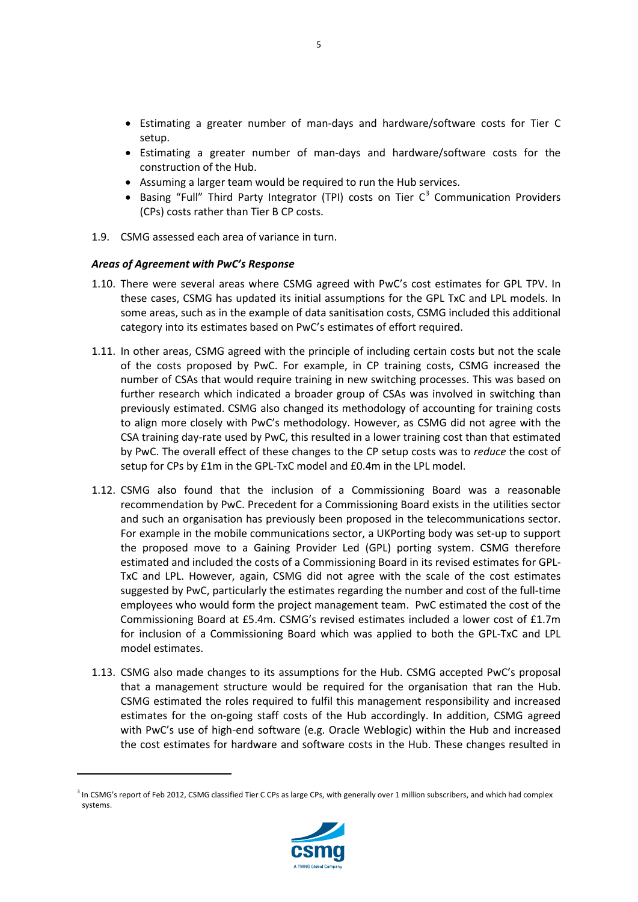- Estimating a greater number of man-days and hardware/software costs for Tier C setup.
- Estimating a greater number of man-days and hardware/software costs for the construction of the Hub.
- Assuming a larger team would be required to run the Hub services.
- Basing "Full" Third Party Integrator (TPI) costs on Tier C[3] Communication Providers (CPs) costs rather than Tier B CP costs.

1.9. CSMG assessed each area of variance in turn.

### *Areas of Agreement with PwC's Response*

1.10. There were several areas where CSMG agreed with PwC's cost estimates for GPL TPV. In these cases, CSMG has updated its initial assumptions for the GPL TxC and LPL models. In some areas, such as in the example of data sanitisation costs, CSMG included this additional category into its estimates based on PwC's estimates of effort required.

1.11. In other areas, CSMG agreed with the principle of including certain costs but not the scale of the costs proposed by PwC. For example, in CP training costs, CSMG increased the number of CSAs that would require training in new switching processes. This was based on further research which indicated a broader group of CSAs was involved in switching than previously estimated. CSMG also changed its methodology of accounting for training costs to align more closely with PwC's methodology. However, as CSMG did not agree with the CSA training day-rate used by PwC, this resulted in a lower training cost than that estimated by PwC. The overall effect of these changes to the CP setup costs was to *reduce* the cost of setup for CPs by £1m in the GPL-TxC model and £0.4m in the LPL model.

1.12. CSMG also found that the inclusion of a Commissioning Board was a reasonable recommendation by PwC. Precedent for a Commissioning Board exists in the utilities sector and such an organisation has previously been proposed in the telecommunications sector. For example in the mobile communications sector, a UKPorting body was set-up to support the proposed move to a Gaining Provider Led (GPL) porting system. CSMG therefore estimated and included the costs of a Commissioning Board in its revised estimates for GPL-TxC and LPL. However, again, CSMG did not agree with the scale of the cost estimates suggested by PwC, particularly the estimates regarding the number and cost of the full-time employees who would form the project management team. PwC estimated the cost of the Commissioning Board at £5.4m. CSMG's revised estimates included a lower cost of £1.7m for inclusion of a Commissioning Board which was applied to both the GPL-TxC and LPL model estimates.

1.13. CSMG also made changes to its assumptions for the Hub. CSMG accepted PwC's proposal that a management structure would be required for the organisation that ran the Hub. CSMG estimated the roles required to fulfil this management responsibility and increased estimates for the on-going staff costs of the Hub accordingly. In addition, CSMG agreed with PwC's use of high-end software (e.g. Oracle Weblogic) within the Hub and increased the cost estimates for hardware and software costs in the Hub. These changes resulted in

[3] In CSMG's report of Feb 2012, CSMG classified Tier C CPs as large CPs, with generally over 1 million subscribers, and which had complex systems.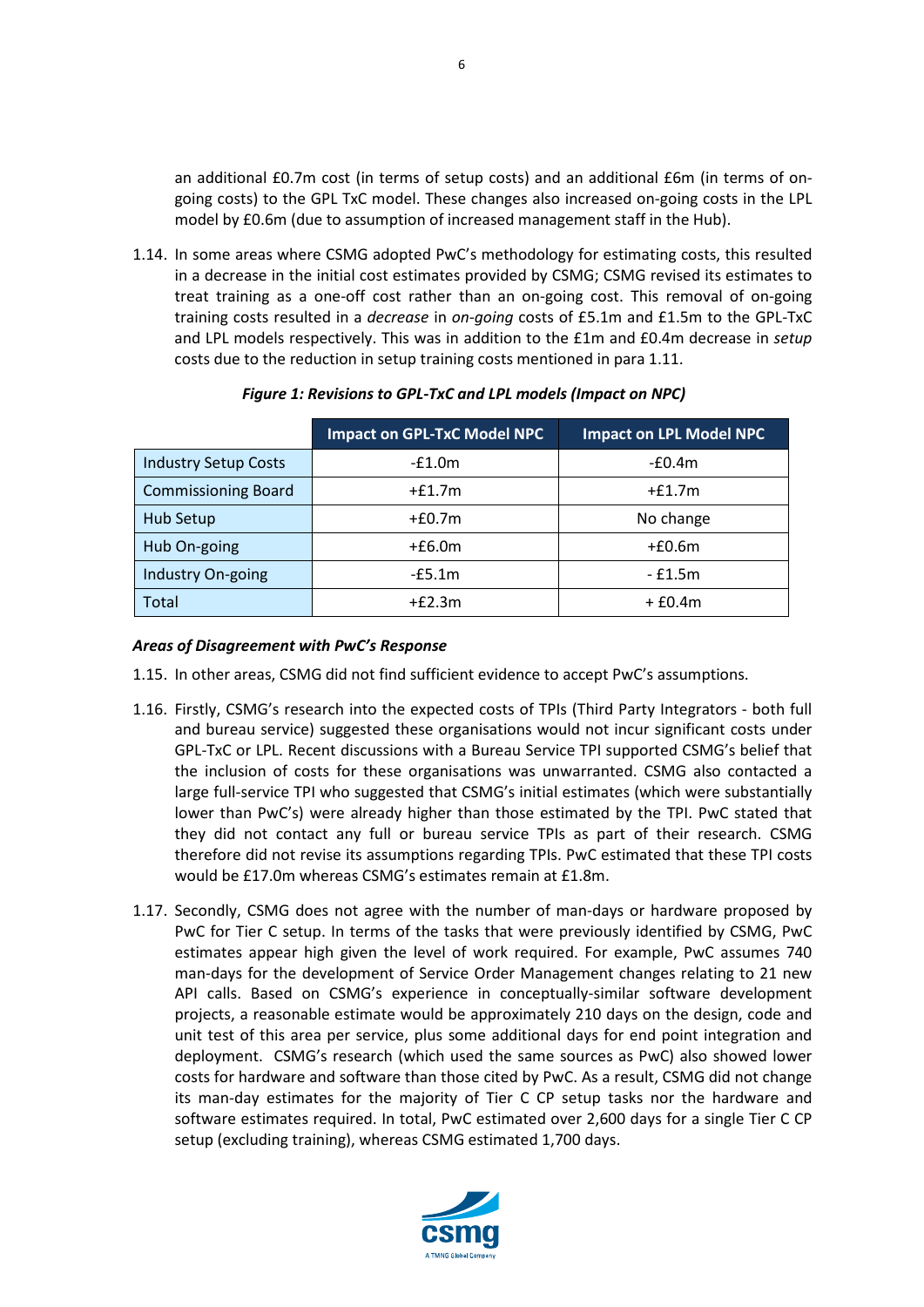an additional £0.7m cost (in terms of setup costs) and an additional £6m (in terms of on-going costs) to the GPL TxC model. These changes also increased on-going costs in the LPL model by £0.6m (due to assumption of increased management staff in the Hub).

1.14. In some areas where CSMG adopted PwC's methodology for estimating costs, this resulted in a decrease in the initial cost estimates provided by CSMG; CSMG revised its estimates to treat training as a one-off cost rather than an on-going cost. This removal of on-going training costs resulted in a *decrease* in *on-going* costs of £5.1m and £1.5m to the GPL-TxC and LPL models respectively. This was in addition to the £1m and £0.4m decrease in *setup* costs due to the reduction in setup training costs mentioned in para 1.11.

***Figure 1: Revisions to GPL-TxC and LPL models (Impact on NPC)***

| | Impact on GPL-TxC Model NPC | Impact on LPL Model NPC |
|---|---|---|
| Industry Setup Costs | -£1.0m | -£0.4m |
| Commissioning Board | +£1.7m | +£1.7m |
| Hub Setup | +£0.7m | No change |
| Hub On-going | +£6.0m | +£0.6m |
| Industry On-going | -£5.1m | - £1.5m |
| Total | +£2.3m | + £0.4m |

***Areas of Disagreement with PwC's Response***

1.15. In other areas, CSMG did not find sufficient evidence to accept PwC's assumptions.

1.16. Firstly, CSMG's research into the expected costs of TPIs (Third Party Integrators - both full and bureau service) suggested these organisations would not incur significant costs under GPL-TxC or LPL. Recent discussions with a Bureau Service TPI supported CSMG's belief that the inclusion of costs for these organisations was unwarranted. CSMG also contacted a large full-service TPI who suggested that CSMG's initial estimates (which were substantially lower than PwC's) were already higher than those estimated by the TPI. PwC stated that they did not contact any full or bureau service TPIs as part of their research. CSMG therefore did not revise its assumptions regarding TPIs. PwC estimated that these TPI costs would be £17.0m whereas CSMG's estimates remain at £1.8m.

1.17. Secondly, CSMG does not agree with the number of man-days or hardware proposed by PwC for Tier C setup. In terms of the tasks that were previously identified by CSMG, PwC estimates appear high given the level of work required. For example, PwC assumes 740 man-days for the development of Service Order Management changes relating to 21 new API calls. Based on CSMG's experience in conceptually-similar software development projects, a reasonable estimate would be approximately 210 days on the design, code and unit test of this area per service, plus some additional days for end point integration and deployment. CSMG's research (which used the same sources as PwC) also showed lower costs for hardware and software than those cited by PwC. As a result, CSMG did not change its man-day estimates for the majority of Tier C CP setup tasks nor the hardware and software estimates required. In total, PwC estimated over 2,600 days for a single Tier C CP setup (excluding training), whereas CSMG estimated 1,700 days.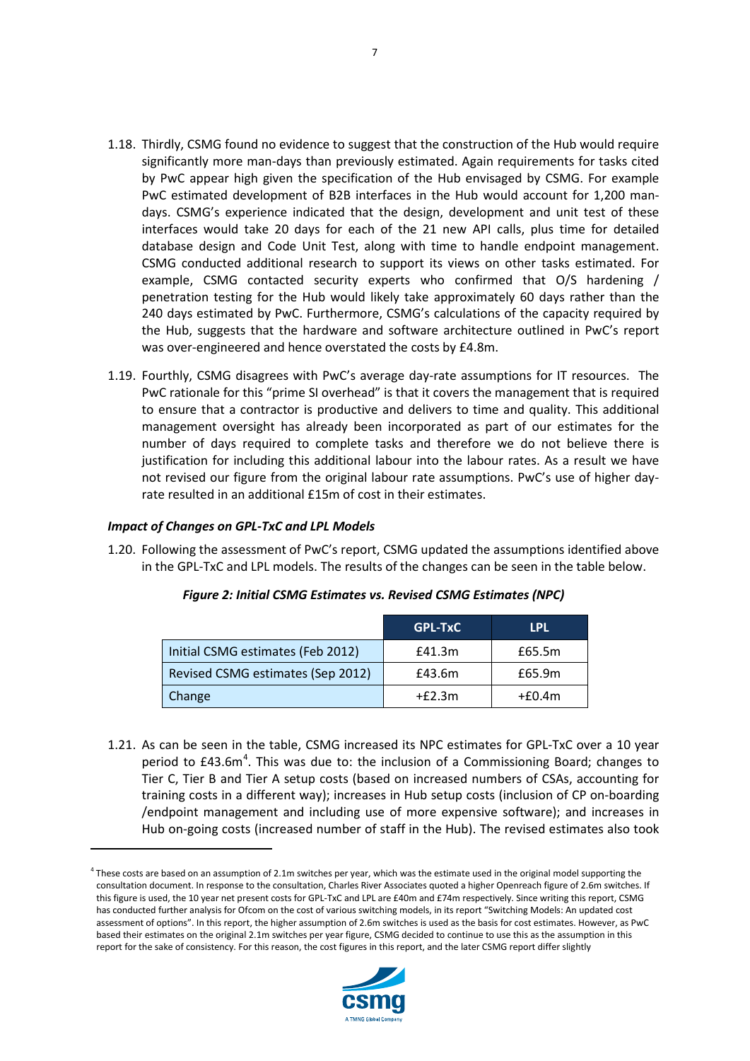1.18. Thirdly, CSMG found no evidence to suggest that the construction of the Hub would require significantly more man-days than previously estimated. Again requirements for tasks cited by PwC appear high given the specification of the Hub envisaged by CSMG. For example PwC estimated development of B2B interfaces in the Hub would account for 1,200 man-days. CSMG's experience indicated that the design, development and unit test of these interfaces would take 20 days for each of the 21 new API calls, plus time for detailed database design and Code Unit Test, along with time to handle endpoint management. CSMG conducted additional research to support its views on other tasks estimated. For example, CSMG contacted security experts who confirmed that O/S hardening / penetration testing for the Hub would likely take approximately 60 days rather than the 240 days estimated by PwC. Furthermore, CSMG's calculations of the capacity required by the Hub, suggests that the hardware and software architecture outlined in PwC's report was over-engineered and hence overstated the costs by £4.8m.

1.19. Fourthly, CSMG disagrees with PwC's average day-rate assumptions for IT resources. The PwC rationale for this "prime SI overhead" is that it covers the management that is required to ensure that a contractor is productive and delivers to time and quality. This additional management oversight has already been incorporated as part of our estimates for the number of days required to complete tasks and therefore we do not believe there is justification for including this additional labour into the labour rates. As a result we have not revised our figure from the original labour rate assumptions. PwC's use of higher day-rate resulted in an additional £15m of cost in their estimates.

### *Impact of Changes on GPL-TxC and LPL Models*

1.20. Following the assessment of PwC's report, CSMG updated the assumptions identified above in the GPL-TxC and LPL models. The results of the changes can be seen in the table below.

***Figure 2: Initial CSMG Estimates vs. Revised CSMG Estimates (NPC)***

| | GPL-TxC | LPL |
|---|---|---|
| Initial CSMG estimates (Feb 2012) | £41.3m | £65.5m |
| Revised CSMG estimates (Sep 2012) | £43.6m | £65.9m |
| Change | +£2.3m | +£0.4m |

1.21. As can be seen in the table, CSMG increased its NPC estimates for GPL-TxC over a 10 year period to £43.6m[4]. This was due to: the inclusion of a Commissioning Board; changes to Tier C, Tier B and Tier A setup costs (based on increased numbers of CSAs, accounting for training costs in a different way); increases in Hub setup costs (inclusion of CP on-boarding /endpoint management and including use of more expensive software); and increases in Hub on-going costs (increased number of staff in the Hub). The revised estimates also took

[4] These costs are based on an assumption of 2.1m switches per year, which was the estimate used in the original model supporting the consultation document. In response to the consultation, Charles River Associates quoted a higher Openreach figure of 2.6m switches. If this figure is used, the 10 year net present costs for GPL-TxC and LPL are £40m and £74m respectively. Since writing this report, CSMG has conducted further analysis for Ofcom on the cost of various switching models, in its report "Switching Models: An updated cost assessment of options". In this report, the higher assumption of 2.6m switches is used as the basis for cost estimates. However, as PwC based their estimates on the original 2.1m switches per year figure, CSMG decided to continue to use this as the assumption in this report for the sake of consistency. For this reason, the cost figures in this report, and the later CSMG report differ slightly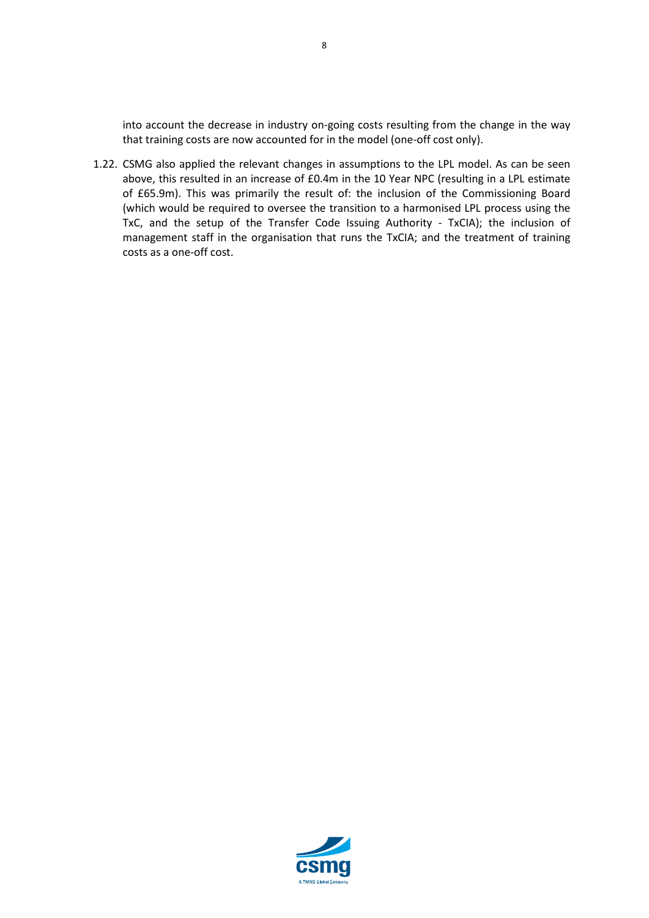into account the decrease in industry on-going costs resulting from the change in the way that training costs are now accounted for in the model (one-off cost only).

1.22. CSMG also applied the relevant changes in assumptions to the LPL model. As can be seen above, this resulted in an increase of £0.4m in the 10 Year NPC (resulting in a LPL estimate of £65.9m). This was primarily the result of: the inclusion of the Commissioning Board (which would be required to oversee the transition to a harmonised LPL process using the TxC, and the setup of the Transfer Code Issuing Authority - TxCIA); the inclusion of management staff in the organisation that runs the TxCIA; and the treatment of training costs as a one-off cost.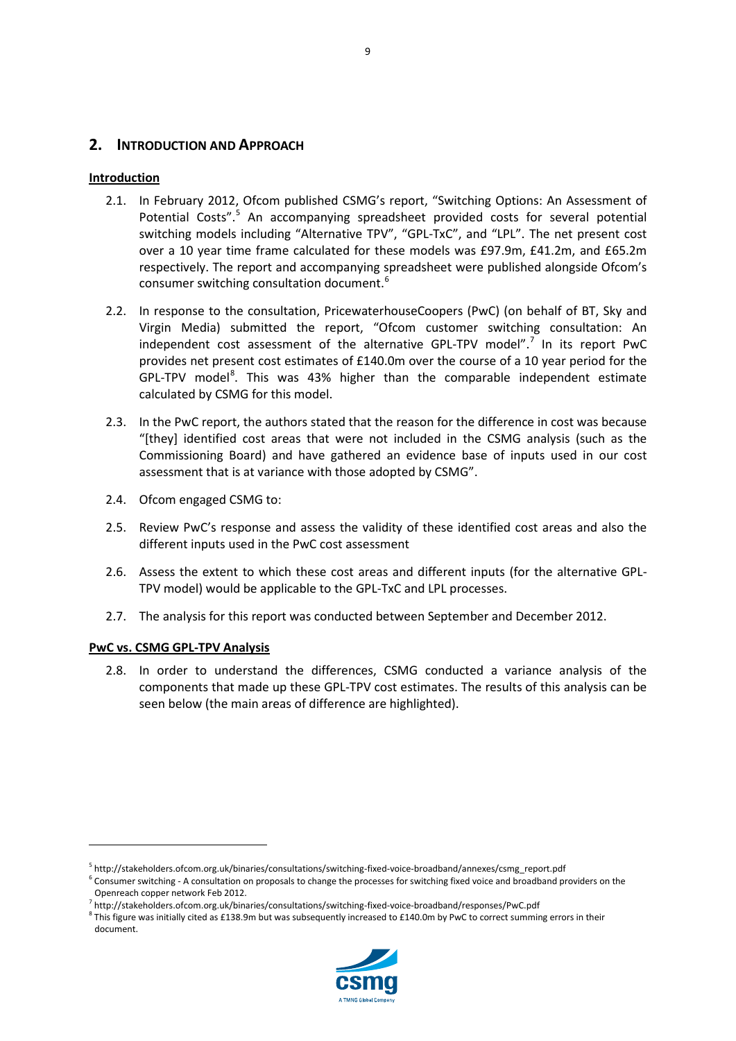## 2. INTRODUCTION AND APPROACH

**Introduction**

2.1. In February 2012, Ofcom published CSMG's report, "Switching Options: An Assessment of Potential Costs".[5] An accompanying spreadsheet provided costs for several potential switching models including "Alternative TPV", "GPL-TxC", and "LPL". The net present cost over a 10 year time frame calculated for these models was £97.9m, £41.2m, and £65.2m respectively. The report and accompanying spreadsheet were published alongside Ofcom's consumer switching consultation document.[6]

2.2. In response to the consultation, PricewaterhouseCoopers (PwC) (on behalf of BT, Sky and Virgin Media) submitted the report, "Ofcom customer switching consultation: An independent cost assessment of the alternative GPL-TPV model".[7] In its report PwC provides net present cost estimates of £140.0m over the course of a 10 year period for the GPL-TPV model[8]. This was 43% higher than the comparable independent estimate calculated by CSMG for this model.

2.3. In the PwC report, the authors stated that the reason for the difference in cost was because "[they] identified cost areas that were not included in the CSMG analysis (such as the Commissioning Board) and have gathered an evidence base of inputs used in our cost assessment that is at variance with those adopted by CSMG".

2.4. Ofcom engaged CSMG to:

2.5. Review PwC's response and assess the validity of these identified cost areas and also the different inputs used in the PwC cost assessment

2.6. Assess the extent to which these cost areas and different inputs (for the alternative GPL-TPV model) would be applicable to the GPL-TxC and LPL processes.

2.7. The analysis for this report was conducted between September and December 2012.

**PwC vs. CSMG GPL-TPV Analysis**

2.8. In order to understand the differences, CSMG conducted a variance analysis of the components that made up these GPL-TPV cost estimates. The results of this analysis can be seen below (the main areas of difference are highlighted).

---

[5] http://stakeholders.ofcom.org.uk/binaries/consultations/switching-fixed-voice-broadband/annexes/csmg_report.pdf

[6] Consumer switching - A consultation on proposals to change the processes for switching fixed voice and broadband providers on the Openreach copper network Feb 2012.

[7] http://stakeholders.ofcom.org.uk/binaries/consultations/switching-fixed-voice-broadband/responses/PwC.pdf

[8] This figure was initially cited as £138.9m but was subsequently increased to £140.0m by PwC to correct summing errors in their document.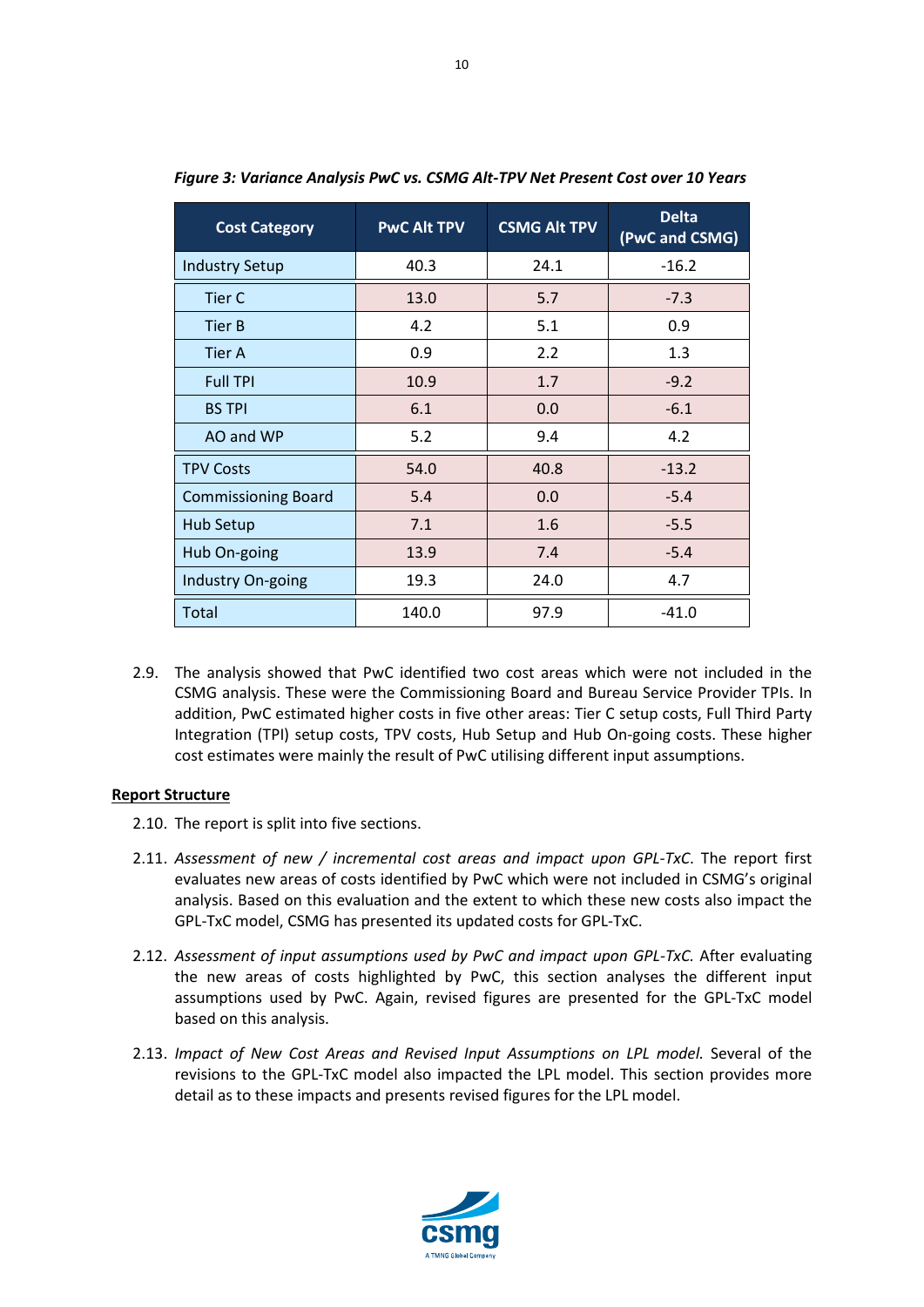*Figure 3: Variance Analysis PwC vs. CSMG Alt-TPV Net Present Cost over 10 Years*

| Cost Category | PwC Alt TPV | CSMG Alt TPV | Delta (PwC and CSMG) |
|---|---|---|---|
| Industry Setup | 40.3 | 24.1 | -16.2 |
| Tier C | 13.0 | 5.7 | -7.3 |
| Tier B | 4.2 | 5.1 | 0.9 |
| Tier A | 0.9 | 2.2 | 1.3 |
| Full TPI | 10.9 | 1.7 | -9.2 |
| BS TPI | 6.1 | 0.0 | -6.1 |
| AO and WP | 5.2 | 9.4 | 4.2 |
| TPV Costs | 54.0 | 40.8 | -13.2 |
| Commissioning Board | 5.4 | 0.0 | -5.4 |
| Hub Setup | 7.1 | 1.6 | -5.5 |
| Hub On-going | 13.9 | 7.4 | -5.4 |
| Industry On-going | 19.3 | 24.0 | 4.7 |
| Total | 140.0 | 97.9 | -41.0 |

2.9. The analysis showed that PwC identified two cost areas which were not included in the CSMG analysis. These were the Commissioning Board and Bureau Service Provider TPIs. In addition, PwC estimated higher costs in five other areas: Tier C setup costs, Full Third Party Integration (TPI) setup costs, TPV costs, Hub Setup and Hub On-going costs. These higher cost estimates were mainly the result of PwC utilising different input assumptions.

**Report Structure**

2.10. The report is split into five sections.

2.11. *Assessment of new / incremental cost areas and impact upon GPL-TxC*. The report first evaluates new areas of costs identified by PwC which were not included in CSMG's original analysis. Based on this evaluation and the extent to which these new costs also impact the GPL-TxC model, CSMG has presented its updated costs for GPL-TxC.

2.12. *Assessment of input assumptions used by PwC and impact upon GPL-TxC.* After evaluating the new areas of costs highlighted by PwC, this section analyses the different input assumptions used by PwC. Again, revised figures are presented for the GPL-TxC model based on this analysis.

2.13. *Impact of New Cost Areas and Revised Input Assumptions on LPL model.* Several of the revisions to the GPL-TxC model also impacted the LPL model. This section provides more detail as to these impacts and presents revised figures for the LPL model.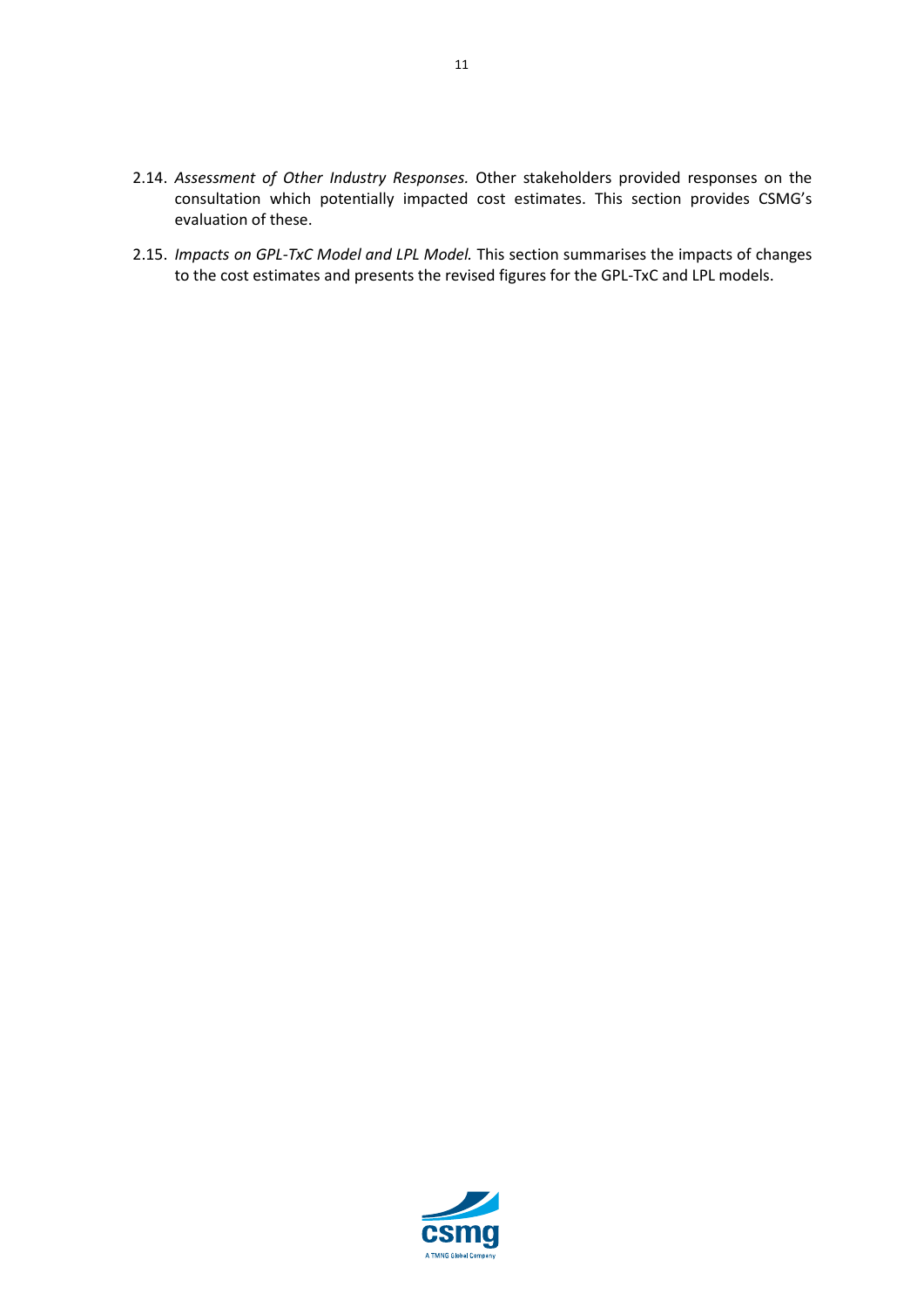2.14. *Assessment of Other Industry Responses.* Other stakeholders provided responses on the consultation which potentially impacted cost estimates. This section provides CSMG's evaluation of these.

2.15. *Impacts on GPL-TxC Model and LPL Model.* This section summarises the impacts of changes to the cost estimates and presents the revised figures for the GPL-TxC and LPL models.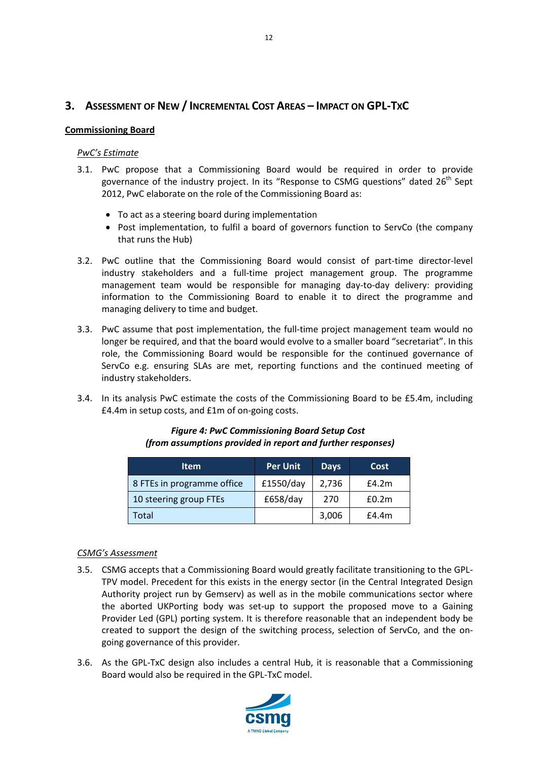## 3. Assessment of New / Incremental Cost Areas – Impact on GPL-TxC

**Commissioning Board**

*PwC's Estimate*

3.1. PwC propose that a Commissioning Board would be required in order to provide governance of the industry project. In its "Response to CSMG questions" dated 26th Sept 2012, PwC elaborate on the role of the Commissioning Board as:

- To act as a steering board during implementation
- Post implementation, to fulfil a board of governors function to ServCo (the company that runs the Hub)

3.2. PwC outline that the Commissioning Board would consist of part-time director-level industry stakeholders and a full-time project management group. The programme management team would be responsible for managing day-to-day delivery: providing information to the Commissioning Board to enable it to direct the programme and managing delivery to time and budget.

3.3. PwC assume that post implementation, the full-time project management team would no longer be required, and that the board would evolve to a smaller board "secretariat". In this role, the Commissioning Board would be responsible for the continued governance of ServCo e.g. ensuring SLAs are met, reporting functions and the continued meeting of industry stakeholders.

3.4. In its analysis PwC estimate the costs of the Commissioning Board to be £5.4m, including £4.4m in setup costs, and £1m of on-going costs.

***Figure 4: PwC Commissioning Board Setup Cost (from assumptions provided in report and further responses)***

| Item | Per Unit | Days | Cost |
|---|---|---|---|
| 8 FTEs in programme office | £1550/day | 2,736 | £4.2m |
| 10 steering group FTEs | £658/day | 270 | £0.2m |
| Total | | 3,006 | £4.4m |

*CSMG's Assessment*

3.5. CSMG accepts that a Commissioning Board would greatly facilitate transitioning to the GPL-TPV model. Precedent for this exists in the energy sector (in the Central Integrated Design Authority project run by Gemserv) as well as in the mobile communications sector where the aborted UKPorting body was set-up to support the proposed move to a Gaining Provider Led (GPL) porting system. It is therefore reasonable that an independent body be created to support the design of the switching process, selection of ServCo, and the on-going governance of this provider.

3.6. As the GPL-TxC design also includes a central Hub, it is reasonable that a Commissioning Board would also be required in the GPL-TxC model.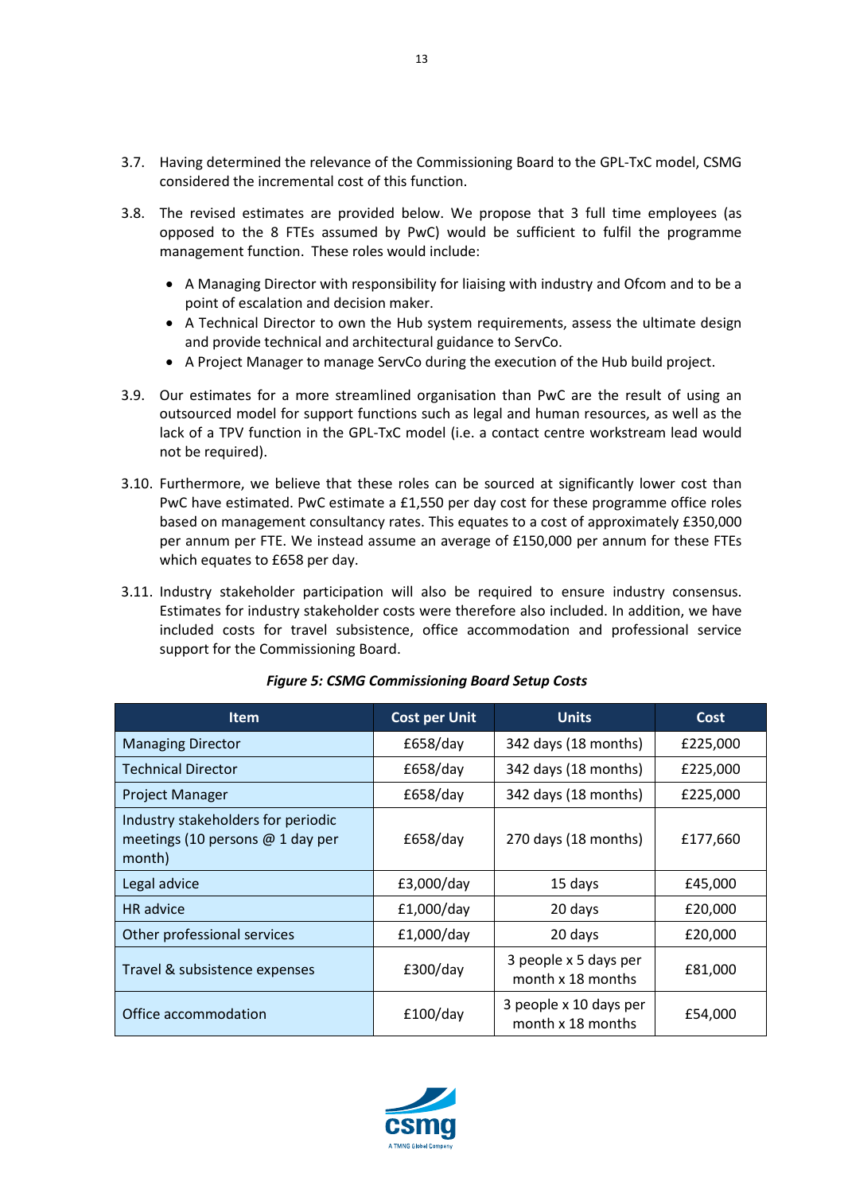3.7. Having determined the relevance of the Commissioning Board to the GPL-TxC model, CSMG considered the incremental cost of this function.

3.8. The revised estimates are provided below. We propose that 3 full time employees (as opposed to the 8 FTEs assumed by PwC) would be sufficient to fulfil the programme management function. These roles would include:

- A Managing Director with responsibility for liaising with industry and Ofcom and to be a point of escalation and decision maker.
- A Technical Director to own the Hub system requirements, assess the ultimate design and provide technical and architectural guidance to ServCo.
- A Project Manager to manage ServCo during the execution of the Hub build project.

3.9. Our estimates for a more streamlined organisation than PwC are the result of using an outsourced model for support functions such as legal and human resources, as well as the lack of a TPV function in the GPL-TxC model (i.e. a contact centre workstream lead would not be required).

3.10. Furthermore, we believe that these roles can be sourced at significantly lower cost than PwC have estimated. PwC estimate a £1,550 per day cost for these programme office roles based on management consultancy rates. This equates to a cost of approximately £350,000 per annum per FTE. We instead assume an average of £150,000 per annum for these FTEs which equates to £658 per day.

3.11. Industry stakeholder participation will also be required to ensure industry consensus. Estimates for industry stakeholder costs were therefore also included. In addition, we have included costs for travel subsistence, office accommodation and professional service support for the Commissioning Board.

***Figure 5: CSMG Commissioning Board Setup Costs***

| Item | Cost per Unit | Units | Cost |
|---|---|---|---|
| Managing Director | £658/day | 342 days (18 months) | £225,000 |
| Technical Director | £658/day | 342 days (18 months) | £225,000 |
| Project Manager | £658/day | 342 days (18 months) | £225,000 |
| Industry stakeholders for periodic meetings (10 persons @ 1 day per month) | £658/day | 270 days (18 months) | £177,660 |
| Legal advice | £3,000/day | 15 days | £45,000 |
| HR advice | £1,000/day | 20 days | £20,000 |
| Other professional services | £1,000/day | 20 days | £20,000 |
| Travel & subsistence expenses | £300/day | 3 people x 5 days per month x 18 months | £81,000 |
| Office accommodation | £100/day | 3 people x 10 days per month x 18 months | £54,000 |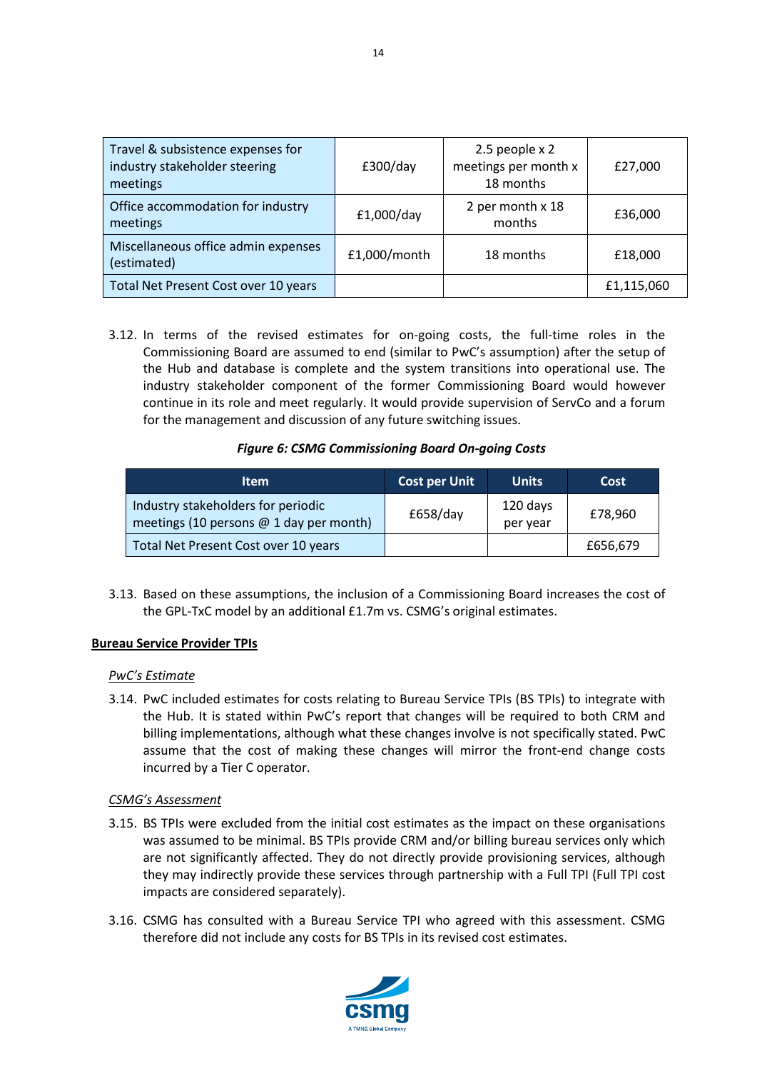| Travel & subsistence expenses for industry stakeholder steering meetings | £300/day | 2.5 people x 2 meetings per month x 18 months | £27,000 |
|---|---|---|---|
| Office accommodation for industry meetings | £1,000/day | 2 per month x 18 months | £36,000 |
| Miscellaneous office admin expenses (estimated) | £1,000/month | 18 months | £18,000 |
| Total Net Present Cost over 10 years | | | £1,115,060 |

3.12. In terms of the revised estimates for on-going costs, the full-time roles in the Commissioning Board are assumed to end (similar to PwC's assumption) after the setup of the Hub and database is complete and the system transitions into operational use. The industry stakeholder component of the former Commissioning Board would however continue in its role and meet regularly. It would provide supervision of ServCo and a forum for the management and discussion of any future switching issues.

***Figure 6: CSMG Commissioning Board On-going Costs***

| Item | Cost per Unit | Units | Cost |
|---|---|---|---|
| Industry stakeholders for periodic meetings (10 persons @ 1 day per month) | £658/day | 120 days per year | £78,960 |
| Total Net Present Cost over 10 years | | | £656,679 |

3.13. Based on these assumptions, the inclusion of a Commissioning Board increases the cost of the GPL-TxC model by an additional £1.7m vs. CSMG's original estimates.

**<u>Bureau Service Provider TPIs</u>**

*<u>PwC's Estimate</u>*

3.14. PwC included estimates for costs relating to Bureau Service TPIs (BS TPIs) to integrate with the Hub. It is stated within PwC's report that changes will be required to both CRM and billing implementations, although what these changes involve is not specifically stated. PwC assume that the cost of making these changes will mirror the front-end change costs incurred by a Tier C operator.

*<u>CSMG's Assessment</u>*

3.15. BS TPIs were excluded from the initial cost estimates as the impact on these organisations was assumed to be minimal. BS TPIs provide CRM and/or billing bureau services only which are not significantly affected. They do not directly provide provisioning services, although they may indirectly provide these services through partnership with a Full TPI (Full TPI cost impacts are considered separately).

3.16. CSMG has consulted with a Bureau Service TPI who agreed with this assessment. CSMG therefore did not include any costs for BS TPIs in its revised cost estimates.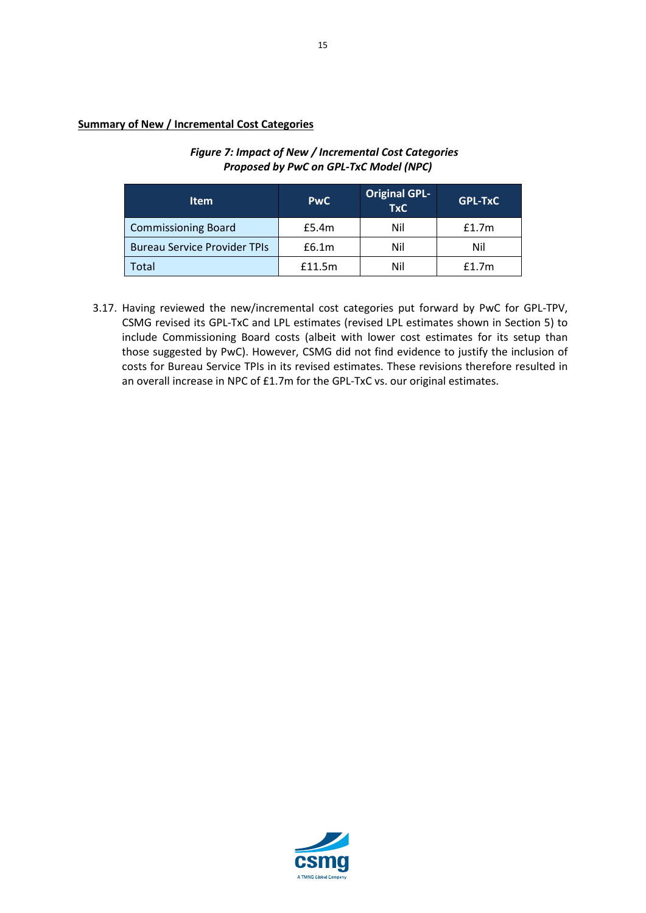**Summary of New / Incremental Cost Categories**

*Figure 7: Impact of New / Incremental Cost Categories Proposed by PwC on GPL-TxC Model (NPC)*

| Item | PwC | Original GPL-TxC | GPL-TxC |
|---|---|---|---|
| Commissioning Board | £5.4m | Nil | £1.7m |
| Bureau Service Provider TPIs | £6.1m | Nil | Nil |
| Total | £11.5m | Nil | £1.7m |

3.17. Having reviewed the new/incremental cost categories put forward by PwC for GPL-TPV, CSMG revised its GPL-TxC and LPL estimates (revised LPL estimates shown in Section 5) to include Commissioning Board costs (albeit with lower cost estimates for its setup than those suggested by PwC). However, CSMG did not find evidence to justify the inclusion of costs for Bureau Service TPIs in its revised estimates. These revisions therefore resulted in an overall increase in NPC of £1.7m for the GPL-TxC vs. our original estimates.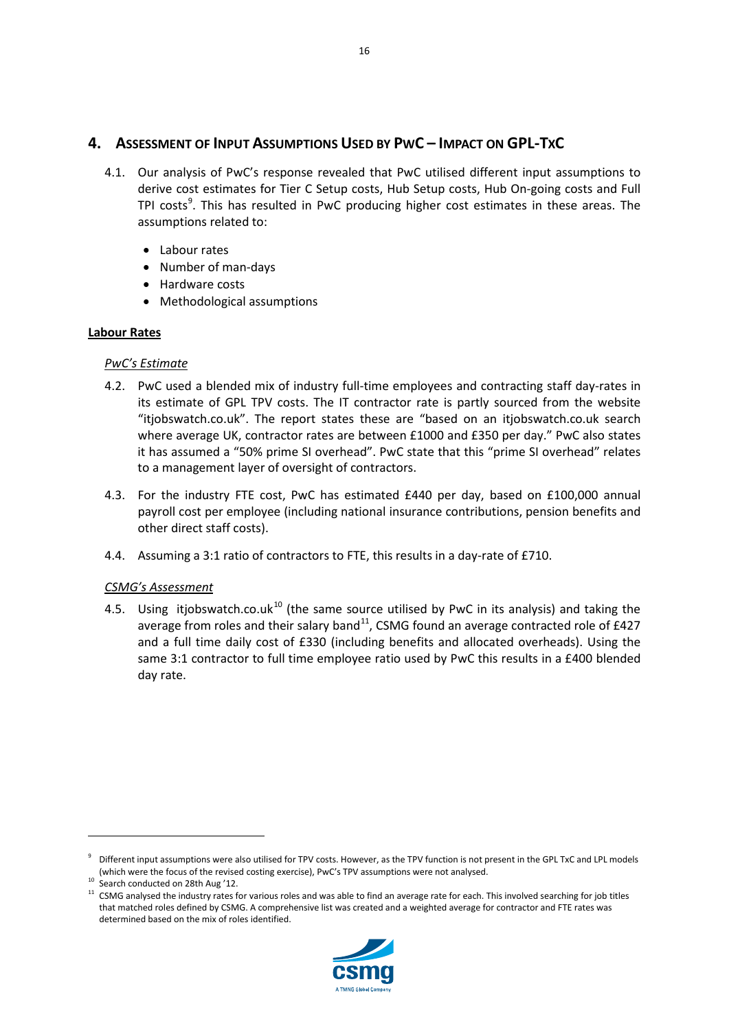## 4. Assessment of Input Assumptions Used by PwC – Impact on GPL-TxC

4.1. Our analysis of PwC's response revealed that PwC utilised different input assumptions to derive cost estimates for Tier C Setup costs, Hub Setup costs, Hub On-going costs and Full TPI costs[9]. This has resulted in PwC producing higher cost estimates in these areas. The assumptions related to:

- Labour rates
- Number of man-days
- Hardware costs
- Methodological assumptions

**Labour Rates**

*PwC's Estimate*

4.2. PwC used a blended mix of industry full-time employees and contracting staff day-rates in its estimate of GPL TPV costs. The IT contractor rate is partly sourced from the website "itjobswatch.co.uk". The report states these are "based on an itjobswatch.co.uk search where average UK, contractor rates are between £1000 and £350 per day." PwC also states it has assumed a "50% prime SI overhead". PwC state that this "prime SI overhead" relates to a management layer of oversight of contractors.

4.3. For the industry FTE cost, PwC has estimated £440 per day, based on £100,000 annual payroll cost per employee (including national insurance contributions, pension benefits and other direct staff costs).

4.4. Assuming a 3:1 ratio of contractors to FTE, this results in a day-rate of £710.

*CSMG's Assessment*

4.5. Using itjobswatch.co.uk[10] (the same source utilised by PwC in its analysis) and taking the average from roles and their salary band[11], CSMG found an average contracted role of £427 and a full time daily cost of £330 (including benefits and allocated overheads). Using the same 3:1 contractor to full time employee ratio used by PwC this results in a £400 blended day rate.

---

[9] Different input assumptions were also utilised for TPV costs. However, as the TPV function is not present in the GPL TxC and LPL models (which were the focus of the revised costing exercise), PwC's TPV assumptions were not analysed.

[10] Search conducted on 28th Aug '12.

[11] CSMG analysed the industry rates for various roles and was able to find an average rate for each. This involved searching for job titles that matched roles defined by CSMG. A comprehensive list was created and a weighted average for contractor and FTE rates was determined based on the mix of roles identified.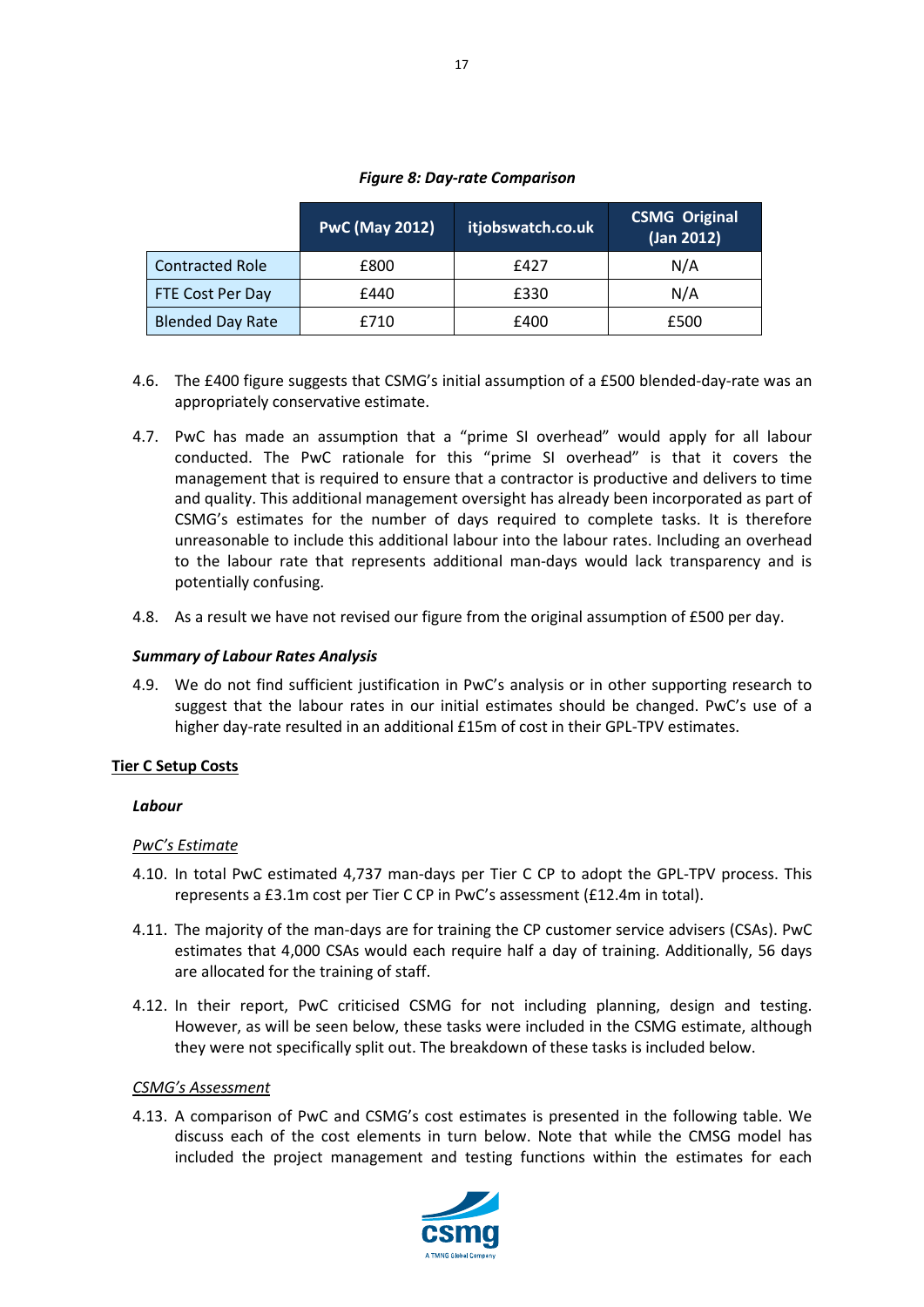*Figure 8: Day-rate Comparison*

| | PwC (May 2012) | itjobswatch.co.uk | CSMG Original (Jan 2012) |
|---|---|---|---|
| Contracted Role | £800 | £427 | N/A |
| FTE Cost Per Day | £440 | £330 | N/A |
| Blended Day Rate | £710 | £400 | £500 |

4.6. The £400 figure suggests that CSMG's initial assumption of a £500 blended-day-rate was an appropriately conservative estimate.

4.7. PwC has made an assumption that a "prime SI overhead" would apply for all labour conducted. The PwC rationale for this "prime SI overhead" is that it covers the management that is required to ensure that a contractor is productive and delivers to time and quality. This additional management oversight has already been incorporated as part of CSMG's estimates for the number of days required to complete tasks. It is therefore unreasonable to include this additional labour into the labour rates. Including an overhead to the labour rate that represents additional man-days would lack transparency and is potentially confusing.

4.8. As a result we have not revised our figure from the original assumption of £500 per day.

***Summary of Labour Rates Analysis***

4.9. We do not find sufficient justification in PwC's analysis or in other supporting research to suggest that the labour rates in our initial estimates should be changed. PwC's use of a higher day-rate resulted in an additional £15m of cost in their GPL-TPV estimates.

**Tier C Setup Costs**

***Labour***

*PwC's Estimate*

4.10. In total PwC estimated 4,737 man-days per Tier C CP to adopt the GPL-TPV process. This represents a £3.1m cost per Tier C CP in PwC's assessment (£12.4m in total).

4.11. The majority of the man-days are for training the CP customer service advisers (CSAs). PwC estimates that 4,000 CSAs would each require half a day of training. Additionally, 56 days are allocated for the training of staff.

4.12. In their report, PwC criticised CSMG for not including planning, design and testing. However, as will be seen below, these tasks were included in the CSMG estimate, although they were not specifically split out. The breakdown of these tasks is included below.

*CSMG's Assessment*

4.13. A comparison of PwC and CSMG's cost estimates is presented in the following table. We discuss each of the cost elements in turn below. Note that while the CMSG model has included the project management and testing functions within the estimates for each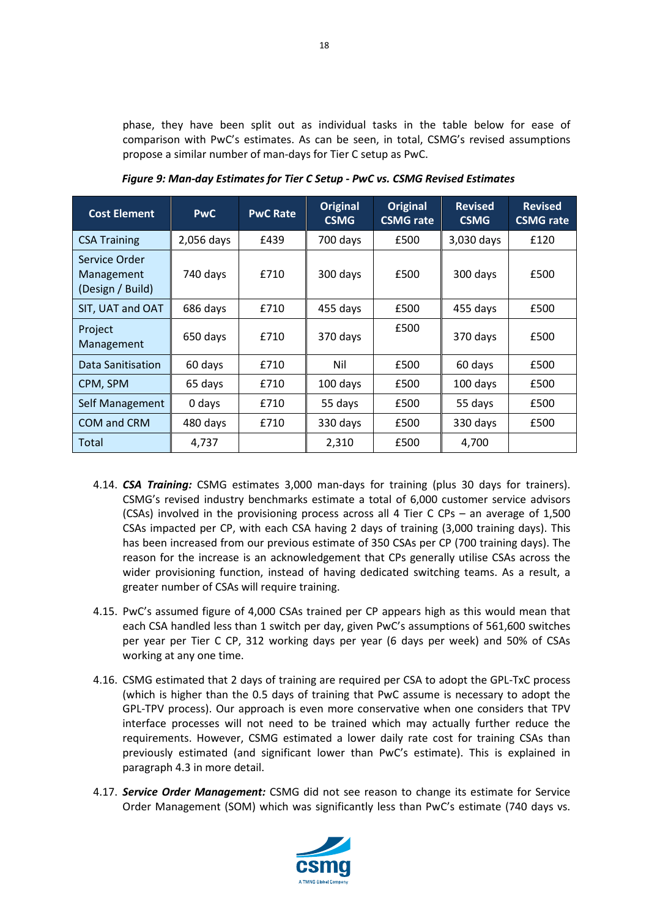phase, they have been split out as individual tasks in the table below for ease of comparison with PwC's estimates. As can be seen, in total, CSMG's revised assumptions propose a similar number of man-days for Tier C setup as PwC.

***Figure 9: Man-day Estimates for Tier C Setup - PwC vs. CSMG Revised Estimates***

| Cost Element | PwC | PwC Rate | Original CSMG | Original CSMG rate | Revised CSMG | Revised CSMG rate |
|---|---|---|---|---|---|---|
| CSA Training | 2,056 days | £439 | 700 days | £500 | 3,030 days | £120 |
| Service Order Management (Design / Build) | 740 days | £710 | 300 days | £500 | 300 days | £500 |
| SIT, UAT and OAT | 686 days | £710 | 455 days | £500 | 455 days | £500 |
| Project Management | 650 days | £710 | 370 days | £500 | 370 days | £500 |
| Data Sanitisation | 60 days | £710 | Nil | £500 | 60 days | £500 |
| CPM, SPM | 65 days | £710 | 100 days | £500 | 100 days | £500 |
| Self Management | 0 days | £710 | 55 days | £500 | 55 days | £500 |
| COM and CRM | 480 days | £710 | 330 days | £500 | 330 days | £500 |
| Total | 4,737 | | 2,310 | £500 | 4,700 | |

4.14. ***CSA Training:*** CSMG estimates 3,000 man-days for training (plus 30 days for trainers). CSMG's revised industry benchmarks estimate a total of 6,000 customer service advisors (CSAs) involved in the provisioning process across all 4 Tier C CPs – an average of 1,500 CSAs impacted per CP, with each CSA having 2 days of training (3,000 training days). This has been increased from our previous estimate of 350 CSAs per CP (700 training days). The reason for the increase is an acknowledgement that CPs generally utilise CSAs across the wider provisioning function, instead of having dedicated switching teams. As a result, a greater number of CSAs will require training.

4.15. PwC's assumed figure of 4,000 CSAs trained per CP appears high as this would mean that each CSA handled less than 1 switch per day, given PwC's assumptions of 561,600 switches per year per Tier C CP, 312 working days per year (6 days per week) and 50% of CSAs working at any one time.

4.16. CSMG estimated that 2 days of training are required per CSA to adopt the GPL-TxC process (which is higher than the 0.5 days of training that PwC assume is necessary to adopt the GPL-TPV process). Our approach is even more conservative when one considers that TPV interface processes will not need to be trained which may actually further reduce the requirements. However, CSMG estimated a lower daily rate cost for training CSAs than previously estimated (and significant lower than PwC's estimate). This is explained in paragraph 4.3 in more detail.

4.17. ***Service Order Management:*** CSMG did not see reason to change its estimate for Service Order Management (SOM) which was significantly less than PwC's estimate (740 days vs.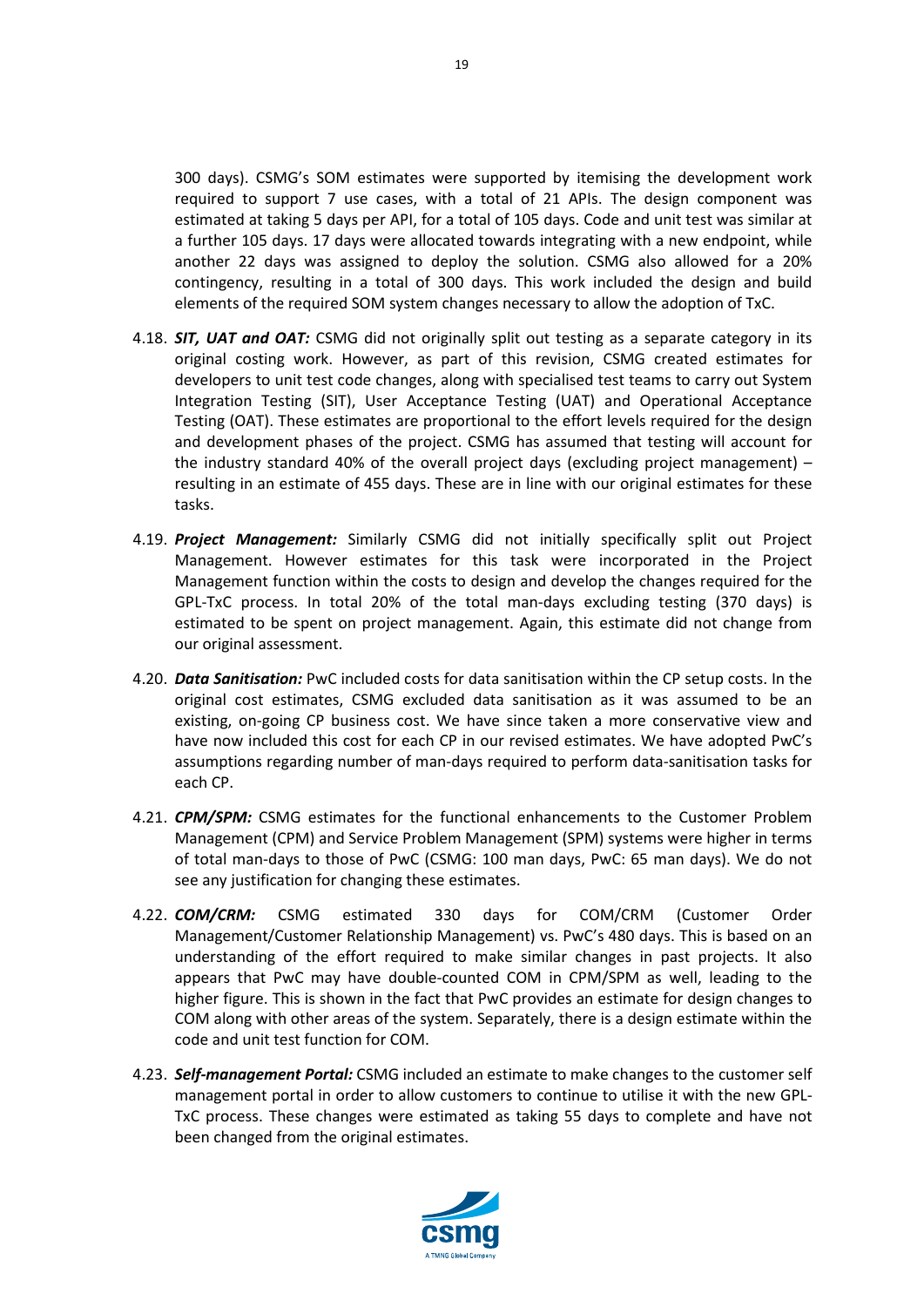300 days). CSMG's SOM estimates were supported by itemising the development work required to support 7 use cases, with a total of 21 APIs. The design component was estimated at taking 5 days per API, for a total of 105 days. Code and unit test was similar at a further 105 days. 17 days were allocated towards integrating with a new endpoint, while another 22 days was assigned to deploy the solution. CSMG also allowed for a 20% contingency, resulting in a total of 300 days. This work included the design and build elements of the required SOM system changes necessary to allow the adoption of TxC.

4.18. ***SIT, UAT and OAT:*** CSMG did not originally split out testing as a separate category in its original costing work. However, as part of this revision, CSMG created estimates for developers to unit test code changes, along with specialised test teams to carry out System Integration Testing (SIT), User Acceptance Testing (UAT) and Operational Acceptance Testing (OAT). These estimates are proportional to the effort levels required for the design and development phases of the project. CSMG has assumed that testing will account for the industry standard 40% of the overall project days (excluding project management) – resulting in an estimate of 455 days. These are in line with our original estimates for these tasks.

4.19. ***Project Management:*** Similarly CSMG did not initially specifically split out Project Management. However estimates for this task were incorporated in the Project Management function within the costs to design and develop the changes required for the GPL-TxC process. In total 20% of the total man-days excluding testing (370 days) is estimated to be spent on project management. Again, this estimate did not change from our original assessment.

4.20. ***Data Sanitisation:*** PwC included costs for data sanitisation within the CP setup costs. In the original cost estimates, CSMG excluded data sanitisation as it was assumed to be an existing, on-going CP business cost. We have since taken a more conservative view and have now included this cost for each CP in our revised estimates. We have adopted PwC's assumptions regarding number of man-days required to perform data-sanitisation tasks for each CP.

4.21. ***CPM/SPM:*** CSMG estimates for the functional enhancements to the Customer Problem Management (CPM) and Service Problem Management (SPM) systems were higher in terms of total man-days to those of PwC (CSMG: 100 man days, PwC: 65 man days). We do not see any justification for changing these estimates.

4.22. ***COM/CRM:*** CSMG estimated 330 days for COM/CRM (Customer Order Management/Customer Relationship Management) vs. PwC's 480 days. This is based on an understanding of the effort required to make similar changes in past projects. It also appears that PwC may have double-counted COM in CPM/SPM as well, leading to the higher figure. This is shown in the fact that PwC provides an estimate for design changes to COM along with other areas of the system. Separately, there is a design estimate within the code and unit test function for COM.

4.23. ***Self-management Portal:*** CSMG included an estimate to make changes to the customer self management portal in order to allow customers to continue to utilise it with the new GPL-TxC process. These changes were estimated as taking 55 days to complete and have not been changed from the original estimates.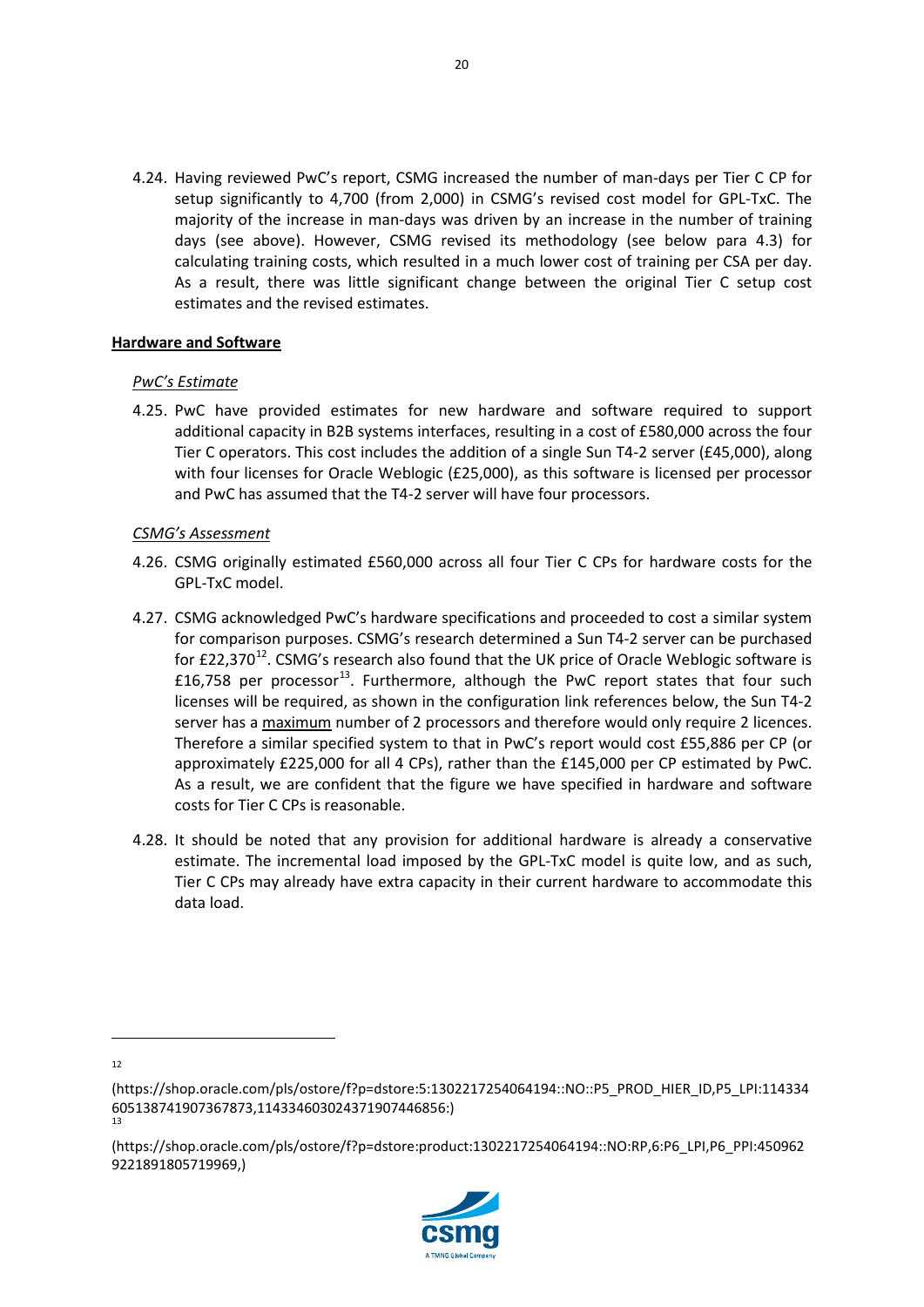4.24. Having reviewed PwC's report, CSMG increased the number of man-days per Tier C CP for setup significantly to 4,700 (from 2,000) in CSMG's revised cost model for GPL-TxC. The majority of the increase in man-days was driven by an increase in the number of training days (see above). However, CSMG revised its methodology (see below para 4.3) for calculating training costs, which resulted in a much lower cost of training per CSA per day. As a result, there was little significant change between the original Tier C setup cost estimates and the revised estimates.

**Hardware and Software**

*PwC's Estimate*

4.25. PwC have provided estimates for new hardware and software required to support additional capacity in B2B systems interfaces, resulting in a cost of £580,000 across the four Tier C operators. This cost includes the addition of a single Sun T4-2 server (£45,000), along with four licenses for Oracle Weblogic (£25,000), as this software is licensed per processor and PwC has assumed that the T4-2 server will have four processors.

*CSMG's Assessment*

4.26. CSMG originally estimated £560,000 across all four Tier C CPs for hardware costs for the GPL-TxC model.

4.27. CSMG acknowledged PwC's hardware specifications and proceeded to cost a similar system for comparison purposes. CSMG's research determined a Sun T4-2 server can be purchased for £22,370[12]. CSMG's research also found that the UK price of Oracle Weblogic software is £16,758 per processor[13]. Furthermore, although the PwC report states that four such licenses will be required, as shown in the configuration link references below, the Sun T4-2 server has a <u>maximum</u> number of 2 processors and therefore would only require 2 licences. Therefore a similar specified system to that in PwC's report would cost £55,886 per CP (or approximately £225,000 for all 4 CPs), rather than the £145,000 per CP estimated by PwC. As a result, we are confident that the figure we have specified in hardware and software costs for Tier C CPs is reasonable.

4.28. It should be noted that any provision for additional hardware is already a conservative estimate. The incremental load imposed by the GPL-TxC model is quite low, and as such, Tier C CPs may already have extra capacity in their current hardware to accommodate this data load.

---

[12] (https://shop.oracle.com/pls/ostore/f?p=dstore:5:1302217254064194::NO::P5_PROD_HIER_ID,P5_LPI:1143346051387419073678​73,1143346030243719074468​56:)

[13] (https://shop.oracle.com/pls/ostore/f?p=dstore:product:1302217254064194::NO:RP,6:P6_LPI,P6_PPI:4509629221891805719969,)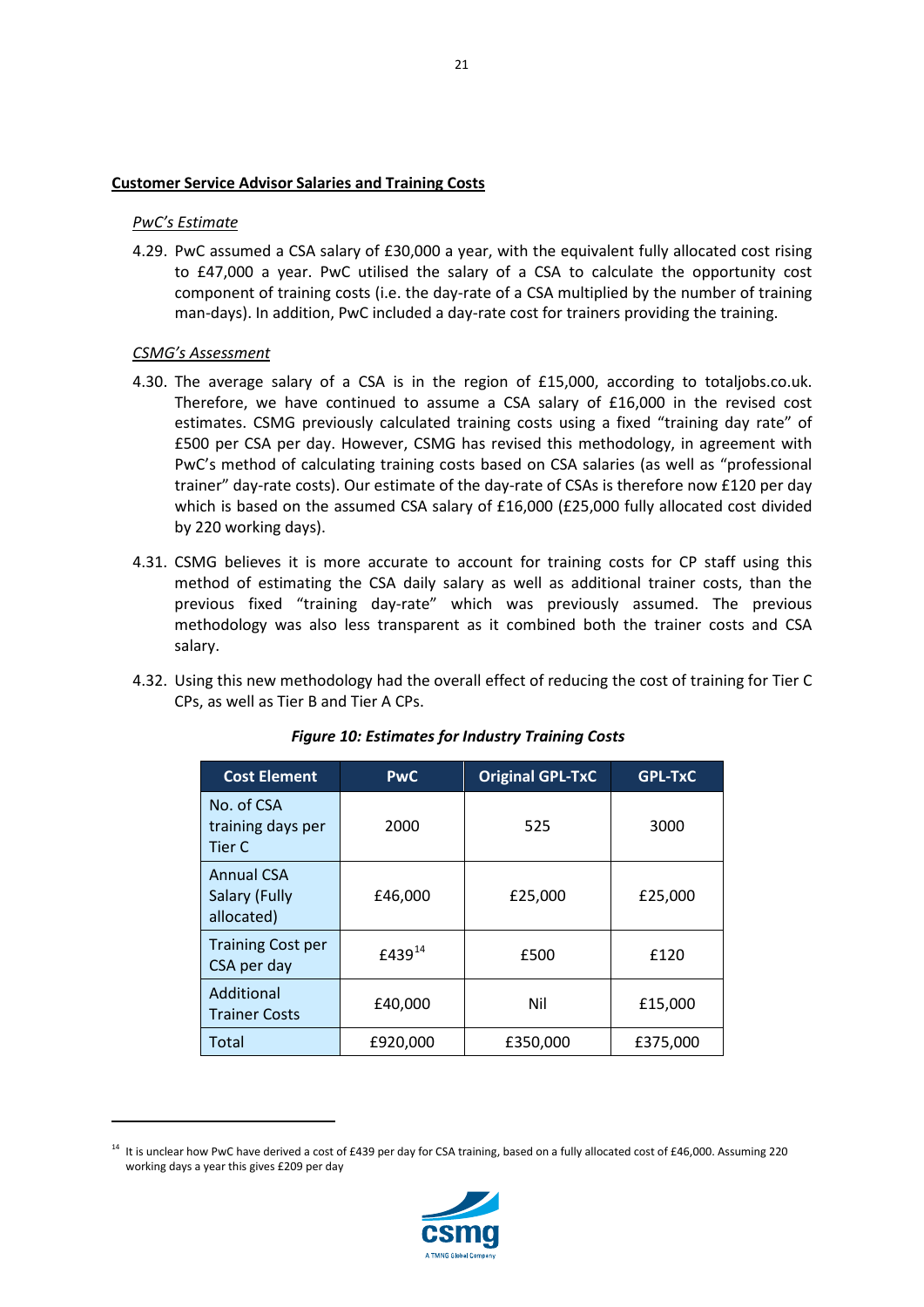**Customer Service Advisor Salaries and Training Costs**

*PwC's Estimate*

4.29. PwC assumed a CSA salary of £30,000 a year, with the equivalent fully allocated cost rising to £47,000 a year. PwC utilised the salary of a CSA to calculate the opportunity cost component of training costs (i.e. the day-rate of a CSA multiplied by the number of training man-days). In addition, PwC included a day-rate cost for trainers providing the training.

*CSMG's Assessment*

4.30. The average salary of a CSA is in the region of £15,000, according to totaljobs.co.uk. Therefore, we have continued to assume a CSA salary of £16,000 in the revised cost estimates. CSMG previously calculated training costs using a fixed "training day rate" of £500 per CSA per day. However, CSMG has revised this methodology, in agreement with PwC's method of calculating training costs based on CSA salaries (as well as "professional trainer" day-rate costs). Our estimate of the day-rate of CSAs is therefore now £120 per day which is based on the assumed CSA salary of £16,000 (£25,000 fully allocated cost divided by 220 working days).

4.31. CSMG believes it is more accurate to account for training costs for CP staff using this method of estimating the CSA daily salary as well as additional trainer costs, than the previous fixed "training day-rate" which was previously assumed. The previous methodology was also less transparent as it combined both the trainer costs and CSA salary.

4.32. Using this new methodology had the overall effect of reducing the cost of training for Tier C CPs, as well as Tier B and Tier A CPs.

***Figure 10: Estimates for Industry Training Costs***

| Cost Element | PwC | Original GPL-TxC | GPL-TxC |
|---|---|---|---|
| No. of CSA training days per Tier C | 2000 | 525 | 3000 |
| Annual CSA Salary (Fully allocated) | £46,000 | £25,000 | £25,000 |
| Training Cost per CSA per day | £439[14] | £500 | £120 |
| Additional Trainer Costs | £40,000 | Nil | £15,000 |
| Total | £920,000 | £350,000 | £375,000 |

[14] It is unclear how PwC have derived a cost of £439 per day for CSA training, based on a fully allocated cost of £46,000. Assuming 220 working days a year this gives £209 per day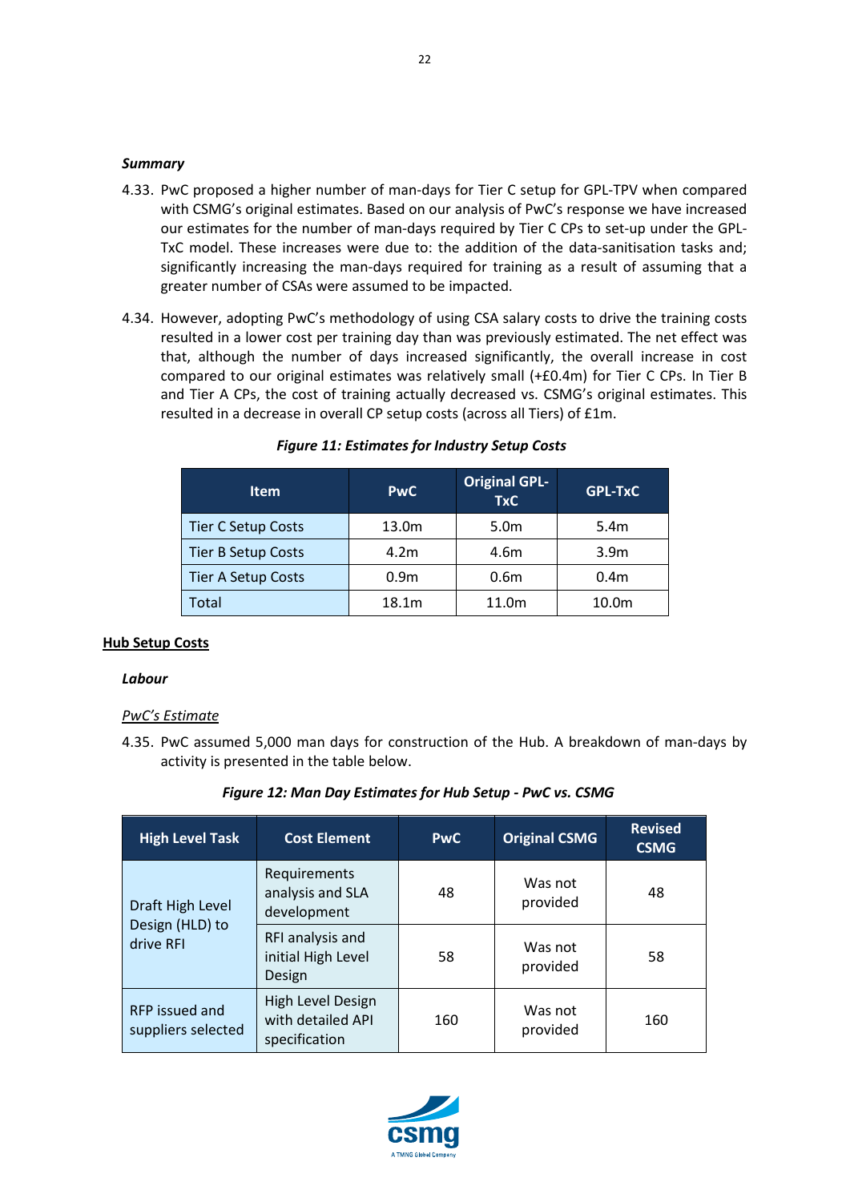***Summary***

4.33. PwC proposed a higher number of man-days for Tier C setup for GPL-TPV when compared with CSMG's original estimates. Based on our analysis of PwC's response we have increased our estimates for the number of man-days required by Tier C CPs to set-up under the GPL-TxC model. These increases were due to: the addition of the data-sanitisation tasks and; significantly increasing the man-days required for training as a result of assuming that a greater number of CSAs were assumed to be impacted.

4.34. However, adopting PwC's methodology of using CSA salary costs to drive the training costs resulted in a lower cost per training day than was previously estimated. The net effect was that, although the number of days increased significantly, the overall increase in cost compared to our original estimates was relatively small (+£0.4m) for Tier C CPs. In Tier B and Tier A CPs, the cost of training actually decreased vs. CSMG's original estimates. This resulted in a decrease in overall CP setup costs (across all Tiers) of £1m.

***Figure 11: Estimates for Industry Setup Costs***

| Item | PwC | Original GPL-TxC | GPL-TxC |
|---|---|---|---|
| Tier C Setup Costs | 13.0m | 5.0m | 5.4m |
| Tier B Setup Costs | 4.2m | 4.6m | 3.9m |
| Tier A Setup Costs | 0.9m | 0.6m | 0.4m |
| Total | 18.1m | 11.0m | 10.0m |

**Hub Setup Costs**

***Labour***

*PwC's Estimate*

4.35. PwC assumed 5,000 man days for construction of the Hub. A breakdown of man-days by activity is presented in the table below.

***Figure 12: Man Day Estimates for Hub Setup - PwC vs. CSMG***

| High Level Task | Cost Element | PwC | Original CSMG | Revised CSMG |
|---|---|---|---|---|
| Draft High Level Design (HLD) to drive RFI | Requirements analysis and SLA development | 48 | Was not provided | 48 |
| | RFI analysis and initial High Level Design | 58 | Was not provided | 58 |
| RFP issued and suppliers selected | High Level Design with detailed API specification | 160 | Was not provided | 160 |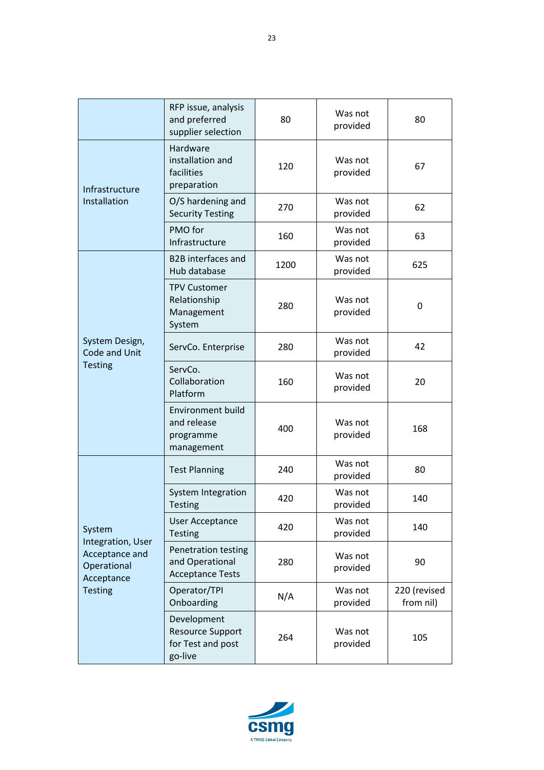| | | | | |
|---|---|---|---|---|
| | RFP issue, analysis and preferred supplier selection | 80 | Was not provided | 80 |
| Infrastructure Installation | Hardware installation and facilities preparation | 120 | Was not provided | 67 |
| | O/S hardening and Security Testing | 270 | Was not provided | 62 |
| | PMO for Infrastructure | 160 | Was not provided | 63 |
| System Design, Code and Unit Testing | B2B interfaces and Hub database | 1200 | Was not provided | 625 |
| | TPV Customer Relationship Management System | 280 | Was not provided | 0 |
| | ServCo. Enterprise | 280 | Was not provided | 42 |
| | ServCo. Collaboration Platform | 160 | Was not provided | 20 |
| | Environment build and release programme management | 400 | Was not provided | 168 |
| System Integration, User Acceptance and Operational Acceptance Testing | Test Planning | 240 | Was not provided | 80 |
| | System Integration Testing | 420 | Was not provided | 140 |
| | User Acceptance Testing | 420 | Was not provided | 140 |
| | Penetration testing and Operational Acceptance Tests | 280 | Was not provided | 90 |
| | Operator/TPI Onboarding | N/A | Was not provided | 220 (revised from nil) |
| | Development Resource Support for Test and post go-live | 264 | Was not provided | 105 |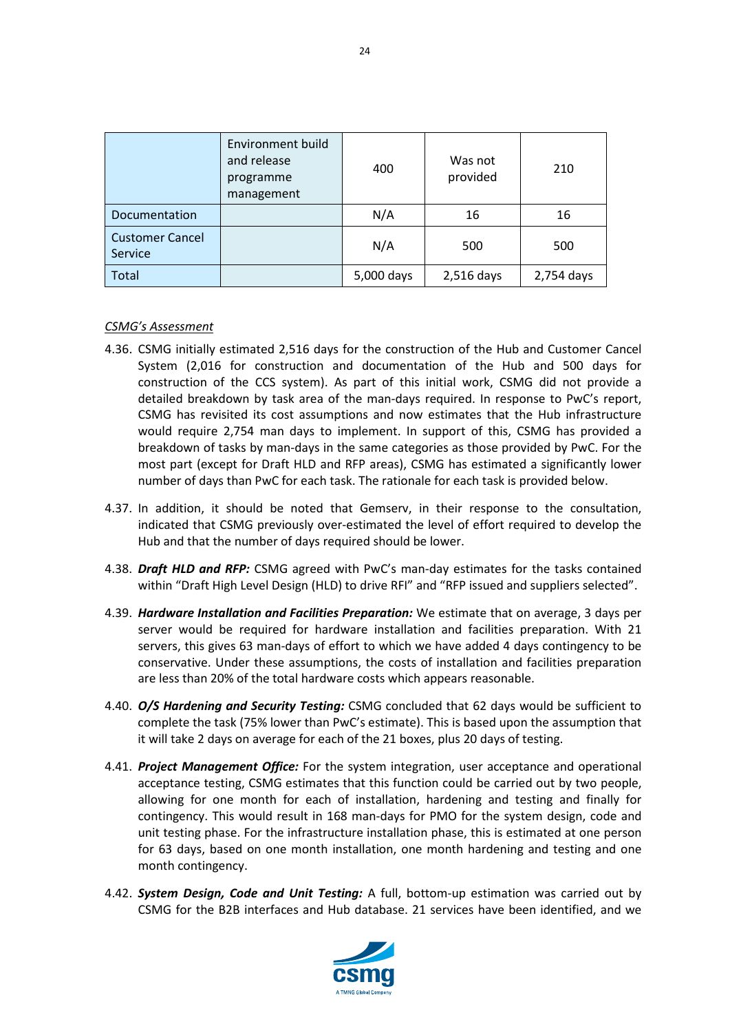| | | | | |
|---|---|---|---|---|
| | Environment build and release programme management | 400 | Was not provided | 210 |
| Documentation | | N/A | 16 | 16 |
| Customer Cancel Service | | N/A | 500 | 500 |
| Total | | 5,000 days | 2,516 days | 2,754 days |

*CSMG's Assessment*

4.36. CSMG initially estimated 2,516 days for the construction of the Hub and Customer Cancel System (2,016 for construction and documentation of the Hub and 500 days for construction of the CCS system). As part of this initial work, CSMG did not provide a detailed breakdown by task area of the man-days required. In response to PwC's report, CSMG has revisited its cost assumptions and now estimates that the Hub infrastructure would require 2,754 man days to implement. In support of this, CSMG has provided a breakdown of tasks by man-days in the same categories as those provided by PwC. For the most part (except for Draft HLD and RFP areas), CSMG has estimated a significantly lower number of days than PwC for each task. The rationale for each task is provided below.

4.37. In addition, it should be noted that Gemserv, in their response to the consultation, indicated that CSMG previously over-estimated the level of effort required to develop the Hub and that the number of days required should be lower.

4.38. ***Draft HLD and RFP:*** CSMG agreed with PwC's man-day estimates for the tasks contained within "Draft High Level Design (HLD) to drive RFI" and "RFP issued and suppliers selected".

4.39. ***Hardware Installation and Facilities Preparation:*** We estimate that on average, 3 days per server would be required for hardware installation and facilities preparation. With 21 servers, this gives 63 man-days of effort to which we have added 4 days contingency to be conservative. Under these assumptions, the costs of installation and facilities preparation are less than 20% of the total hardware costs which appears reasonable.

4.40. ***O/S Hardening and Security Testing:*** CSMG concluded that 62 days would be sufficient to complete the task (75% lower than PwC's estimate). This is based upon the assumption that it will take 2 days on average for each of the 21 boxes, plus 20 days of testing.

4.41. ***Project Management Office:*** For the system integration, user acceptance and operational acceptance testing, CSMG estimates that this function could be carried out by two people, allowing for one month for each of installation, hardening and testing and finally for contingency. This would result in 168 man-days for PMO for the system design, code and unit testing phase. For the infrastructure installation phase, this is estimated at one person for 63 days, based on one month installation, one month hardening and testing and one month contingency.

4.42. ***System Design, Code and Unit Testing:*** A full, bottom-up estimation was carried out by CSMG for the B2B interfaces and Hub database. 21 services have been identified, and we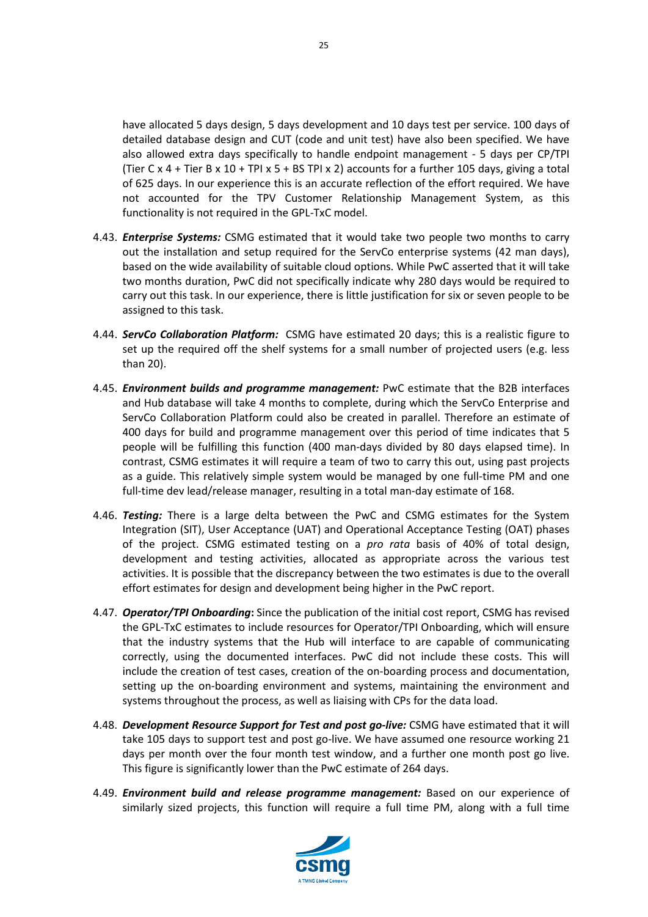have allocated 5 days design, 5 days development and 10 days test per service. 100 days of detailed database design and CUT (code and unit test) have also been specified. We have also allowed extra days specifically to handle endpoint management - 5 days per CP/TPI (Tier C x 4 + Tier B x 10 + TPI x 5 + BS TPI x 2) accounts for a further 105 days, giving a total of 625 days. In our experience this is an accurate reflection of the effort required. We have not accounted for the TPV Customer Relationship Management System, as this functionality is not required in the GPL-TxC model.

4.43. ***Enterprise Systems:*** CSMG estimated that it would take two people two months to carry out the installation and setup required for the ServCo enterprise systems (42 man days), based on the wide availability of suitable cloud options. While PwC asserted that it will take two months duration, PwC did not specifically indicate why 280 days would be required to carry out this task. In our experience, there is little justification for six or seven people to be assigned to this task.

4.44. ***ServCo Collaboration Platform:*** CSMG have estimated 20 days; this is a realistic figure to set up the required off the shelf systems for a small number of projected users (e.g. less than 20).

4.45. ***Environment builds and programme management:*** PwC estimate that the B2B interfaces and Hub database will take 4 months to complete, during which the ServCo Enterprise and ServCo Collaboration Platform could also be created in parallel. Therefore an estimate of 400 days for build and programme management over this period of time indicates that 5 people will be fulfilling this function (400 man-days divided by 80 days elapsed time). In contrast, CSMG estimates it will require a team of two to carry this out, using past projects as a guide. This relatively simple system would be managed by one full-time PM and one full-time dev lead/release manager, resulting in a total man-day estimate of 168.

4.46. ***Testing:*** There is a large delta between the PwC and CSMG estimates for the System Integration (SIT), User Acceptance (UAT) and Operational Acceptance Testing (OAT) phases of the project. CSMG estimated testing on a *pro rata* basis of 40% of total design, development and testing activities, allocated as appropriate across the various test activities. It is possible that the discrepancy between the two estimates is due to the overall effort estimates for design and development being higher in the PwC report.

4.47. ***Operator/TPI Onboarding*:** Since the publication of the initial cost report, CSMG has revised the GPL-TxC estimates to include resources for Operator/TPI Onboarding, which will ensure that the industry systems that the Hub will interface to are capable of communicating correctly, using the documented interfaces. PwC did not include these costs. This will include the creation of test cases, creation of the on-boarding process and documentation, setting up the on-boarding environment and systems, maintaining the environment and systems throughout the process, as well as liaising with CPs for the data load.

4.48. ***Development Resource Support for Test and post go-live:*** CSMG have estimated that it will take 105 days to support test and post go-live. We have assumed one resource working 21 days per month over the four month test window, and a further one month post go live. This figure is significantly lower than the PwC estimate of 264 days.

4.49. ***Environment build and release programme management:*** Based on our experience of similarly sized projects, this function will require a full time PM, along with a full time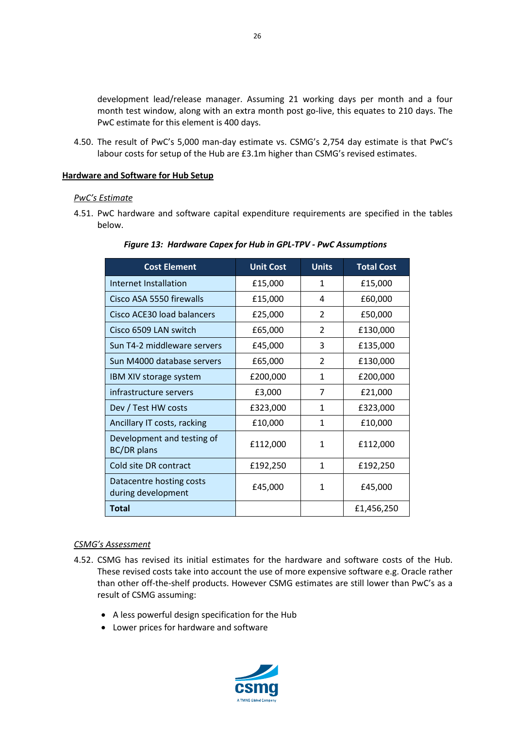development lead/release manager. Assuming 21 working days per month and a four month test window, along with an extra month post go-live, this equates to 210 days. The PwC estimate for this element is 400 days.

4.50. The result of PwC's 5,000 man-day estimate vs. CSMG's 2,754 day estimate is that PwC's labour costs for setup of the Hub are £3.1m higher than CSMG's revised estimates.

**Hardware and Software for Hub Setup**

*PwC's Estimate*

4.51. PwC hardware and software capital expenditure requirements are specified in the tables below.

***Figure 13: Hardware Capex for Hub in GPL-TPV - PwC Assumptions***

| Cost Element | Unit Cost | Units | Total Cost |
|---|---|---|---|
| Internet Installation | £15,000 | 1 | £15,000 |
| Cisco ASA 5550 firewalls | £15,000 | 4 | £60,000 |
| Cisco ACE30 load balancers | £25,000 | 2 | £50,000 |
| Cisco 6509 LAN switch | £65,000 | 2 | £130,000 |
| Sun T4-2 middleware servers | £45,000 | 3 | £135,000 |
| Sun M4000 database servers | £65,000 | 2 | £130,000 |
| IBM XIV storage system | £200,000 | 1 | £200,000 |
| infrastructure servers | £3,000 | 7 | £21,000 |
| Dev / Test HW costs | £323,000 | 1 | £323,000 |
| Ancillary IT costs, racking | £10,000 | 1 | £10,000 |
| Development and testing of BC/DR plans | £112,000 | 1 | £112,000 |
| Cold site DR contract | £192,250 | 1 | £192,250 |
| Datacentre hosting costs during development | £45,000 | 1 | £45,000 |
| **Total** | | | £1,456,250 |

*CSMG's Assessment*

4.52. CSMG has revised its initial estimates for the hardware and software costs of the Hub. These revised costs take into account the use of more expensive software e.g. Oracle rather than other off-the-shelf products. However CSMG estimates are still lower than PwC's as a result of CSMG assuming:

- A less powerful design specification for the Hub
- Lower prices for hardware and software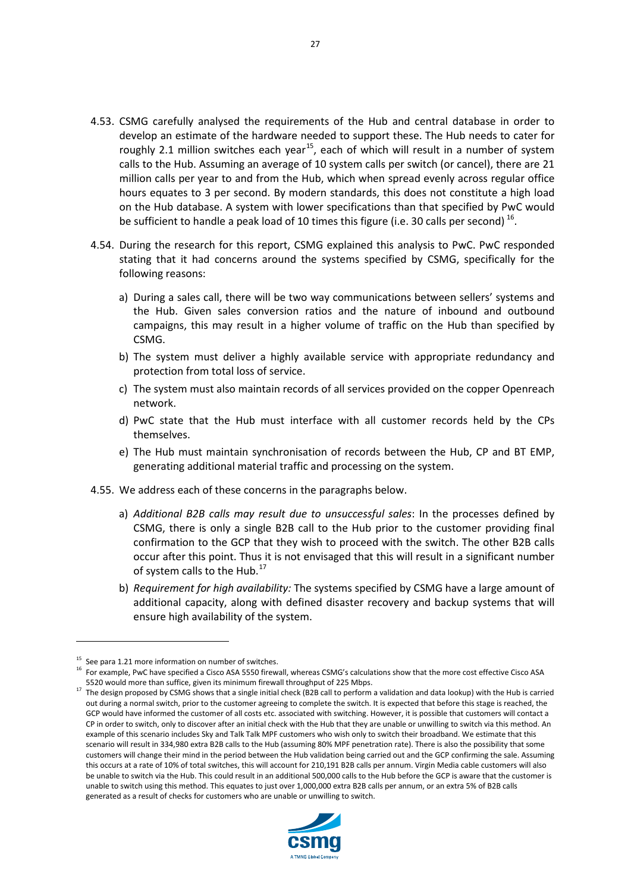4.53. CSMG carefully analysed the requirements of the Hub and central database in order to develop an estimate of the hardware needed to support these. The Hub needs to cater for roughly 2.1 million switches each year[15], each of which will result in a number of system calls to the Hub. Assuming an average of 10 system calls per switch (or cancel), there are 21 million calls per year to and from the Hub, which when spread evenly across regular office hours equates to 3 per second. By modern standards, this does not constitute a high load on the Hub database. A system with lower specifications than that specified by PwC would be sufficient to handle a peak load of 10 times this figure (i.e. 30 calls per second)[16].

4.54. During the research for this report, CSMG explained this analysis to PwC. PwC responded stating that it had concerns around the systems specified by CSMG, specifically for the following reasons:

a) During a sales call, there will be two way communications between sellers' systems and the Hub. Given sales conversion ratios and the nature of inbound and outbound campaigns, this may result in a higher volume of traffic on the Hub than specified by CSMG.

b) The system must deliver a highly available service with appropriate redundancy and protection from total loss of service.

c) The system must also maintain records of all services provided on the copper Openreach network.

d) PwC state that the Hub must interface with all customer records held by the CPs themselves.

e) The Hub must maintain synchronisation of records between the Hub, CP and BT EMP, generating additional material traffic and processing on the system.

4.55. We address each of these concerns in the paragraphs below.

a) *Additional B2B calls may result due to unsuccessful sales*: In the processes defined by CSMG, there is only a single B2B call to the Hub prior to the customer providing final confirmation to the GCP that they wish to proceed with the switch. The other B2B calls occur after this point. Thus it is not envisaged that this will result in a significant number of system calls to the Hub.[17]

b) *Requirement for high availability:* The systems specified by CSMG have a large amount of additional capacity, along with defined disaster recovery and backup systems that will ensure high availability of the system.

---

[15] See para 1.21 more information on number of switches.

[16] For example, PwC have specified a Cisco ASA 5550 firewall, whereas CSMG's calculations show that the more cost effective Cisco ASA 5520 would more than suffice, given its minimum firewall throughput of 225 Mbps.

[17] The design proposed by CSMG shows that a single initial check (B2B call to perform a validation and data lookup) with the Hub is carried out during a normal switch, prior to the customer agreeing to complete the switch. It is expected that before this stage is reached, the GCP would have informed the customer of all costs etc. associated with switching. However, it is possible that customers will contact a CP in order to switch, only to discover after an initial check with the Hub that they are unable or unwilling to switch via this method. An example of this scenario includes Sky and Talk Talk MPF customers who wish only to switch their broadband. We estimate that this scenario will result in 334,980 extra B2B calls to the Hub (assuming 80% MPF penetration rate). There is also the possibility that some customers will change their mind in the period between the Hub validation being carried out and the GCP confirming the sale. Assuming this occurs at a rate of 10% of total switches, this will account for 210,191 B2B calls per annum. Virgin Media cable customers will also be unable to switch via the Hub. This could result in an additional 500,000 calls to the Hub before the GCP is aware that the customer is unable to switch using this method. This equates to just over 1,000,000 extra B2B calls per annum, or an extra 5% of B2B calls generated as a result of checks for customers who are unable or unwilling to switch.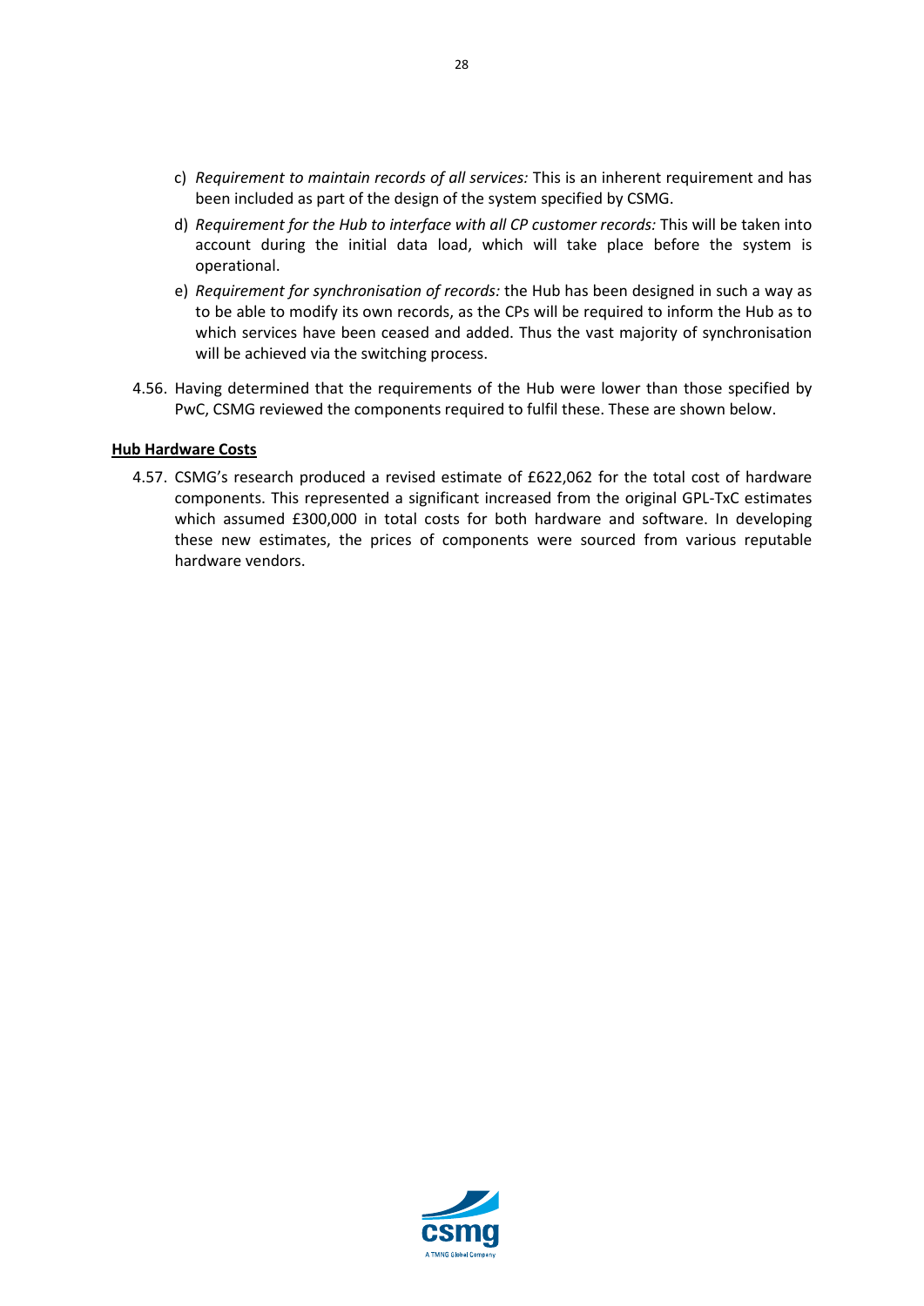c) *Requirement to maintain records of all services:* This is an inherent requirement and has been included as part of the design of the system specified by CSMG.

d) *Requirement for the Hub to interface with all CP customer records:* This will be taken into account during the initial data load, which will take place before the system is operational.

e) *Requirement for synchronisation of records:* the Hub has been designed in such a way as to be able to modify its own records, as the CPs will be required to inform the Hub as to which services have been ceased and added. Thus the vast majority of synchronisation will be achieved via the switching process.

4.56. Having determined that the requirements of the Hub were lower than those specified by PwC, CSMG reviewed the components required to fulfil these. These are shown below.

**Hub Hardware Costs**

4.57. CSMG's research produced a revised estimate of £622,062 for the total cost of hardware components. This represented a significant increased from the original GPL-TxC estimates which assumed £300,000 in total costs for both hardware and software. In developing these new estimates, the prices of components were sourced from various reputable hardware vendors.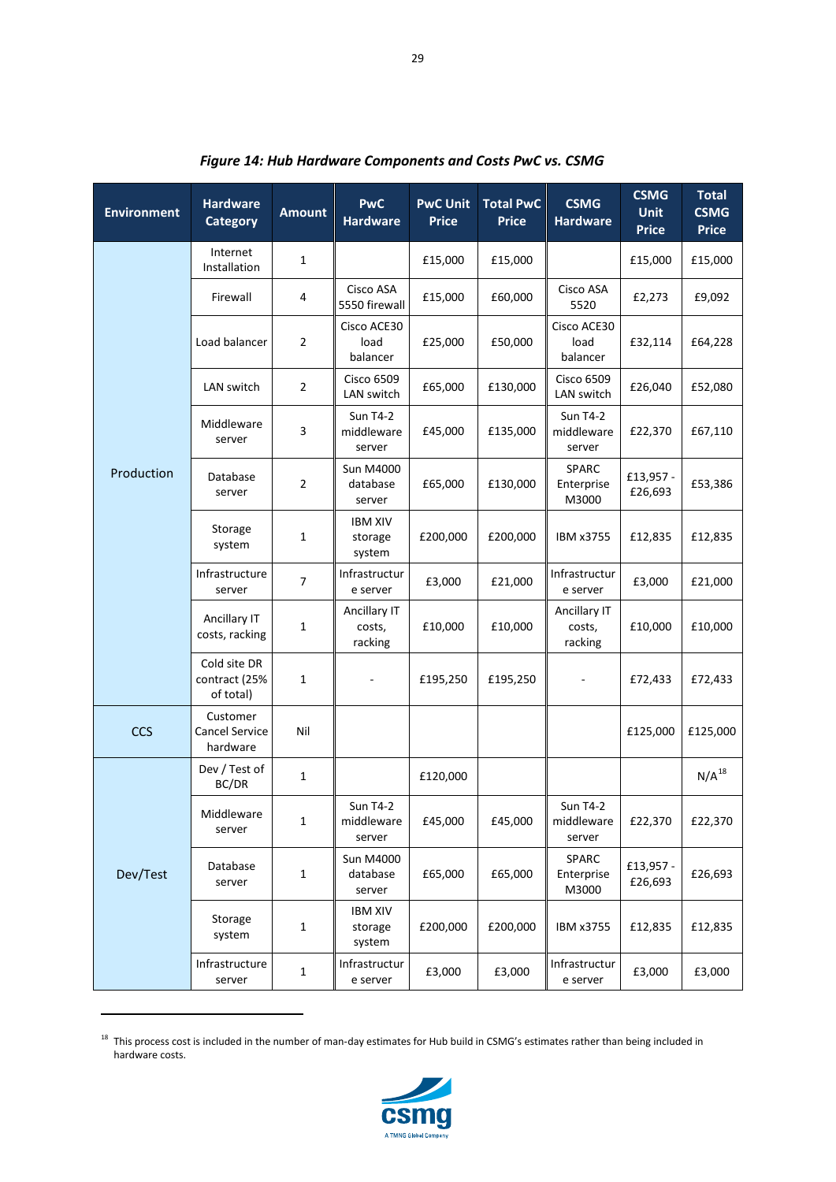*Figure 14: Hub Hardware Components and Costs PwC vs. CSMG*

| Environment | Hardware Category | Amount | PwC Hardware | PwC Unit Price | Total PwC Price | CSMG Hardware | CSMG Unit Price | Total CSMG Price |
|---|---|---|---|---|---|---|---|---|
| Production | Internet Installation | 1 | | £15,000 | £15,000 | | £15,000 | £15,000 |
| | Firewall | 4 | Cisco ASA 5550 firewall | £15,000 | £60,000 | Cisco ASA 5520 | £2,273 | £9,092 |
| | Load balancer | 2 | Cisco ACE30 load balancer | £25,000 | £50,000 | Cisco ACE30 load balancer | £32,114 | £64,228 |
| | LAN switch | 2 | Cisco 6509 LAN switch | £65,000 | £130,000 | Cisco 6509 LAN switch | £26,040 | £52,080 |
| | Middleware server | 3 | Sun T4-2 middleware server | £45,000 | £135,000 | Sun T4-2 middleware server | £22,370 | £67,110 |
| | Database server | 2 | Sun M4000 database server | £65,000 | £130,000 | SPARC Enterprise M3000 | £13,957 - £26,693 | £53,386 |
| | Storage system | 1 | IBM XIV storage system | £200,000 | £200,000 | IBM x3755 | £12,835 | £12,835 |
| | Infrastructure server | 7 | Infrastructure server | £3,000 | £21,000 | Infrastructure server | £3,000 | £21,000 |
| | Ancillary IT costs, racking | 1 | Ancillary IT costs, racking | £10,000 | £10,000 | Ancillary IT costs, racking | £10,000 | £10,000 |
| | Cold site DR contract (25% of total) | 1 | - | £195,250 | £195,250 | - | £72,433 | £72,433 |
| CCS | Customer Cancel Service hardware | Nil | | | | | £125,000 | £125,000 |
| Dev/Test | Dev / Test of BC/DR | 1 | | £120,000 | | | | N/A[18] |
| | Middleware server | 1 | Sun T4-2 middleware server | £45,000 | £45,000 | Sun T4-2 middleware server | £22,370 | £22,370 |
| | Database server | 1 | Sun M4000 database server | £65,000 | £65,000 | SPARC Enterprise M3000 | £13,957 - £26,693 | £26,693 |
| | Storage system | 1 | IBM XIV storage system | £200,000 | £200,000 | IBM x3755 | £12,835 | £12,835 |
| | Infrastructure server | 1 | Infrastructure server | £3,000 | £3,000 | Infrastructure server | £3,000 | £3,000 |

[18] This process cost is included in the number of man-day estimates for Hub build in CSMG's estimates rather than being included in hardware costs.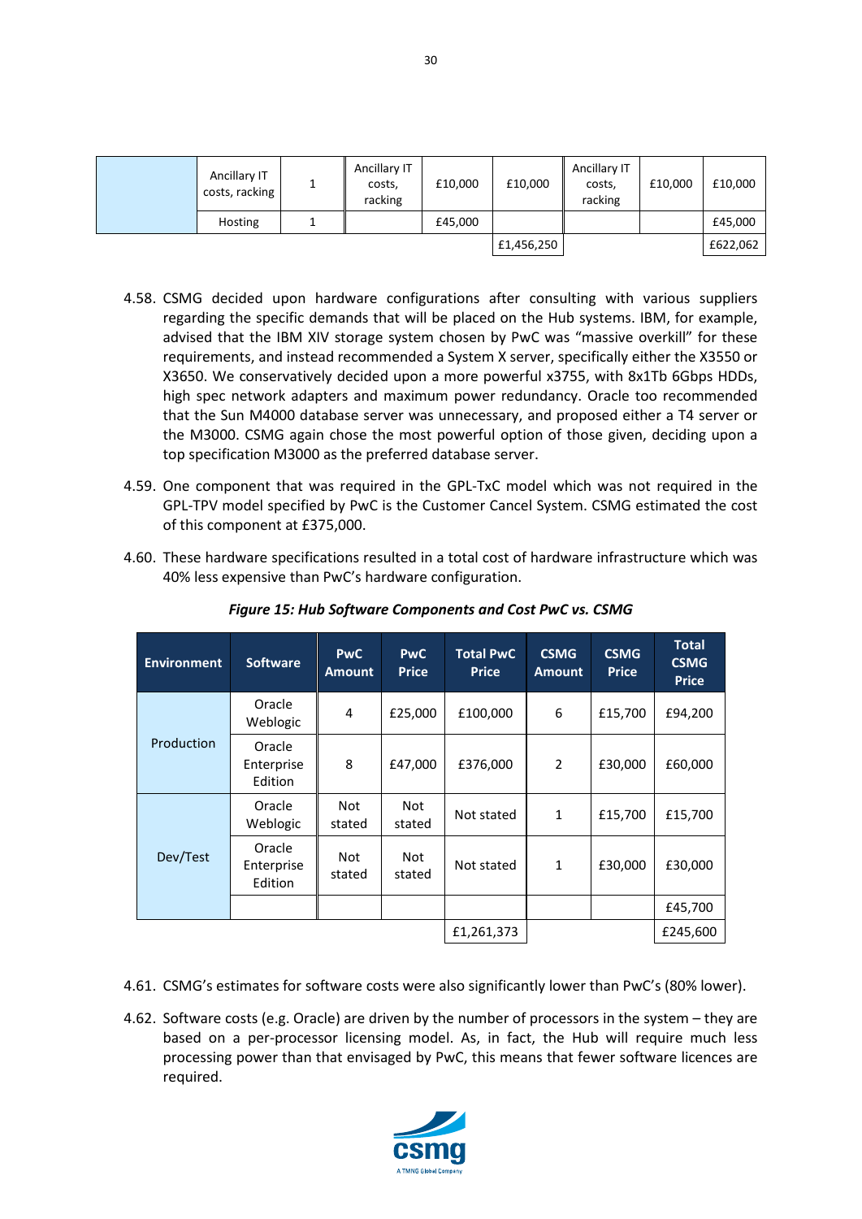| | | | | | | | |
|---|---|---|---|---|---|---|---|
| | Ancillary IT costs, racking | 1 | Ancillary IT costs, racking | £10,000 | £10,000 | Ancillary IT costs, racking | £10,000 | £10,000 |
| | Hosting | 1 | | £45,000 | | | | £45,000 |
| | | | | | £1,456,250 | | | £622,062 |

4.58. CSMG decided upon hardware configurations after consulting with various suppliers regarding the specific demands that will be placed on the Hub systems. IBM, for example, advised that the IBM XIV storage system chosen by PwC was "massive overkill" for these requirements, and instead recommended a System X server, specifically either the X3550 or X3650. We conservatively decided upon a more powerful x3755, with 8x1Tb 6Gbps HDDs, high spec network adapters and maximum power redundancy. Oracle too recommended that the Sun M4000 database server was unnecessary, and proposed either a T4 server or the M3000. CSMG again chose the most powerful option of those given, deciding upon a top specification M3000 as the preferred database server.

4.59. One component that was required in the GPL-TxC model which was not required in the GPL-TPV model specified by PwC is the Customer Cancel System. CSMG estimated the cost of this component at £375,000.

4.60. These hardware specifications resulted in a total cost of hardware infrastructure which was 40% less expensive than PwC's hardware configuration.

*Figure 15: Hub Software Components and Cost PwC vs. CSMG*

| Environment | Software | PwC Amount | PwC Price | Total PwC Price | CSMG Amount | CSMG Price | Total CSMG Price |
|---|---|---|---|---|---|---|---|
| Production | Oracle Weblogic | 4 | £25,000 | £100,000 | 6 | £15,700 | £94,200 |
| | Oracle Enterprise Edition | 8 | £47,000 | £376,000 | 2 | £30,000 | £60,000 |
| Dev/Test | Oracle Weblogic | Not stated | Not stated | Not stated | 1 | £15,700 | £15,700 |
| | Oracle Enterprise Edition | Not stated | Not stated | Not stated | 1 | £30,000 | £30,000 |
| | | | | | | | £45,700 |
| | | | | £1,261,373 | | | £245,600 |

4.61. CSMG's estimates for software costs were also significantly lower than PwC's (80% lower).

4.62. Software costs (e.g. Oracle) are driven by the number of processors in the system – they are based on a per-processor licensing model. As, in fact, the Hub will require much less processing power than that envisaged by PwC, this means that fewer software licences are required.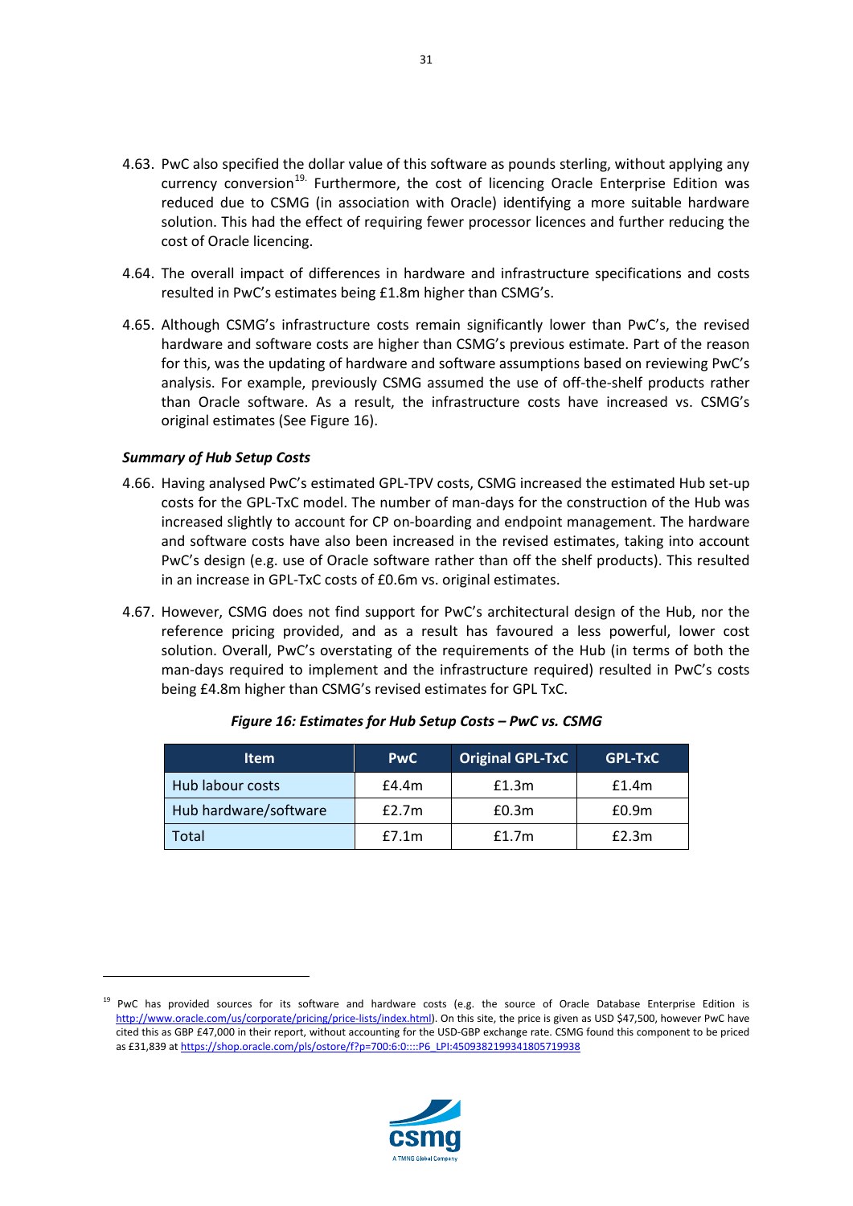4.63. PwC also specified the dollar value of this software as pounds sterling, without applying any currency conversion[19]. Furthermore, the cost of licencing Oracle Enterprise Edition was reduced due to CSMG (in association with Oracle) identifying a more suitable hardware solution. This had the effect of requiring fewer processor licences and further reducing the cost of Oracle licencing.

4.64. The overall impact of differences in hardware and infrastructure specifications and costs resulted in PwC's estimates being £1.8m higher than CSMG's.

4.65. Although CSMG's infrastructure costs remain significantly lower than PwC's, the revised hardware and software costs are higher than CSMG's previous estimate. Part of the reason for this, was the updating of hardware and software assumptions based on reviewing PwC's analysis. For example, previously CSMG assumed the use of off-the-shelf products rather than Oracle software. As a result, the infrastructure costs have increased vs. CSMG's original estimates (See Figure 16).

***Summary of Hub Setup Costs***

4.66. Having analysed PwC's estimated GPL-TPV costs, CSMG increased the estimated Hub set-up costs for the GPL-TxC model. The number of man-days for the construction of the Hub was increased slightly to account for CP on-boarding and endpoint management. The hardware and software costs have also been increased in the revised estimates, taking into account PwC's design (e.g. use of Oracle software rather than off the shelf products). This resulted in an increase in GPL-TxC costs of £0.6m vs. original estimates.

4.67. However, CSMG does not find support for PwC's architectural design of the Hub, nor the reference pricing provided, and as a result has favoured a less powerful, lower cost solution. Overall, PwC's overstating of the requirements of the Hub (in terms of both the man-days required to implement and the infrastructure required) resulted in PwC's costs being £4.8m higher than CSMG's revised estimates for GPL TxC.

***Figure 16: Estimates for Hub Setup Costs – PwC vs. CSMG***

| Item | PwC | Original GPL-TxC | GPL-TxC |
|---|---|---|---|
| Hub labour costs | £4.4m | £1.3m | £1.4m |
| Hub hardware/software | £2.7m | £0.3m | £0.9m |
| Total | £7.1m | £1.7m | £2.3m |

[19] PwC has provided sources for its software and hardware costs (e.g. the source of Oracle Database Enterprise Edition is http://www.oracle.com/us/corporate/pricing/price-lists/index.html). On this site, the price is given as USD $47,500, however PwC have cited this as GBP £47,000 in their report, without accounting for the USD-GBP exchange rate. CSMG found this component to be priced as £31,839 at https://shop.oracle.com/pls/ostore/f?p=700:6:0::::P6_LPI:4509382199341805719938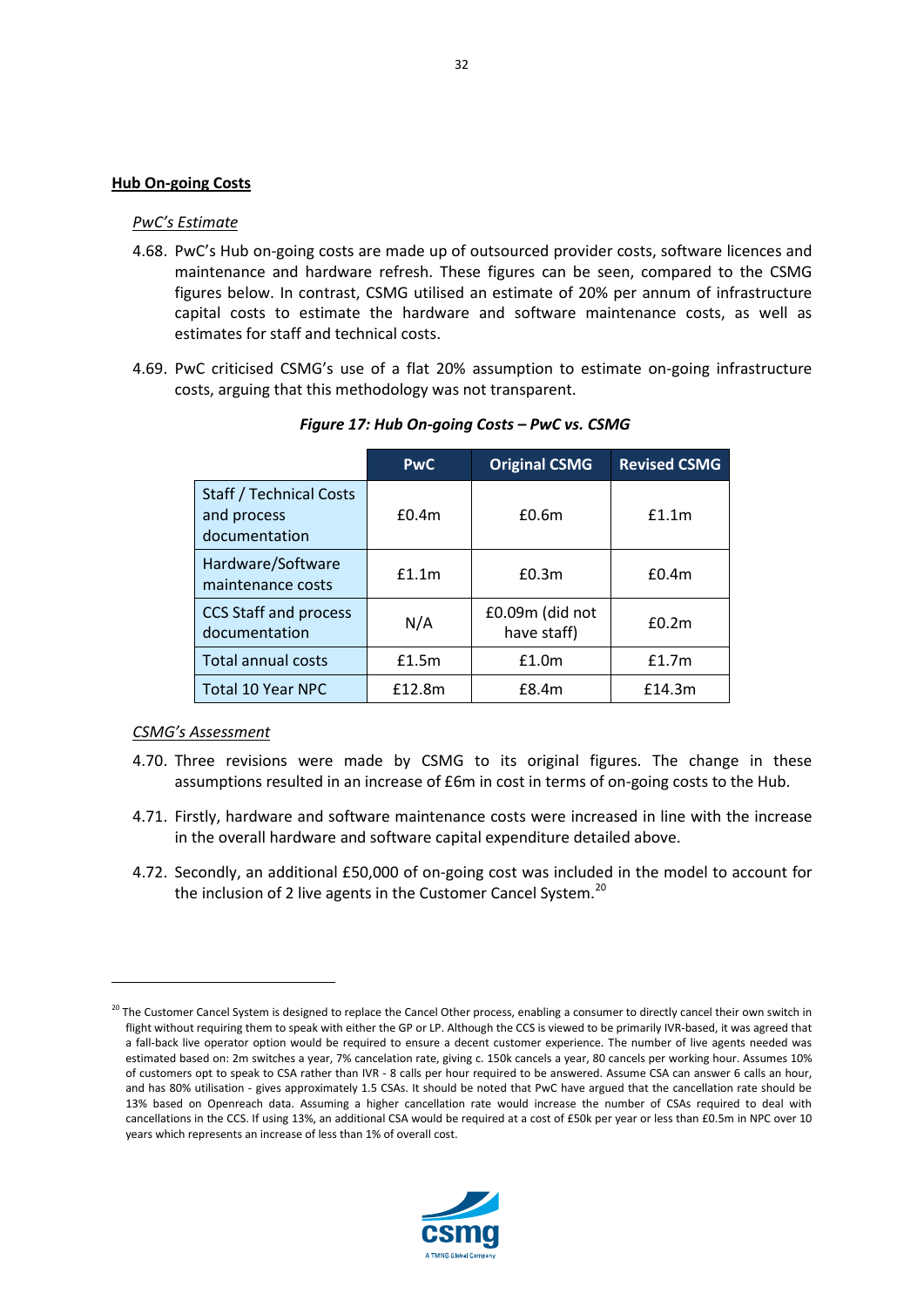**Hub On-going Costs**

*PwC's Estimate*

4.68. PwC's Hub on-going costs are made up of outsourced provider costs, software licences and maintenance and hardware refresh. These figures can be seen, compared to the CSMG figures below. In contrast, CSMG utilised an estimate of 20% per annum of infrastructure capital costs to estimate the hardware and software maintenance costs, as well as estimates for staff and technical costs.

4.69. PwC criticised CSMG's use of a flat 20% assumption to estimate on-going infrastructure costs, arguing that this methodology was not transparent.

***Figure 17: Hub On-going Costs – PwC vs. CSMG***

| | PwC | Original CSMG | Revised CSMG |
|---|---|---|---|
| Staff / Technical Costs and process documentation | £0.4m | £0.6m | £1.1m |
| Hardware/Software maintenance costs | £1.1m | £0.3m | £0.4m |
| CCS Staff and process documentation | N/A | £0.09m (did not have staff) | £0.2m |
| Total annual costs | £1.5m | £1.0m | £1.7m |
| Total 10 Year NPC | £12.8m | £8.4m | £14.3m |

*CSMG's Assessment*

4.70. Three revisions were made by CSMG to its original figures. The change in these assumptions resulted in an increase of £6m in cost in terms of on-going costs to the Hub.

4.71. Firstly, hardware and software maintenance costs were increased in line with the increase in the overall hardware and software capital expenditure detailed above.

4.72. Secondly, an additional £50,000 of on-going cost was included in the model to account for the inclusion of 2 live agents in the Customer Cancel System.[20]

[20] The Customer Cancel System is designed to replace the Cancel Other process, enabling a consumer to directly cancel their own switch in flight without requiring them to speak with either the GP or LP. Although the CCS is viewed to be primarily IVR-based, it was agreed that a fall-back live operator option would be required to ensure a decent customer experience. The number of live agents needed was estimated based on: 2m switches a year, 7% cancelation rate, giving c. 150k cancels a year, 80 cancels per working hour. Assumes 10% of customers opt to speak to CSA rather than IVR - 8 calls per hour required to be answered. Assume CSA can answer 6 calls an hour, and has 80% utilisation - gives approximately 1.5 CSAs. It should be noted that PwC have argued that the cancellation rate should be 13% based on Openreach data. Assuming a higher cancellation rate would increase the number of CSAs required to deal with cancellations in the CCS. If using 13%, an additional CSA would be required at a cost of £50k per year or less than £0.5m in NPC over 10 years which represents an increase of less than 1% of overall cost.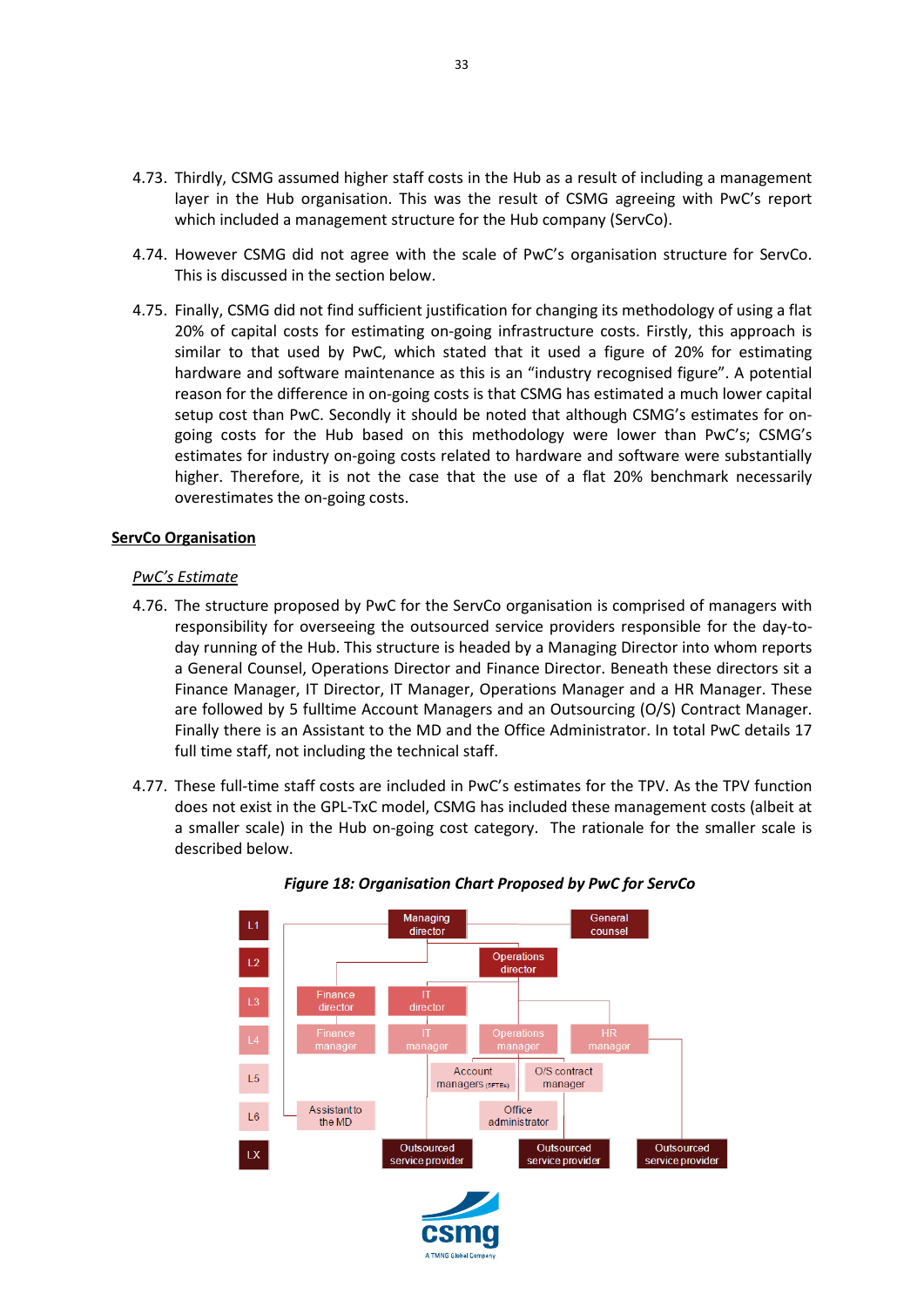4.73. Thirdly, CSMG assumed higher staff costs in the Hub as a result of including a management layer in the Hub organisation. This was the result of CSMG agreeing with PwC's report which included a management structure for the Hub company (ServCo).

4.74. However CSMG did not agree with the scale of PwC's organisation structure for ServCo. This is discussed in the section below.

4.75. Finally, CSMG did not find sufficient justification for changing its methodology of using a flat 20% of capital costs for estimating on-going infrastructure costs. Firstly, this approach is similar to that used by PwC, which stated that it used a figure of 20% for estimating hardware and software maintenance as this is an "industry recognised figure". A potential reason for the difference in on-going costs is that CSMG has estimated a much lower capital setup cost than PwC. Secondly it should be noted that although CSMG's estimates for on-going costs for the Hub based on this methodology were lower than PwC's; CSMG's estimates for industry on-going costs related to hardware and software were substantially higher. Therefore, it is not the case that the use of a flat 20% benchmark necessarily overestimates the on-going costs.

**ServCo Organisation**

*PwC's Estimate*

4.76. The structure proposed by PwC for the ServCo organisation is comprised of managers with responsibility for overseeing the outsourced service providers responsible for the day-to-day running of the Hub. This structure is headed by a Managing Director into whom reports a General Counsel, Operations Director and Finance Director. Beneath these directors sit a Finance Manager, IT Director, IT Manager, Operations Manager and a HR Manager. These are followed by 5 fulltime Account Managers and an Outsourcing (O/S) Contract Manager. Finally there is an Assistant to the MD and the Office Administrator. In total PwC details 17 full time staff, not including the technical staff.

4.77. These full-time staff costs are included in PwC's estimates for the TPV. As the TPV function does not exist in the GPL-TxC model, CSMG has included these management costs (albeit at a smaller scale) in the Hub on-going cost category. The rationale for the smaller scale is described below.

***Figure 18: Organisation Chart Proposed by PwC for ServCo***

| Level | Roles |
|---|---|
| L1 | Managing director; General counsel |
| L2 | Operations director |
| L3 | Finance director; IT director |
| L4 | Finance manager; IT manager; Operations manager; HR manager |
| L5 | Account managers (5FTEs); O/S contract manager |
| L6 | Assistant to the MD; Office administrator |
| LX | Outsourced service provider; Outsourced service provider; Outsourced service provider |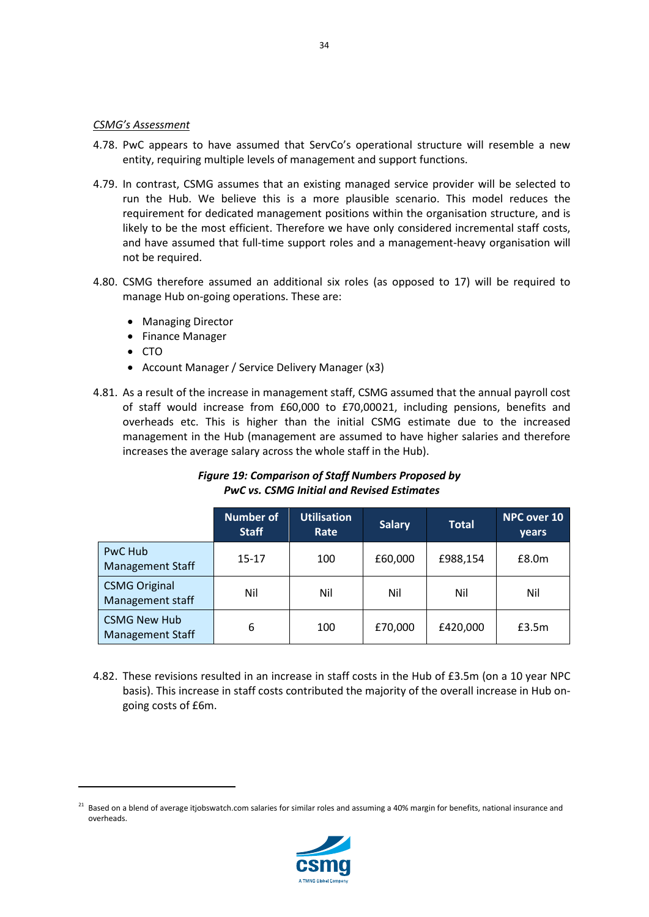*CSMG's Assessment*

4.78. PwC appears to have assumed that ServCo's operational structure will resemble a new entity, requiring multiple levels of management and support functions.

4.79. In contrast, CSMG assumes that an existing managed service provider will be selected to run the Hub. We believe this is a more plausible scenario. This model reduces the requirement for dedicated management positions within the organisation structure, and is likely to be the most efficient. Therefore we have only considered incremental staff costs, and have assumed that full-time support roles and a management-heavy organisation will not be required.

4.80. CSMG therefore assumed an additional six roles (as opposed to 17) will be required to manage Hub on-going operations. These are:

- Managing Director
- Finance Manager
- CTO
- Account Manager / Service Delivery Manager (x3)

4.81. As a result of the increase in management staff, CSMG assumed that the annual payroll cost of staff would increase from £60,000 to £70,000[21], including pensions, benefits and overheads etc. This is higher than the initial CSMG estimate due to the increased management in the Hub (management are assumed to have higher salaries and therefore increases the average salary across the whole staff in the Hub).

***Figure 19: Comparison of Staff Numbers Proposed by PwC vs. CSMG Initial and Revised Estimates***

| | Number of Staff | Utilisation Rate | Salary | Total | NPC over 10 years |
|---|---|---|---|---|---|
| PwC Hub Management Staff | 15-17 | 100 | £60,000 | £988,154 | £8.0m |
| CSMG Original Management staff | Nil | Nil | Nil | Nil | Nil |
| CSMG New Hub Management Staff | 6 | 100 | £70,000 | £420,000 | £3.5m |

4.82. These revisions resulted in an increase in staff costs in the Hub of £3.5m (on a 10 year NPC basis). This increase in staff costs contributed the majority of the overall increase in Hub on-going costs of £6m.

[21] Based on a blend of average itjobswatch.com salaries for similar roles and assuming a 40% margin for benefits, national insurance and overheads.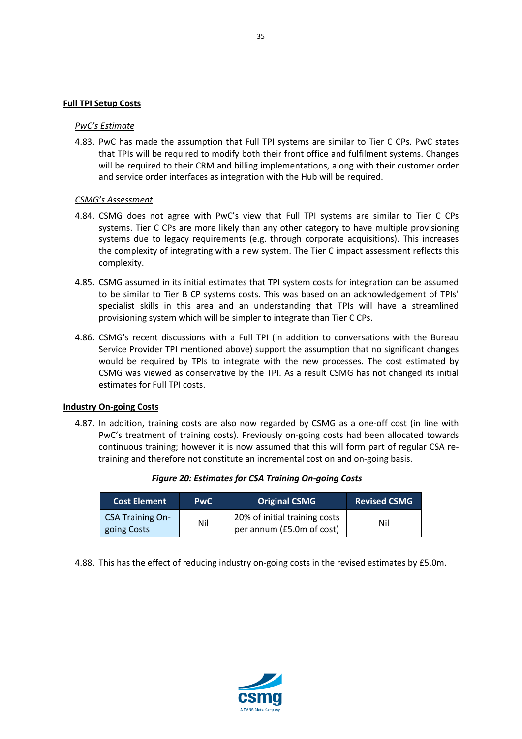**Full TPI Setup Costs**

*PwC's Estimate*

4.83. PwC has made the assumption that Full TPI systems are similar to Tier C CPs. PwC states that TPIs will be required to modify both their front office and fulfilment systems. Changes will be required to their CRM and billing implementations, along with their customer order and service order interfaces as integration with the Hub will be required.

*CSMG's Assessment*

4.84. CSMG does not agree with PwC's view that Full TPI systems are similar to Tier C CPs systems. Tier C CPs are more likely than any other category to have multiple provisioning systems due to legacy requirements (e.g. through corporate acquisitions). This increases the complexity of integrating with a new system. The Tier C impact assessment reflects this complexity.

4.85. CSMG assumed in its initial estimates that TPI system costs for integration can be assumed to be similar to Tier B CP systems costs. This was based on an acknowledgement of TPIs' specialist skills in this area and an understanding that TPIs will have a streamlined provisioning system which will be simpler to integrate than Tier C CPs.

4.86. CSMG's recent discussions with a Full TPI (in addition to conversations with the Bureau Service Provider TPI mentioned above) support the assumption that no significant changes would be required by TPIs to integrate with the new processes. The cost estimated by CSMG was viewed as conservative by the TPI. As a result CSMG has not changed its initial estimates for Full TPI costs.

**Industry On-going Costs**

4.87. In addition, training costs are also now regarded by CSMG as a one-off cost (in line with PwC's treatment of training costs). Previously on-going costs had been allocated towards continuous training; however it is now assumed that this will form part of regular CSA re-training and therefore not constitute an incremental cost on and on-going basis.

***Figure 20: Estimates for CSA Training On-going Costs***

| Cost Element | PwC | Original CSMG | Revised CSMG |
|---|---|---|---|
| CSA Training On-going Costs | Nil | 20% of initial training costs per annum (£5.0m of cost) | Nil |

4.88. This has the effect of reducing industry on-going costs in the revised estimates by £5.0m.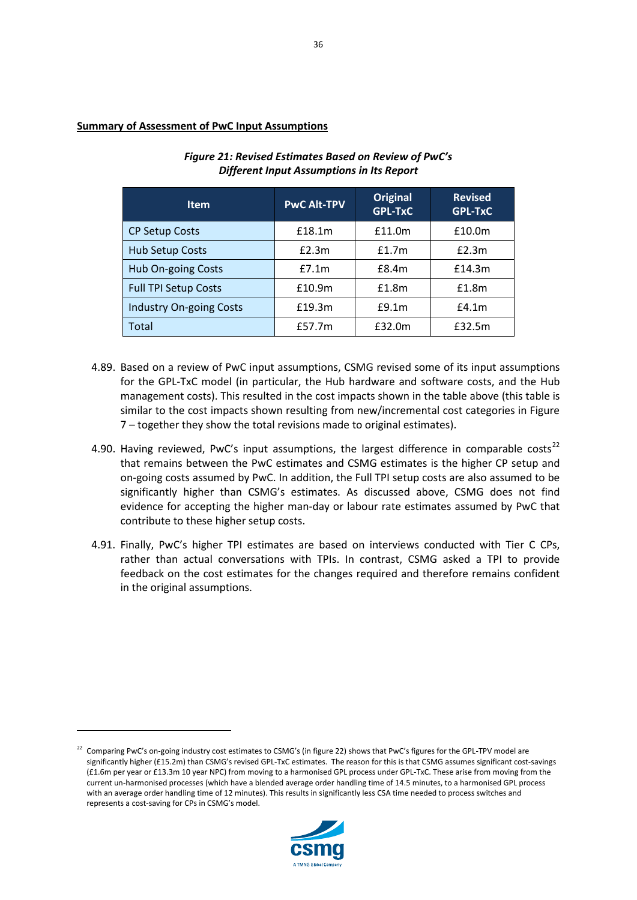**Summary of Assessment of PwC Input Assumptions**

***Figure 21: Revised Estimates Based on Review of PwC's Different Input Assumptions in Its Report***

| Item | PwC Alt-TPV | Original GPL-TxC | Revised GPL-TxC |
|---|---|---|---|
| CP Setup Costs | £18.1m | £11.0m | £10.0m |
| Hub Setup Costs | £2.3m | £1.7m | £2.3m |
| Hub On-going Costs | £7.1m | £8.4m | £14.3m |
| Full TPI Setup Costs | £10.9m | £1.8m | £1.8m |
| Industry On-going Costs | £19.3m | £9.1m | £4.1m |
| Total | £57.7m | £32.0m | £32.5m |

4.89. Based on a review of PwC input assumptions, CSMG revised some of its input assumptions for the GPL-TxC model (in particular, the Hub hardware and software costs, and the Hub management costs). This resulted in the cost impacts shown in the table above (this table is similar to the cost impacts shown resulting from new/incremental cost categories in Figure 7 – together they show the total revisions made to original estimates).

4.90. Having reviewed, PwC's input assumptions, the largest difference in comparable costs[22] that remains between the PwC estimates and CSMG estimates is the higher CP setup and on-going costs assumed by PwC. In addition, the Full TPI setup costs are also assumed to be significantly higher than CSMG's estimates. As discussed above, CSMG does not find evidence for accepting the higher man-day or labour rate estimates assumed by PwC that contribute to these higher setup costs.

4.91. Finally, PwC's higher TPI estimates are based on interviews conducted with Tier C CPs, rather than actual conversations with TPIs. In contrast, CSMG asked a TPI to provide feedback on the cost estimates for the changes required and therefore remains confident in the original assumptions.

[22] Comparing PwC's on-going industry cost estimates to CSMG's (in figure 22) shows that PwC's figures for the GPL-TPV model are significantly higher (£15.2m) than CSMG's revised GPL-TxC estimates. The reason for this is that CSMG assumes significant cost-savings (£1.6m per year or £13.3m 10 year NPC) from moving to a harmonised GPL process under GPL-TxC. These arise from moving from the current un-harmonised processes (which have a blended average order handling time of 14.5 minutes, to a harmonised GPL process with an average order handling time of 12 minutes). This results in significantly less CSA time needed to process switches and represents a cost-saving for CPs in CSMG's model.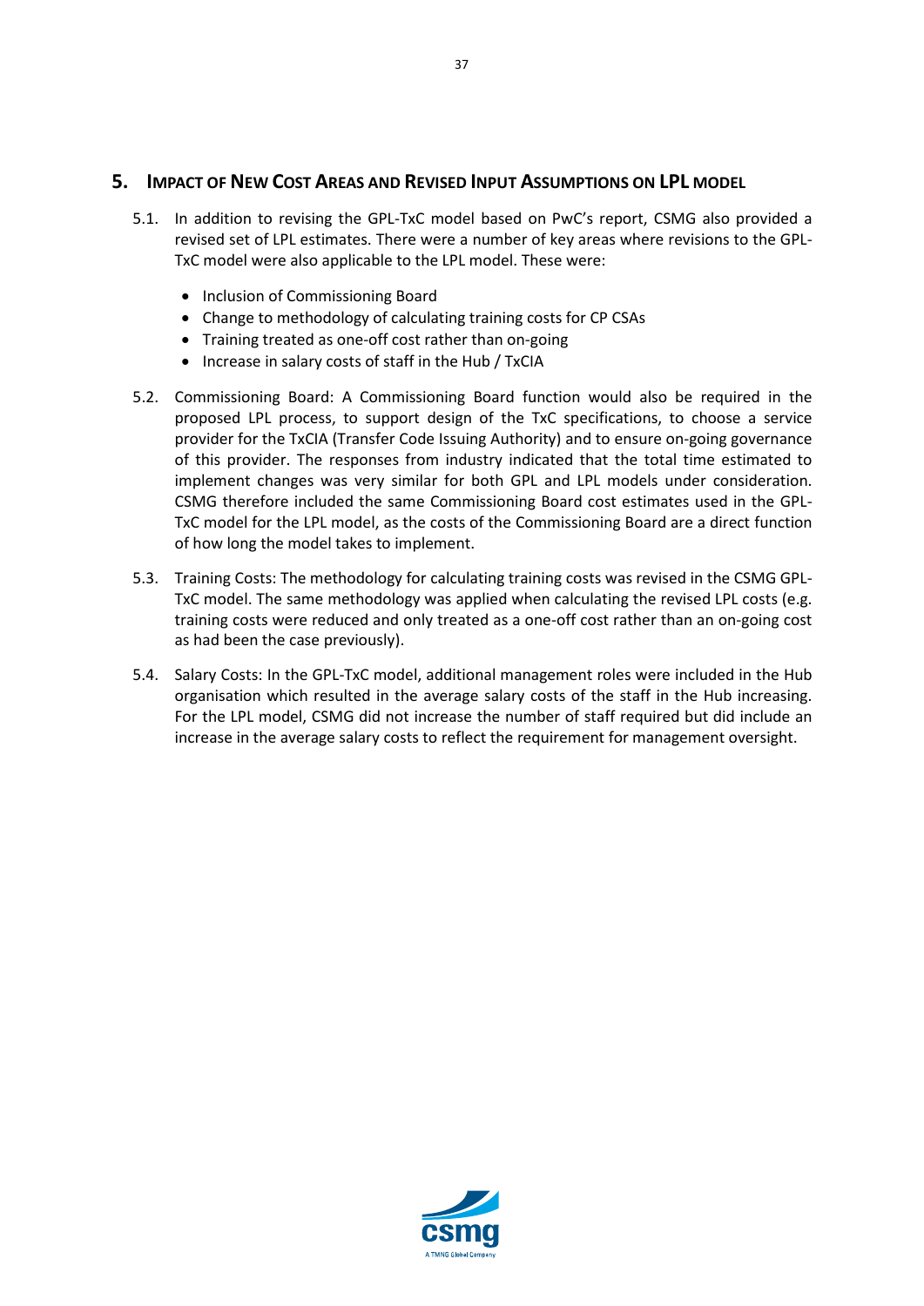## 5. IMPACT OF NEW COST AREAS AND REVISED INPUT ASSUMPTIONS ON LPL MODEL

5.1. In addition to revising the GPL-TxC model based on PwC's report, CSMG also provided a revised set of LPL estimates. There were a number of key areas where revisions to the GPL-TxC model were also applicable to the LPL model. These were:

- Inclusion of Commissioning Board
- Change to methodology of calculating training costs for CP CSAs
- Training treated as one-off cost rather than on-going
- Increase in salary costs of staff in the Hub / TxCIA

5.2. Commissioning Board: A Commissioning Board function would also be required in the proposed LPL process, to support design of the TxC specifications, to choose a service provider for the TxCIA (Transfer Code Issuing Authority) and to ensure on-going governance of this provider. The responses from industry indicated that the total time estimated to implement changes was very similar for both GPL and LPL models under consideration. CSMG therefore included the same Commissioning Board cost estimates used in the GPL-TxC model for the LPL model, as the costs of the Commissioning Board are a direct function of how long the model takes to implement.

5.3. Training Costs: The methodology for calculating training costs was revised in the CSMG GPL-TxC model. The same methodology was applied when calculating the revised LPL costs (e.g. training costs were reduced and only treated as a one-off cost rather than an on-going cost as had been the case previously).

5.4. Salary Costs: In the GPL-TxC model, additional management roles were included in the Hub organisation which resulted in the average salary costs of the staff in the Hub increasing. For the LPL model, CSMG did not increase the number of staff required but did include an increase in the average salary costs to reflect the requirement for management oversight.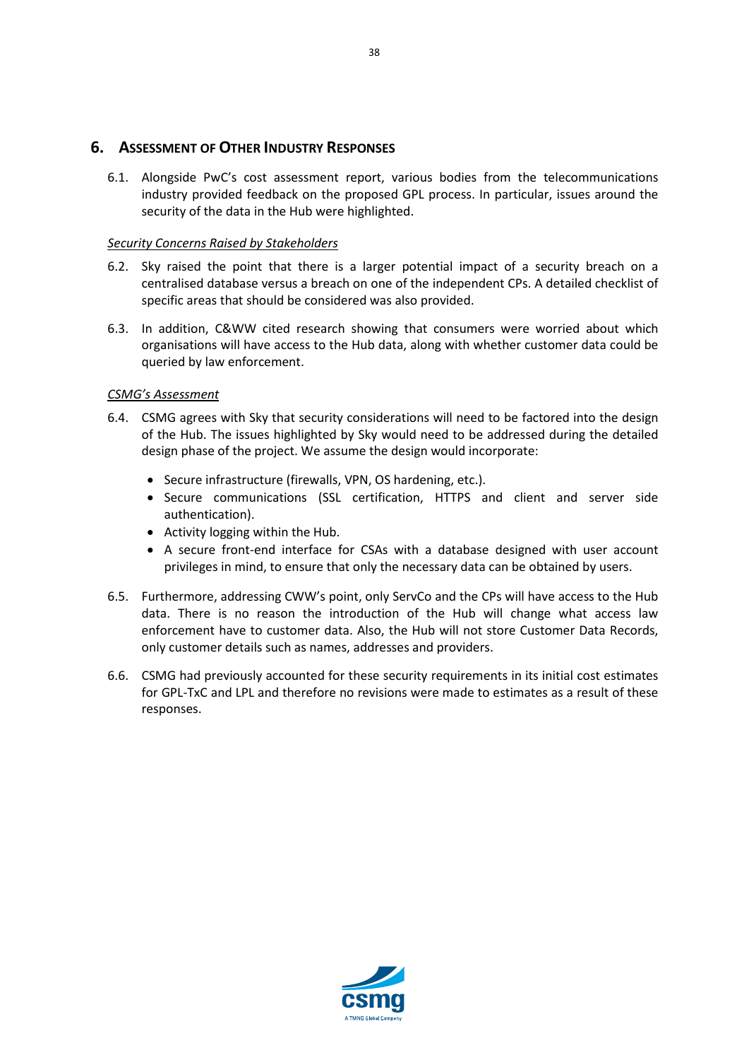## 6. Assessment of Other Industry Responses

6.1. Alongside PwC's cost assessment report, various bodies from the telecommunications industry provided feedback on the proposed GPL process. In particular, issues around the security of the data in the Hub were highlighted.

*Security Concerns Raised by Stakeholders*

6.2. Sky raised the point that there is a larger potential impact of a security breach on a centralised database versus a breach on one of the independent CPs. A detailed checklist of specific areas that should be considered was also provided.

6.3. In addition, C&WW cited research showing that consumers were worried about which organisations will have access to the Hub data, along with whether customer data could be queried by law enforcement.

*CSMG's Assessment*

6.4. CSMG agrees with Sky that security considerations will need to be factored into the design of the Hub. The issues highlighted by Sky would need to be addressed during the detailed design phase of the project. We assume the design would incorporate:

- Secure infrastructure (firewalls, VPN, OS hardening, etc.).
- Secure communications (SSL certification, HTTPS and client and server side authentication).
- Activity logging within the Hub.
- A secure front-end interface for CSAs with a database designed with user account privileges in mind, to ensure that only the necessary data can be obtained by users.

6.5. Furthermore, addressing CWW's point, only ServCo and the CPs will have access to the Hub data. There is no reason the introduction of the Hub will change what access law enforcement have to customer data. Also, the Hub will not store Customer Data Records, only customer details such as names, addresses and providers.

6.6. CSMG had previously accounted for these security requirements in its initial cost estimates for GPL-TxC and LPL and therefore no revisions were made to estimates as a result of these responses.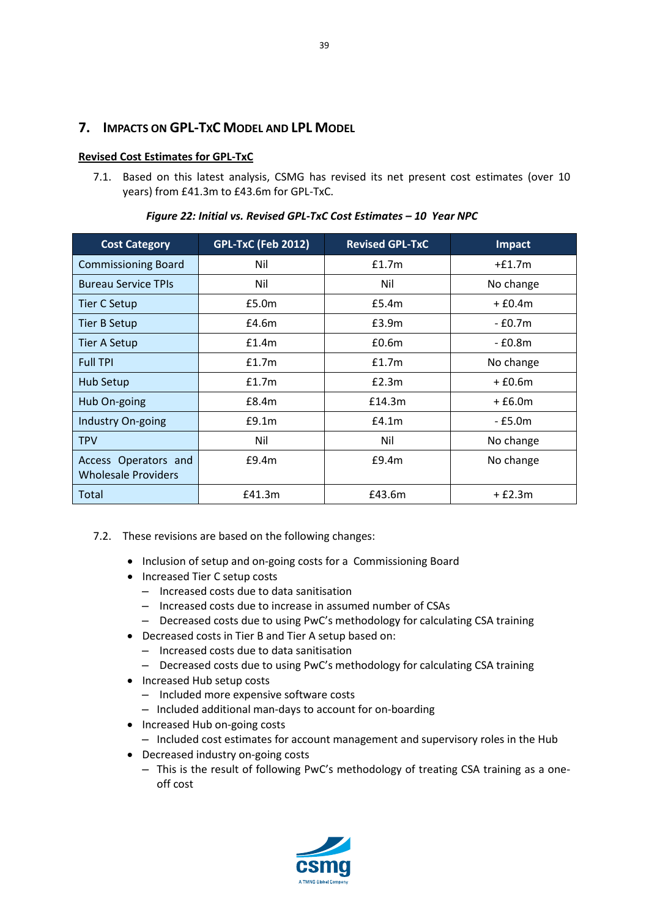## 7. Impacts on GPL-TxC Model and LPL Model

**Revised Cost Estimates for GPL-TxC**

7.1. Based on this latest analysis, CSMG has revised its net present cost estimates (over 10 years) from £41.3m to £43.6m for GPL-TxC.

*Figure 22: Initial vs. Revised GPL-TxC Cost Estimates – 10 Year NPC*

| Cost Category | GPL-TxC (Feb 2012) | Revised GPL-TxC | Impact |
|---|---|---|---|
| Commissioning Board | Nil | £1.7m | +£1.7m |
| Bureau Service TPIs | Nil | Nil | No change |
| Tier C Setup | £5.0m | £5.4m | + £0.4m |
| Tier B Setup | £4.6m | £3.9m | - £0.7m |
| Tier A Setup | £1.4m | £0.6m | - £0.8m |
| Full TPI | £1.7m | £1.7m | No change |
| Hub Setup | £1.7m | £2.3m | + £0.6m |
| Hub On-going | £8.4m | £14.3m | + £6.0m |
| Industry On-going | £9.1m | £4.1m | - £5.0m |
| TPV | Nil | Nil | No change |
| Access Operators and Wholesale Providers | £9.4m | £9.4m | No change |
| Total | £41.3m | £43.6m | + £2.3m |

7.2. These revisions are based on the following changes:

- Inclusion of setup and on-going costs for a Commissioning Board
- Increased Tier C setup costs
  - Increased costs due to data sanitisation
  - Increased costs due to increase in assumed number of CSAs
  - Decreased costs due to using PwC's methodology for calculating CSA training
- Decreased costs in Tier B and Tier A setup based on:
  - Increased costs due to data sanitisation
  - Decreased costs due to using PwC's methodology for calculating CSA training
- Increased Hub setup costs
  - Included more expensive software costs
  - Included additional man-days to account for on-boarding
- Increased Hub on-going costs
  - Included cost estimates for account management and supervisory roles in the Hub
- Decreased industry on-going costs
  - This is the result of following PwC's methodology of treating CSA training as a one-off cost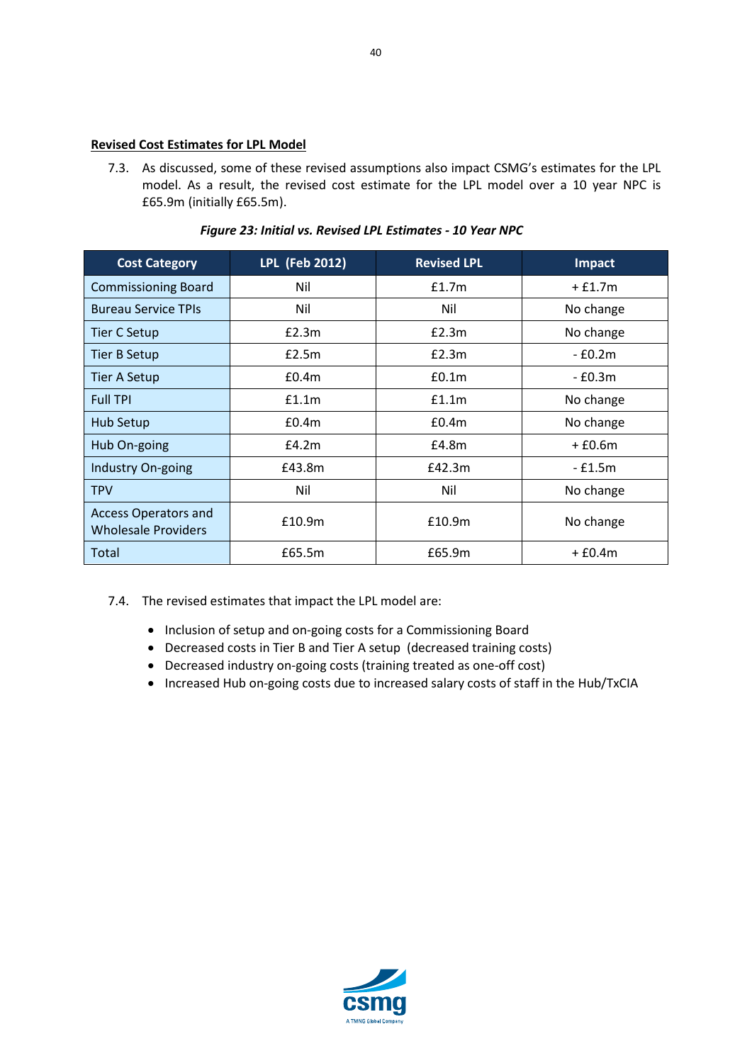**Revised Cost Estimates for LPL Model**

7.3. As discussed, some of these revised assumptions also impact CSMG's estimates for the LPL model. As a result, the revised cost estimate for the LPL model over a 10 year NPC is £65.9m (initially £65.5m).

***Figure 23: Initial vs. Revised LPL Estimates - 10 Year NPC***

| Cost Category | LPL (Feb 2012) | Revised LPL | Impact |
|---|---|---|---|
| Commissioning Board | Nil | £1.7m | + £1.7m |
| Bureau Service TPIs | Nil | Nil | No change |
| Tier C Setup | £2.3m | £2.3m | No change |
| Tier B Setup | £2.5m | £2.3m | - £0.2m |
| Tier A Setup | £0.4m | £0.1m | - £0.3m |
| Full TPI | £1.1m | £1.1m | No change |
| Hub Setup | £0.4m | £0.4m | No change |
| Hub On-going | £4.2m | £4.8m | + £0.6m |
| Industry On-going | £43.8m | £42.3m | - £1.5m |
| TPV | Nil | Nil | No change |
| Access Operators and Wholesale Providers | £10.9m | £10.9m | No change |
| Total | £65.5m | £65.9m | + £0.4m |

7.4. The revised estimates that impact the LPL model are:

- Inclusion of setup and on-going costs for a Commissioning Board
- Decreased costs in Tier B and Tier A setup (decreased training costs)
- Decreased industry on-going costs (training treated as one-off cost)
- Increased Hub on-going costs due to increased salary costs of staff in the Hub/TxCIA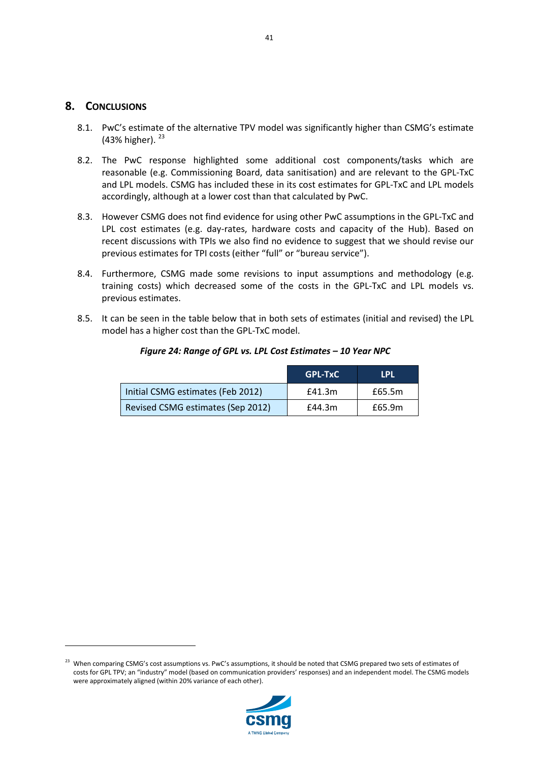## 8. CONCLUSIONS

8.1. PwC's estimate of the alternative TPV model was significantly higher than CSMG's estimate (43% higher). [23]

8.2. The PwC response highlighted some additional cost components/tasks which are reasonable (e.g. Commissioning Board, data sanitisation) and are relevant to the GPL-TxC and LPL models. CSMG has included these in its cost estimates for GPL-TxC and LPL models accordingly, although at a lower cost than that calculated by PwC.

8.3. However CSMG does not find evidence for using other PwC assumptions in the GPL-TxC and LPL cost estimates (e.g. day-rates, hardware costs and capacity of the Hub). Based on recent discussions with TPIs we also find no evidence to suggest that we should revise our previous estimates for TPI costs (either "full" or "bureau service").

8.4. Furthermore, CSMG made some revisions to input assumptions and methodology (e.g. training costs) which decreased some of the costs in the GPL-TxC and LPL models vs. previous estimates.

8.5. It can be seen in the table below that in both sets of estimates (initial and revised) the LPL model has a higher cost than the GPL-TxC model.

***Figure 24: Range of GPL vs. LPL Cost Estimates – 10 Year NPC***

| | GPL-TxC | LPL |
|---|---|---|
| Initial CSMG estimates (Feb 2012) | £41.3m | £65.5m |
| Revised CSMG estimates (Sep 2012) | £44.3m | £65.9m |

[23] When comparing CSMG's cost assumptions vs. PwC's assumptions, it should be noted that CSMG prepared two sets of estimates of costs for GPL TPV; an "industry" model (based on communication providers' responses) and an independent model. The CSMG models were approximately aligned (within 20% variance of each other).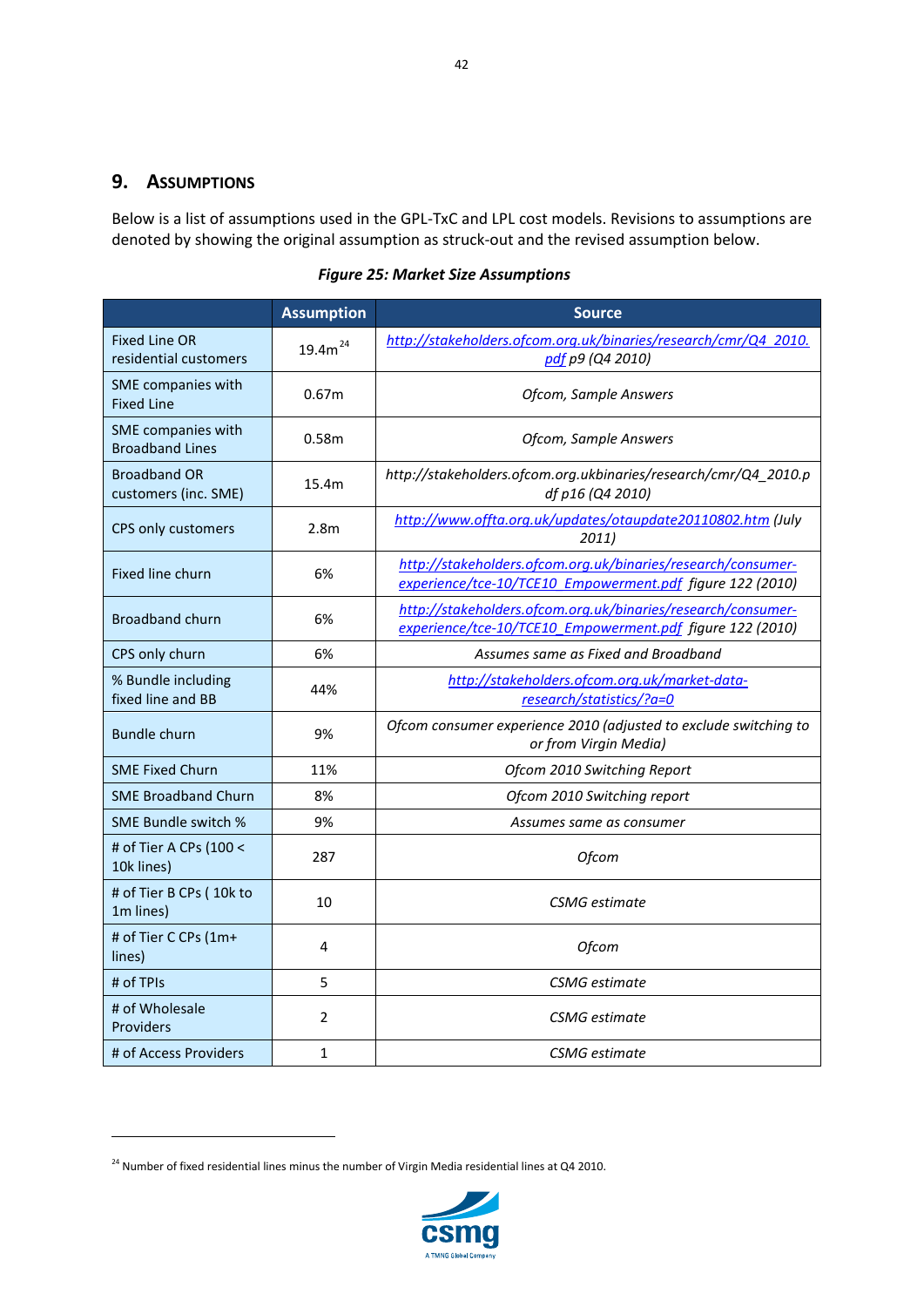## 9. Assumptions

Below is a list of assumptions used in the GPL-TxC and LPL cost models. Revisions to assumptions are denoted by showing the original assumption as struck-out and the revised assumption below.

***Figure 25: Market Size Assumptions***

| | Assumption | Source |
|---|---|---|
| Fixed Line OR residential customers | 19.4m[24] | *http://stakeholders.ofcom.org.uk/binaries/research/cmr/Q4_2010.pdf p9 (Q4 2010)* |
| SME companies with Fixed Line | 0.67m | *Ofcom, Sample Answers* |
| SME companies with Broadband Lines | 0.58m | *Ofcom, Sample Answers* |
| Broadband OR customers (inc. SME) | 15.4m | *http://stakeholders.ofcom.org.ukbinaries/research/cmr/Q4_2010.pdf p16 (Q4 2010)* |
| CPS only customers | 2.8m | *http://www.offta.org.uk/updates/otaupdate20110802.htm (July 2011)* |
| Fixed line churn | 6% | *http://stakeholders.ofcom.org.uk/binaries/research/consumer-experience/tce-10/TCE10_Empowerment.pdf figure 122 (2010)* |
| Broadband churn | 6% | *http://stakeholders.ofcom.org.uk/binaries/research/consumer-experience/tce-10/TCE10_Empowerment.pdf figure 122 (2010)* |
| CPS only churn | 6% | *Assumes same as Fixed and Broadband* |
| % Bundle including fixed line and BB | 44% | *http://stakeholders.ofcom.org.uk/market-data-research/statistics/?a=0* |
| Bundle churn | 9% | *Ofcom consumer experience 2010 (adjusted to exclude switching to or from Virgin Media)* |
| SME Fixed Churn | 11% | *Ofcom 2010 Switching Report* |
| SME Broadband Churn | 8% | *Ofcom 2010 Switching report* |
| SME Bundle switch % | 9% | *Assumes same as consumer* |
| # of Tier A CPs (100 < 10k lines) | 287 | *Ofcom* |
| # of Tier B CPs ( 10k to 1m lines) | 10 | *CSMG estimate* |
| # of Tier C CPs (1m+ lines) | 4 | *Ofcom* |
| # of TPIs | 5 | *CSMG estimate* |
| # of Wholesale Providers | 2 | *CSMG estimate* |
| # of Access Providers | 1 | *CSMG estimate* |

[24] Number of fixed residential lines minus the number of Virgin Media residential lines at Q4 2010.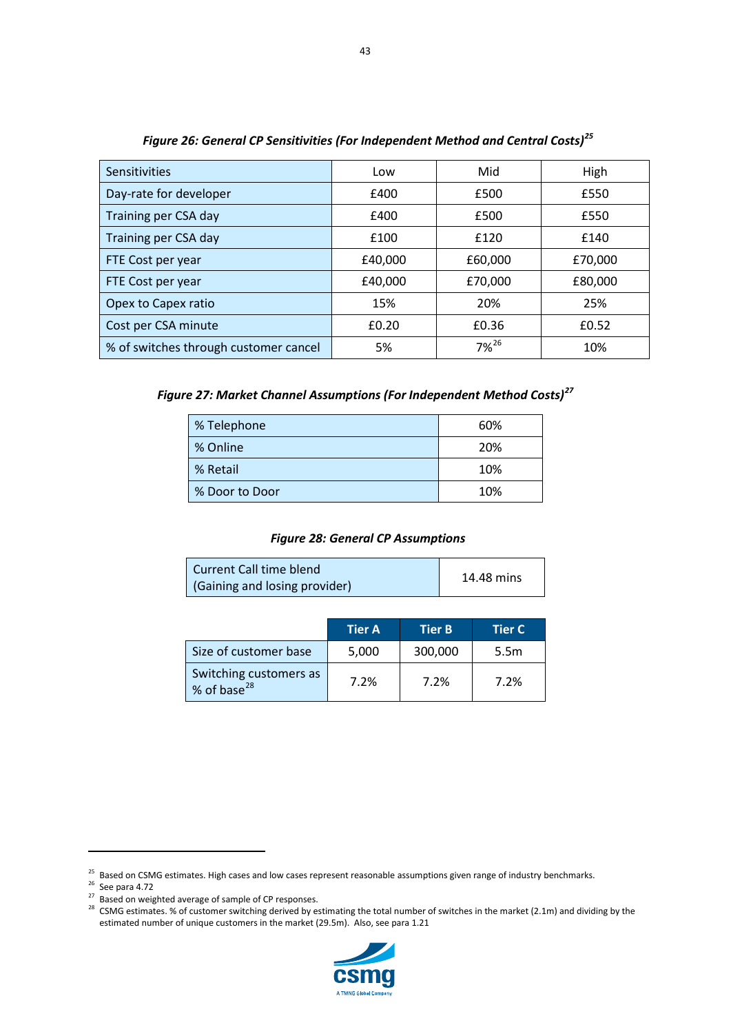*Figure 26: General CP Sensitivities (For Independent Method and Central Costs)[25]*

| Sensitivities | Low | Mid | High |
|---|---|---|---|
| Day-rate for developer | £400 | £500 | £550 |
| Training per CSA day | £400 | £500 | £550 |
| Training per CSA day | £100 | £120 | £140 |
| FTE Cost per year | £40,000 | £60,000 | £70,000 |
| FTE Cost per year | £40,000 | £70,000 | £80,000 |
| Opex to Capex ratio | 15% | 20% | 25% |
| Cost per CSA minute | £0.20 | £0.36 | £0.52 |
| % of switches through customer cancel | 5% | 7%[26] | 10% |

*Figure 27: Market Channel Assumptions (For Independent Method Costs)[27]*

| | |
|---|---|
| % Telephone | 60% |
| % Online | 20% |
| % Retail | 10% |
| % Door to Door | 10% |

*Figure 28: General CP Assumptions*

| | |
|---|---|
| Current Call time blend (Gaining and losing provider) | 14.48 mins |

| | Tier A | Tier B | Tier C |
|---|---|---|---|
| Size of customer base | 5,000 | 300,000 | 5.5m |
| Switching customers as % of base[28] | 7.2% | 7.2% | 7.2% |

[25] Based on CSMG estimates. High cases and low cases represent reasonable assumptions given range of industry benchmarks.
[26] See para 4.72
[27] Based on weighted average of sample of CP responses.
[28] CSMG estimates. % of customer switching derived by estimating the total number of switches in the market (2.1m) and dividing by the estimated number of unique customers in the market (29.5m). Also, see para 1.21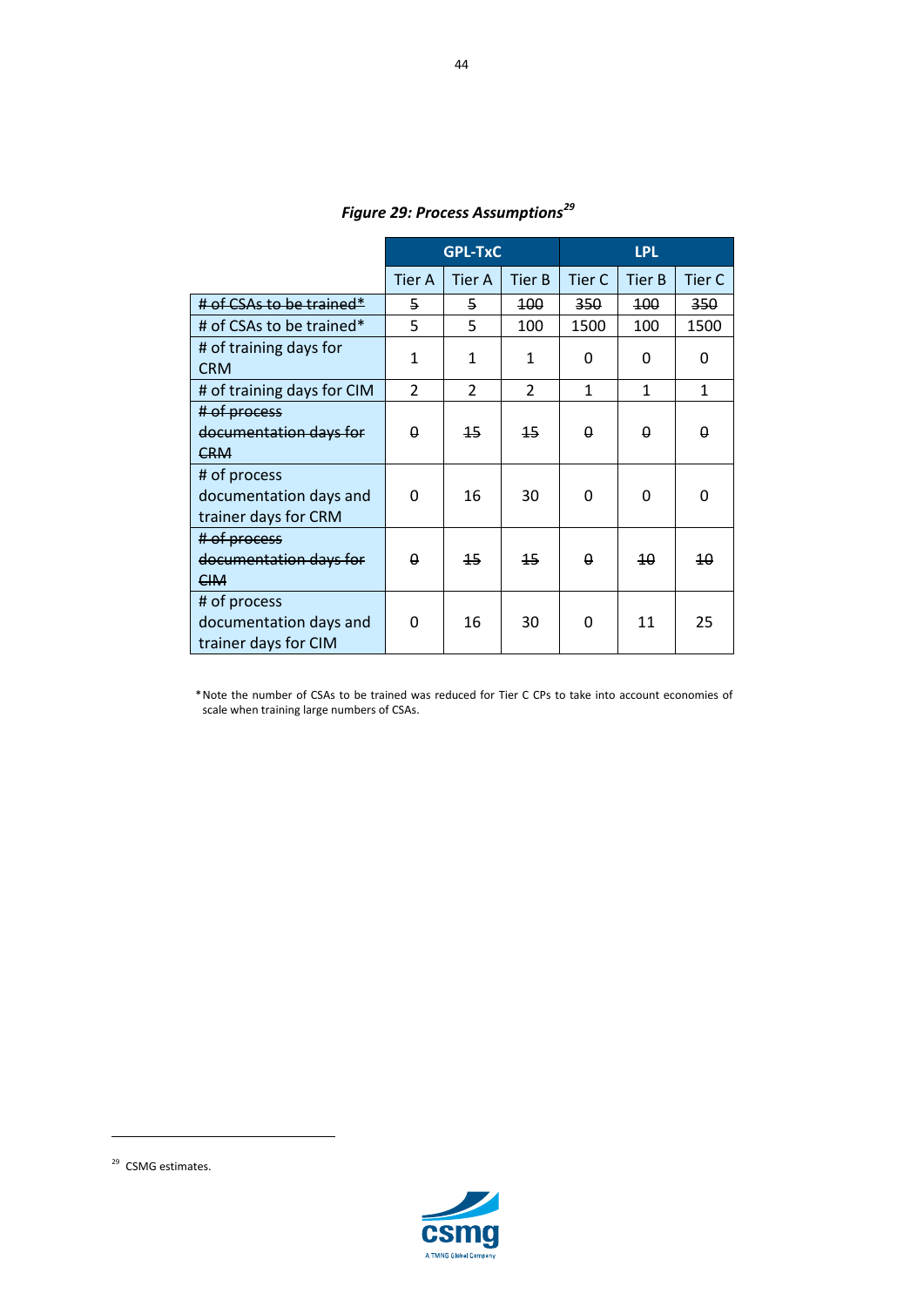*Figure 29: Process Assumptions*[29]

| | GPL-TxC | | | | LPL | |
|---|---|---|---|---|---|---|
| | Tier A | Tier A | Tier B | Tier C | Tier B | Tier C |
| ~~# of CSAs to be trained*~~ | ~~5~~ | ~~5~~ | ~~100~~ | ~~350~~ | ~~100~~ | ~~350~~ |
| # of CSAs to be trained* | 5 | 5 | 100 | 1500 | 100 | 1500 |
| # of training days for CRM | 1 | 1 | 1 | 0 | 0 | 0 |
| # of training days for CIM | 2 | 2 | 2 | 1 | 1 | 1 |
| ~~# of process documentation days for CRM~~ | ~~0~~ | ~~15~~ | ~~15~~ | ~~0~~ | ~~0~~ | ~~0~~ |
| # of process documentation days and trainer days for CRM | 0 | 16 | 30 | 0 | 0 | 0 |
| ~~# of process documentation days for CIM~~ | ~~0~~ | ~~15~~ | ~~15~~ | ~~0~~ | ~~10~~ | ~~10~~ |
| # of process documentation days and trainer days for CIM | 0 | 16 | 30 | 0 | 11 | 25 |

*Note the number of CSAs to be trained was reduced for Tier C CPs to take into account economies of scale when training large numbers of CSAs.

[29] CSMG estimates.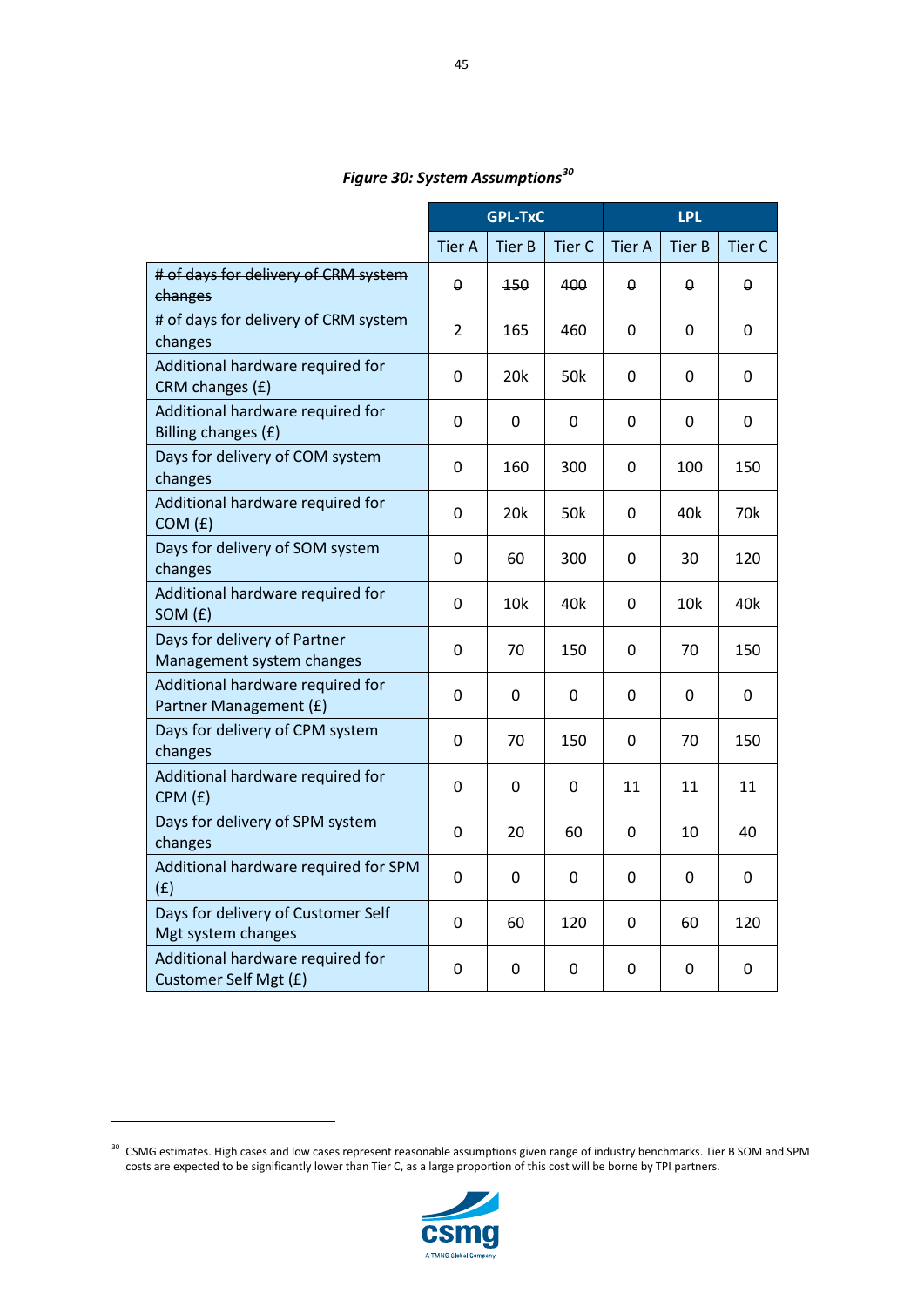***Figure 30: System Assumptions*** [30]

| | GPL-TxC | | | LPL | | |
|---|---|---|---|---|---|---|
| | Tier A | Tier B | Tier C | Tier A | Tier B | Tier C |
| ~~# of days for delivery of CRM system changes~~ | ~~0~~ | ~~150~~ | ~~400~~ | ~~0~~ | ~~0~~ | ~~0~~ |
| # of days for delivery of CRM system changes | 2 | 165 | 460 | 0 | 0 | 0 |
| Additional hardware required for CRM changes (£) | 0 | 20k | 50k | 0 | 0 | 0 |
| Additional hardware required for Billing changes (£) | 0 | 0 | 0 | 0 | 0 | 0 |
| Days for delivery of COM system changes | 0 | 160 | 300 | 0 | 100 | 150 |
| Additional hardware required for COM (£) | 0 | 20k | 50k | 0 | 40k | 70k |
| Days for delivery of SOM system changes | 0 | 60 | 300 | 0 | 30 | 120 |
| Additional hardware required for SOM (£) | 0 | 10k | 40k | 0 | 10k | 40k |
| Days for delivery of Partner Management system changes | 0 | 70 | 150 | 0 | 70 | 150 |
| Additional hardware required for Partner Management (£) | 0 | 0 | 0 | 0 | 0 | 0 |
| Days for delivery of CPM system changes | 0 | 70 | 150 | 0 | 70 | 150 |
| Additional hardware required for CPM (£) | 0 | 0 | 0 | 11 | 11 | 11 |
| Days for delivery of SPM system changes | 0 | 20 | 60 | 0 | 10 | 40 |
| Additional hardware required for SPM (£) | 0 | 0 | 0 | 0 | 0 | 0 |
| Days for delivery of Customer Self Mgt system changes | 0 | 60 | 120 | 0 | 60 | 120 |
| Additional hardware required for Customer Self Mgt (£) | 0 | 0 | 0 | 0 | 0 | 0 |

[30] CSMG estimates. High cases and low cases represent reasonable assumptions given range of industry benchmarks. Tier B SOM and SPM costs are expected to be significantly lower than Tier C, as a large proportion of this cost will be borne by TPI partners.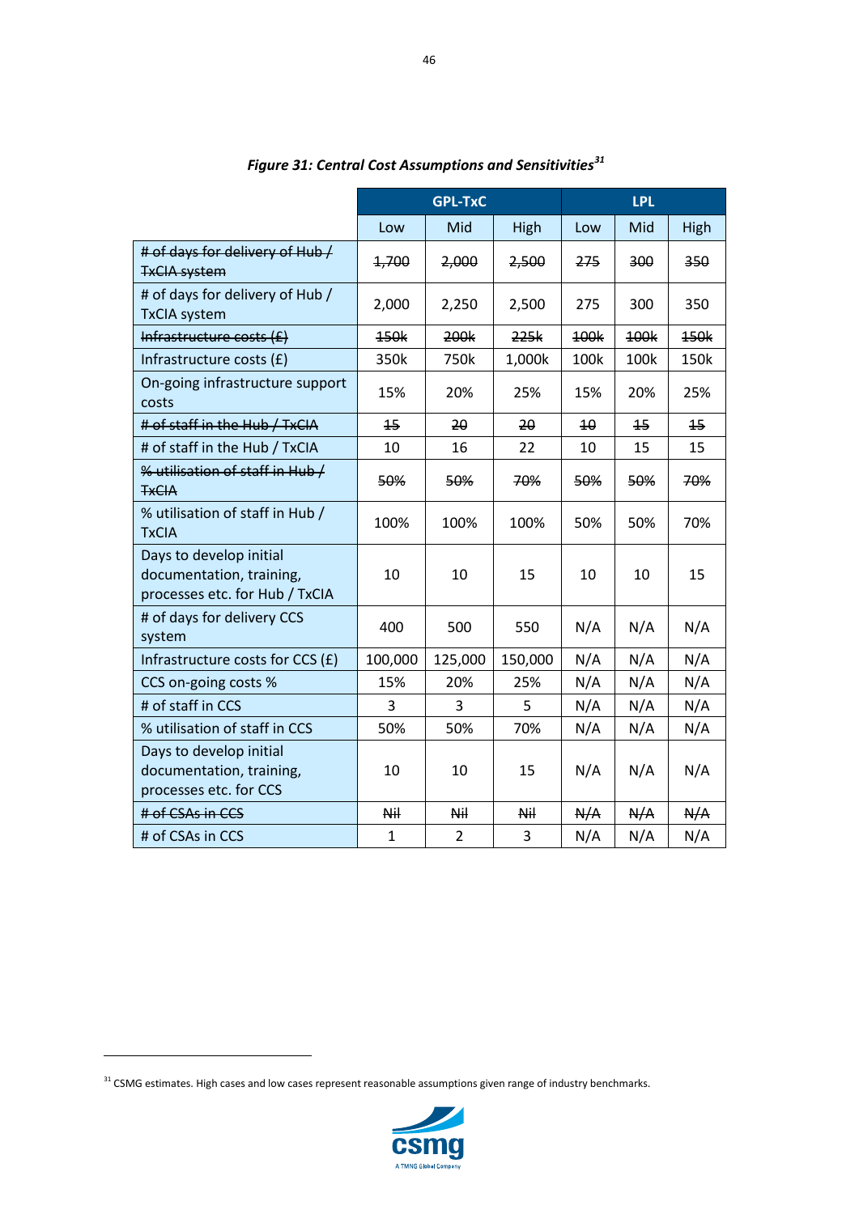*Figure 31: Central Cost Assumptions and Sensitivities*[31]

| | GPL-TxC | | | LPL | | |
|---|---|---|---|---|---|---|
| | Low | Mid | High | Low | Mid | High |
| ~~# of days for delivery of Hub / TxCIA system~~ | ~~1,700~~ | ~~2,000~~ | ~~2,500~~ | ~~275~~ | ~~300~~ | ~~350~~ |
| # of days for delivery of Hub / TxCIA system | 2,000 | 2,250 | 2,500 | 275 | 300 | 350 |
| ~~Infrastructure costs (£)~~ | ~~150k~~ | ~~200k~~ | ~~225k~~ | ~~100k~~ | ~~100k~~ | ~~150k~~ |
| Infrastructure costs (£) | 350k | 750k | 1,000k | 100k | 100k | 150k |
| On-going infrastructure support costs | 15% | 20% | 25% | 15% | 20% | 25% |
| ~~# of staff in the Hub / TxCIA~~ | ~~15~~ | ~~20~~ | ~~20~~ | ~~10~~ | ~~15~~ | ~~15~~ |
| # of staff in the Hub / TxCIA | 10 | 16 | 22 | 10 | 15 | 15 |
| ~~% utilisation of staff in Hub / TxCIA~~ | ~~50%~~ | ~~50%~~ | ~~70%~~ | ~~50%~~ | ~~50%~~ | ~~70%~~ |
| % utilisation of staff in Hub / TxCIA | 100% | 100% | 100% | 50% | 50% | 70% |
| Days to develop initial documentation, training, processes etc. for Hub / TxCIA | 10 | 10 | 15 | 10 | 10 | 15 |
| # of days for delivery CCS system | 400 | 500 | 550 | N/A | N/A | N/A |
| Infrastructure costs for CCS (£) | 100,000 | 125,000 | 150,000 | N/A | N/A | N/A |
| CCS on-going costs % | 15% | 20% | 25% | N/A | N/A | N/A |
| # of staff in CCS | 3 | 3 | 5 | N/A | N/A | N/A |
| % utilisation of staff in CCS | 50% | 50% | 70% | N/A | N/A | N/A |
| Days to develop initial documentation, training, processes etc. for CCS | 10 | 10 | 15 | N/A | N/A | N/A |
| ~~# of CSAs in CCS~~ | ~~Nil~~ | ~~Nil~~ | ~~Nil~~ | ~~N/A~~ | ~~N/A~~ | ~~N/A~~ |
| # of CSAs in CCS | 1 | 2 | 3 | N/A | N/A | N/A |

[31] CSMG estimates. High cases and low cases represent reasonable assumptions given range of industry benchmarks.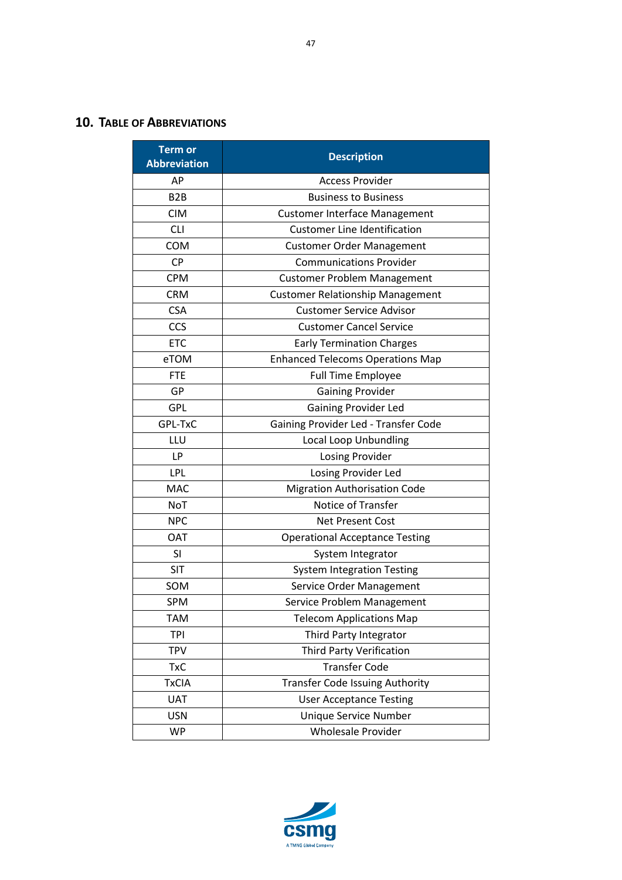## 10. Table of Abbreviations

| Term or Abbreviation | Description |
|---|---|
| AP | Access Provider |
| B2B | Business to Business |
| CIM | Customer Interface Management |
| CLI | Customer Line Identification |
| COM | Customer Order Management |
| CP | Communications Provider |
| CPM | Customer Problem Management |
| CRM | Customer Relationship Management |
| CSA | Customer Service Advisor |
| CCS | Customer Cancel Service |
| ETC | Early Termination Charges |
| eTOM | Enhanced Telecoms Operations Map |
| FTE | Full Time Employee |
| GP | Gaining Provider |
| GPL | Gaining Provider Led |
| GPL-TxC | Gaining Provider Led - Transfer Code |
| LLU | Local Loop Unbundling |
| LP | Losing Provider |
| LPL | Losing Provider Led |
| MAC | Migration Authorisation Code |
| NoT | Notice of Transfer |
| NPC | Net Present Cost |
| OAT | Operational Acceptance Testing |
| SI | System Integrator |
| SIT | System Integration Testing |
| SOM | Service Order Management |
| SPM | Service Problem Management |
| TAM | Telecom Applications Map |
| TPI | Third Party Integrator |
| TPV | Third Party Verification |
| TxC | Transfer Code |
| TxCIA | Transfer Code Issuing Authority |
| UAT | User Acceptance Testing |
| USN | Unique Service Number |
| WP | Wholesale Provider |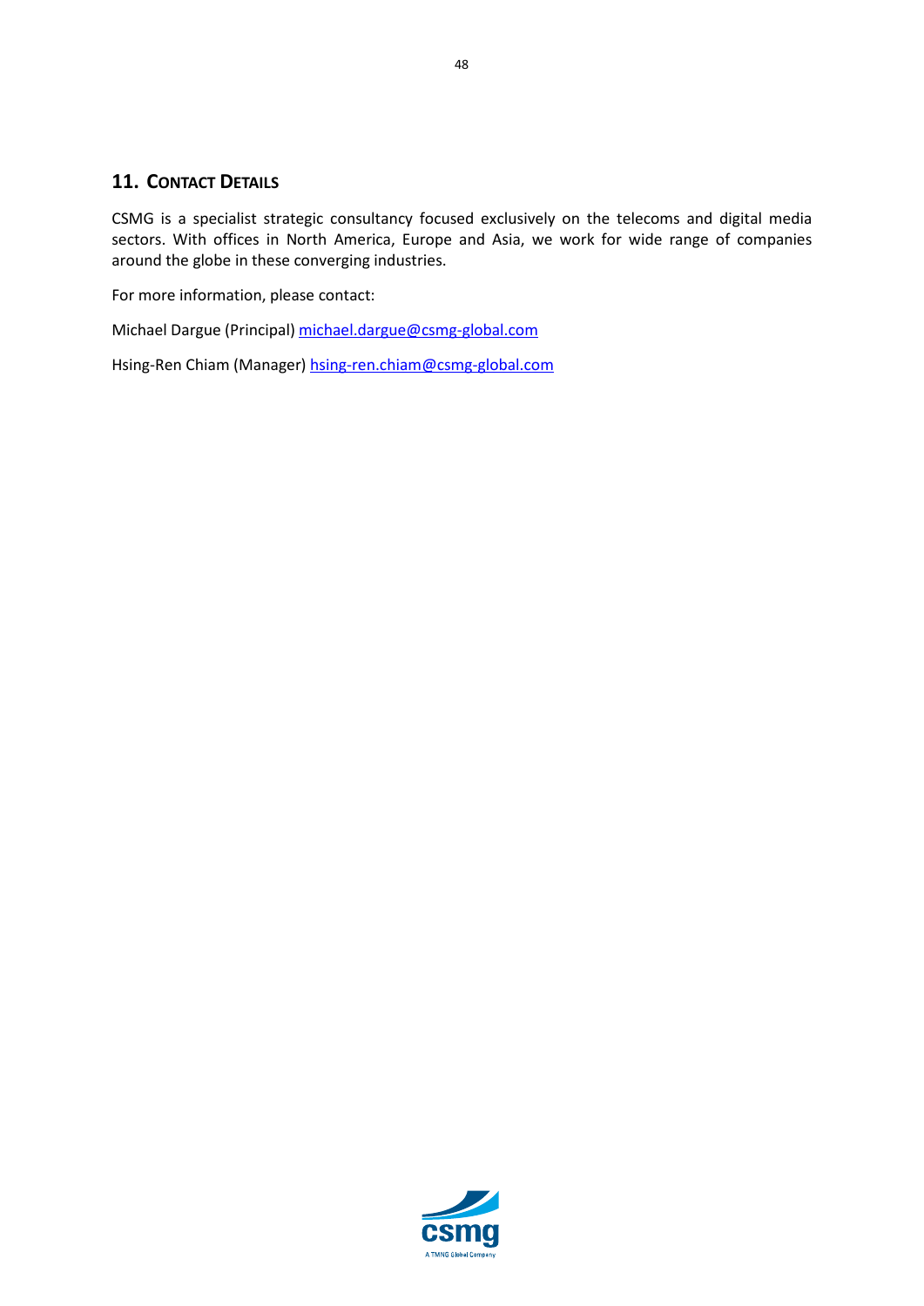## 11. CONTACT DETAILS

CSMG is a specialist strategic consultancy focused exclusively on the telecoms and digital media sectors. With offices in North America, Europe and Asia, we work for wide range of companies around the globe in these converging industries.

For more information, please contact:

Michael Dargue (Principal) michael.dargue@csmg-global.com

Hsing-Ren Chiam (Manager) hsing-ren.chiam@csmg-global.com